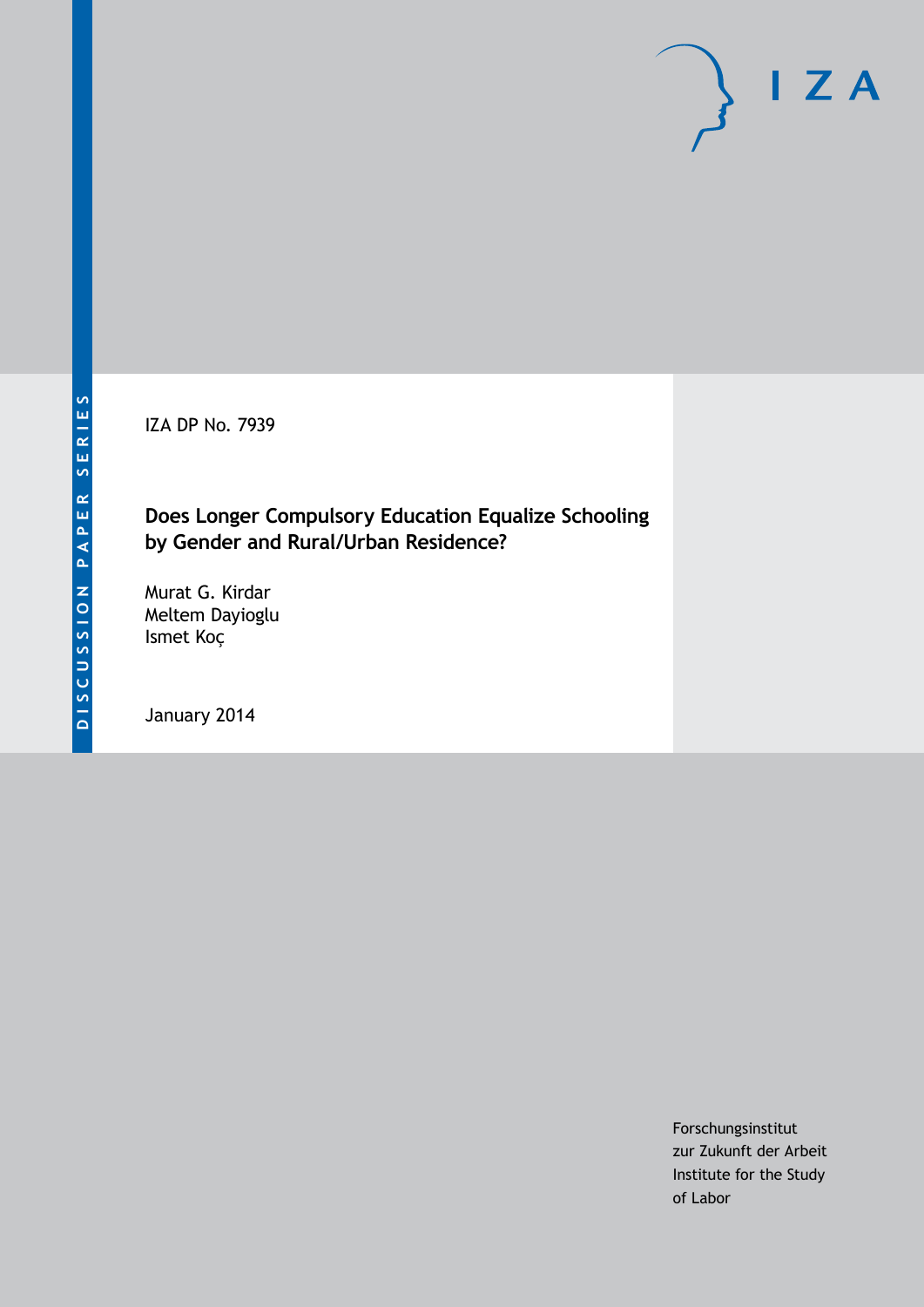DISCUSSION PAPER SERIES

IZA DP No. 7939

# Does Longer Compulsory Education Equalize Schooling by Gender and Rural/Urban Residence?

Murat G. Kirdar
Meltem Dayioglu
Ismet Koç

January 2014

Forschungsinstitut
zur Zukunft der Arbeit
Institute for the Study
of Labor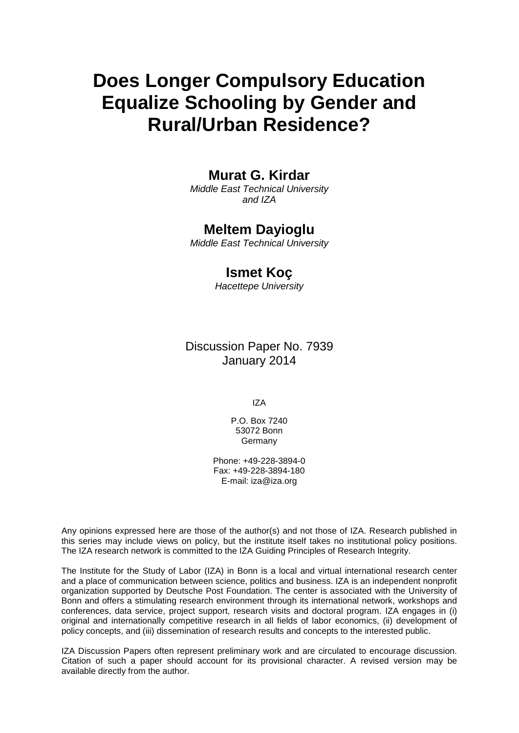# Does Longer Compulsory Education Equalize Schooling by Gender and Rural/Urban Residence?

**Murat G. Kirdar**
*Middle East Technical University and IZA*

**Meltem Dayioglu**
*Middle East Technical University*

**Ismet Koç**
*Hacettepe University*

Discussion Paper No. 7939
January 2014

IZA

P.O. Box 7240
53072 Bonn
Germany

Phone: +49-228-3894-0
Fax: +49-228-3894-180
E-mail: iza@iza.org

Any opinions expressed here are those of the author(s) and not those of IZA. Research published in this series may include views on policy, but the institute itself takes no institutional policy positions. The IZA research network is committed to the IZA Guiding Principles of Research Integrity.

The Institute for the Study of Labor (IZA) in Bonn is a local and virtual international research center and a place of communication between science, politics and business. IZA is an independent nonprofit organization supported by Deutsche Post Foundation. The center is associated with the University of Bonn and offers a stimulating research environment through its international network, workshops and conferences, data service, project support, research visits and doctoral program. IZA engages in (i) original and internationally competitive research in all fields of labor economics, (ii) development of policy concepts, and (iii) dissemination of research results and concepts to the interested public.

IZA Discussion Papers often represent preliminary work and are circulated to encourage discussion. Citation of such a paper should account for its provisional character. A revised version may be available directly from the author.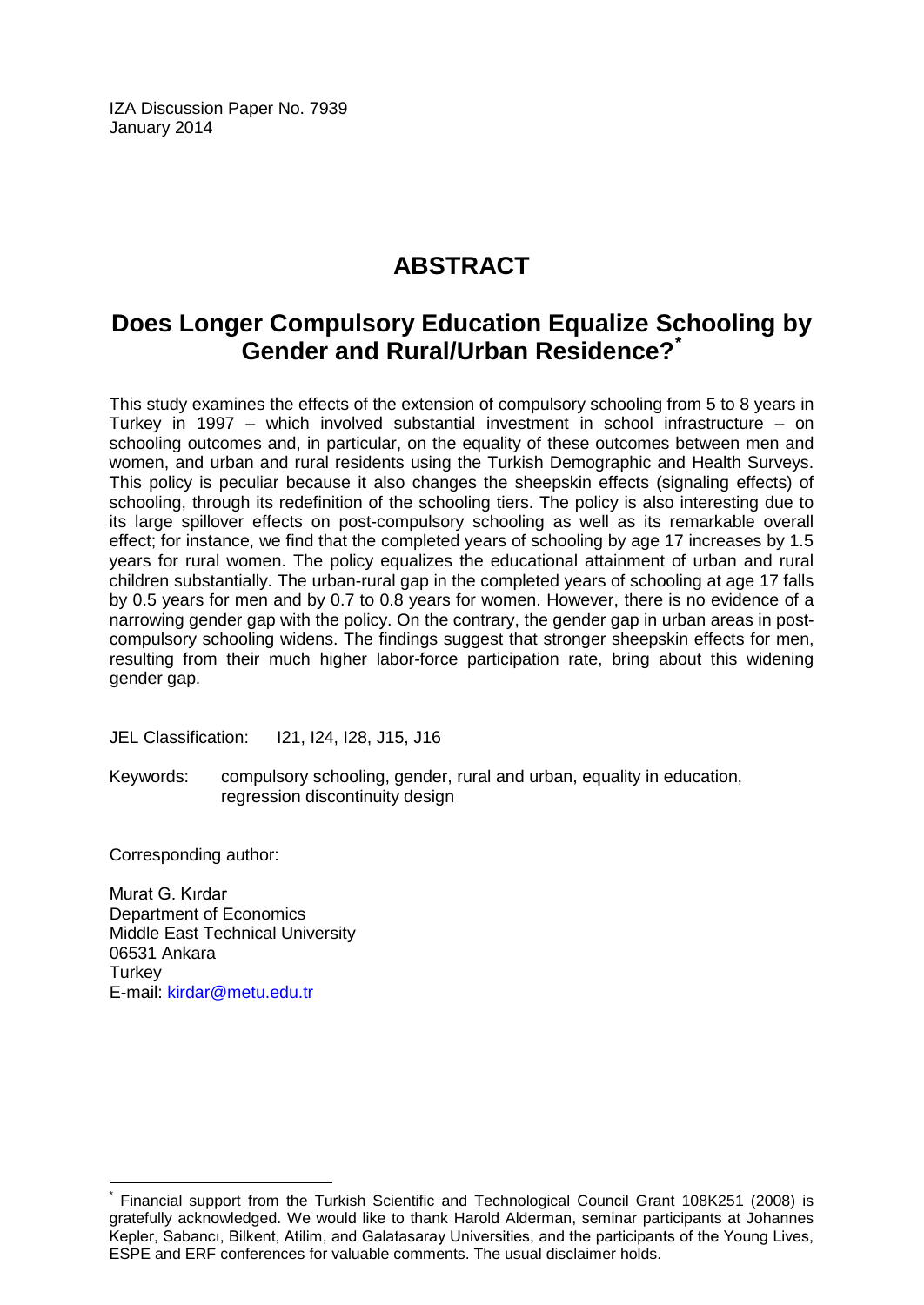IZA Discussion Paper No. 7939
January 2014

# ABSTRACT

## Does Longer Compulsory Education Equalize Schooling by Gender and Rural/Urban Residence?[*]

This study examines the effects of the extension of compulsory schooling from 5 to 8 years in Turkey in 1997 – which involved substantial investment in school infrastructure – on schooling outcomes and, in particular, on the equality of these outcomes between men and women, and urban and rural residents using the Turkish Demographic and Health Surveys. This policy is peculiar because it also changes the sheepskin effects (signaling effects) of schooling, through its redefinition of the schooling tiers. The policy is also interesting due to its large spillover effects on post-compulsory schooling as well as its remarkable overall effect; for instance, we find that the completed years of schooling by age 17 increases by 1.5 years for rural women. The policy equalizes the educational attainment of urban and rural children substantially. The urban-rural gap in the completed years of schooling at age 17 falls by 0.5 years for men and by 0.7 to 0.8 years for women. However, there is no evidence of a narrowing gender gap with the policy. On the contrary, the gender gap in urban areas in post-compulsory schooling widens. The findings suggest that stronger sheepskin effects for men, resulting from their much higher labor-force participation rate, bring about this widening gender gap.

JEL Classification: I21, I24, I28, J15, J16

Keywords: compulsory schooling, gender, rural and urban, equality in education, regression discontinuity design

Corresponding author:

Murat G. Kırdar
Department of Economics
Middle East Technical University
06531 Ankara
Turkey
E-mail: kirdar@metu.edu.tr

[*] Financial support from the Turkish Scientific and Technological Council Grant 108K251 (2008) is gratefully acknowledged. We would like to thank Harold Alderman, seminar participants at Johannes Kepler, Sabancı, Bilkent, Atilim, and Galatasaray Universities, and the participants of the Young Lives, ESPE and ERF conferences for valuable comments. The usual disclaimer holds.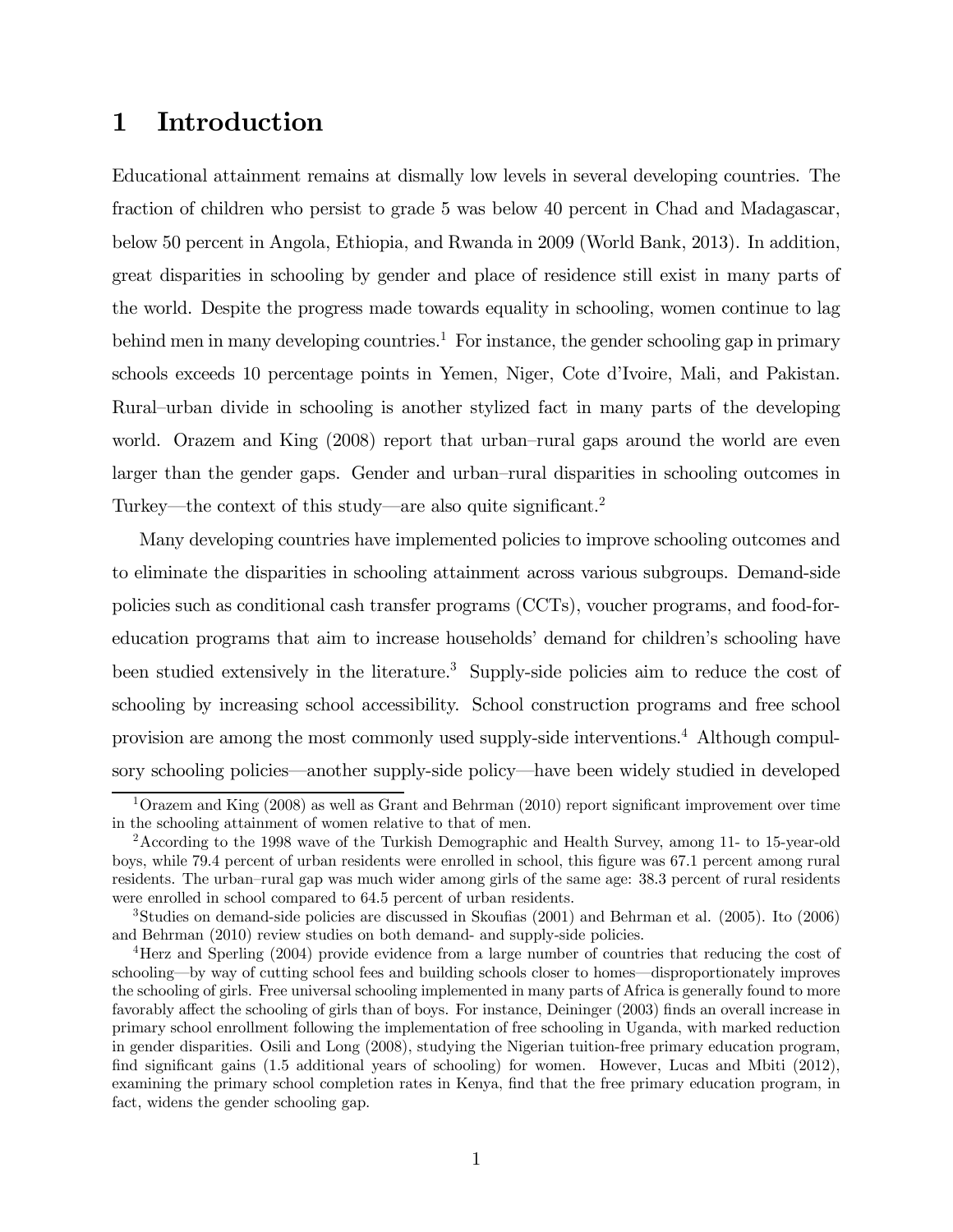# 1 Introduction

Educational attainment remains at dismally low levels in several developing countries. The fraction of children who persist to grade 5 was below 40 percent in Chad and Madagascar, below 50 percent in Angola, Ethiopia, and Rwanda in 2009 (World Bank, 2013). In addition, great disparities in schooling by gender and place of residence still exist in many parts of the world. Despite the progress made towards equality in schooling, women continue to lag behind men in many developing countries.[1] For instance, the gender schooling gap in primary schools exceeds 10 percentage points in Yemen, Niger, Cote d'Ivoire, Mali, and Pakistan. Rural–urban divide in schooling is another stylized fact in many parts of the developing world. Orazem and King (2008) report that urban–rural gaps around the world are even larger than the gender gaps. Gender and urban–rural disparities in schooling outcomes in Turkey—the context of this study—are also quite significant.[2]

Many developing countries have implemented policies to improve schooling outcomes and to eliminate the disparities in schooling attainment across various subgroups. Demand-side policies such as conditional cash transfer programs (CCTs), voucher programs, and food-for-education programs that aim to increase households' demand for children's schooling have been studied extensively in the literature.[3] Supply-side policies aim to reduce the cost of schooling by increasing school accessibility. School construction programs and free school provision are among the most commonly used supply-side interventions.[4] Although compulsory schooling policies—another supply-side policy—have been widely studied in developed

[1] Orazem and King (2008) as well as Grant and Behrman (2010) report significant improvement over time in the schooling attainment of women relative to that of men.

[2] According to the 1998 wave of the Turkish Demographic and Health Survey, among 11- to 15-year-old boys, while 79.4 percent of urban residents were enrolled in school, this figure was 67.1 percent among rural residents. The urban–rural gap was much wider among girls of the same age: 38.3 percent of rural residents were enrolled in school compared to 64.5 percent of urban residents.

[3] Studies on demand-side policies are discussed in Skoufias (2001) and Behrman et al. (2005). Ito (2006) and Behrman (2010) review studies on both demand- and supply-side policies.

[4] Herz and Sperling (2004) provide evidence from a large number of countries that reducing the cost of schooling—by way of cutting school fees and building schools closer to homes—disproportionately improves the schooling of girls. Free universal schooling implemented in many parts of Africa is generally found to more favorably affect the schooling of girls than of boys. For instance, Deininger (2003) finds an overall increase in primary school enrollment following the implementation of free schooling in Uganda, with marked reduction in gender disparities. Osili and Long (2008), studying the Nigerian tuition-free primary education program, find significant gains (1.5 additional years of schooling) for women. However, Lucas and Mbiti (2012), examining the primary school completion rates in Kenya, find that the free primary education program, in fact, widens the gender schooling gap.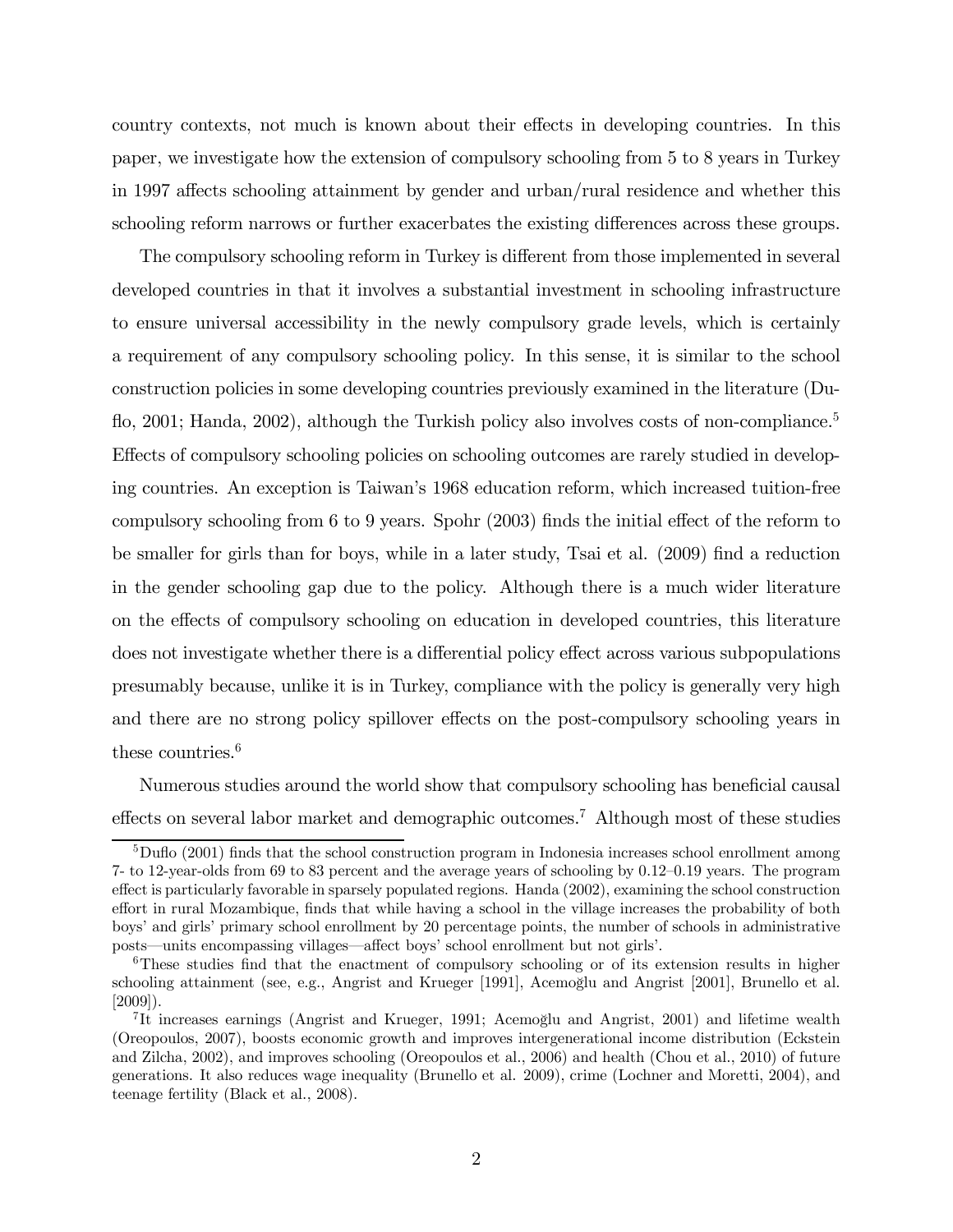country contexts, not much is known about their effects in developing countries. In this paper, we investigate how the extension of compulsory schooling from 5 to 8 years in Turkey in 1997 affects schooling attainment by gender and urban/rural residence and whether this schooling reform narrows or further exacerbates the existing differences across these groups.

The compulsory schooling reform in Turkey is different from those implemented in several developed countries in that it involves a substantial investment in schooling infrastructure to ensure universal accessibility in the newly compulsory grade levels, which is certainly a requirement of any compulsory schooling policy. In this sense, it is similar to the school construction policies in some developing countries previously examined in the literature (Duflo, 2001; Handa, 2002), although the Turkish policy also involves costs of non-compliance.[5] Effects of compulsory schooling policies on schooling outcomes are rarely studied in developing countries. An exception is Taiwan's 1968 education reform, which increased tuition-free compulsory schooling from 6 to 9 years. Spohr (2003) finds the initial effect of the reform to be smaller for girls than for boys, while in a later study, Tsai et al. (2009) find a reduction in the gender schooling gap due to the policy. Although there is a much wider literature on the effects of compulsory schooling on education in developed countries, this literature does not investigate whether there is a differential policy effect across various subpopulations presumably because, unlike it is in Turkey, compliance with the policy is generally very high and there are no strong policy spillover effects on the post-compulsory schooling years in these countries.[6]

Numerous studies around the world show that compulsory schooling has beneficial causal effects on several labor market and demographic outcomes.[7] Although most of these studies

[5] Duflo (2001) finds that the school construction program in Indonesia increases school enrollment among 7- to 12-year-olds from 69 to 83 percent and the average years of schooling by 0.12–0.19 years. The program effect is particularly favorable in sparsely populated regions. Handa (2002), examining the school construction effort in rural Mozambique, finds that while having a school in the village increases the probability of both boys' and girls' primary school enrollment by 20 percentage points, the number of schools in administrative posts—units encompassing villages—affect boys' school enrollment but not girls'.

[6] These studies find that the enactment of compulsory schooling or of its extension results in higher schooling attainment (see, e.g., Angrist and Krueger [1991], Acemoğlu and Angrist [2001], Brunello et al. [2009]).

[7] It increases earnings (Angrist and Krueger, 1991; Acemoğlu and Angrist, 2001) and lifetime wealth (Oreopoulos, 2007), boosts economic growth and improves intergenerational income distribution (Eckstein and Zilcha, 2002), and improves schooling (Oreopoulos et al., 2006) and health (Chou et al., 2010) of future generations. It also reduces wage inequality (Brunello et al. 2009), crime (Lochner and Moretti, 2004), and teenage fertility (Black et al., 2008).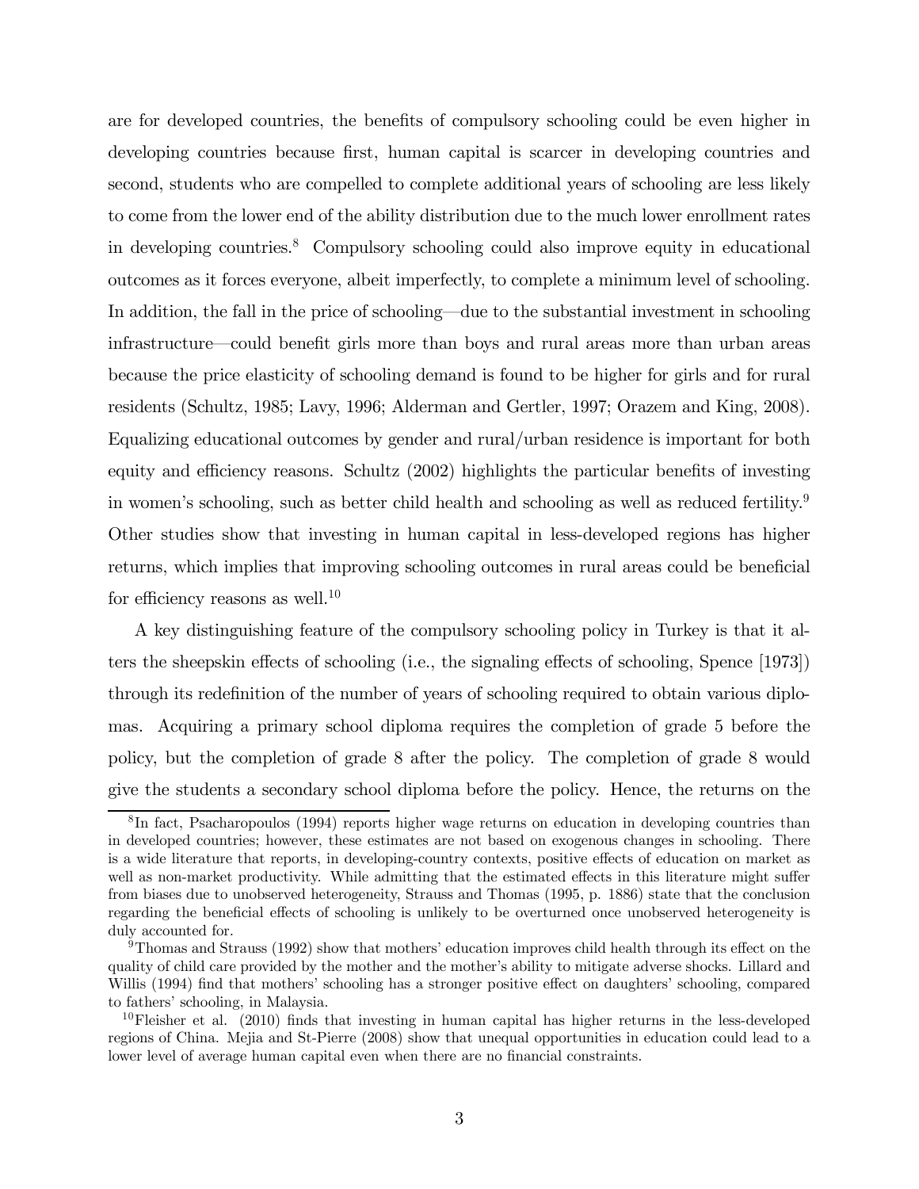are for developed countries, the benefits of compulsory schooling could be even higher in developing countries because first, human capital is scarcer in developing countries and second, students who are compelled to complete additional years of schooling are less likely to come from the lower end of the ability distribution due to the much lower enrollment rates in developing countries.[8] Compulsory schooling could also improve equity in educational outcomes as it forces everyone, albeit imperfectly, to complete a minimum level of schooling. In addition, the fall in the price of schooling—due to the substantial investment in schooling infrastructure—could benefit girls more than boys and rural areas more than urban areas because the price elasticity of schooling demand is found to be higher for girls and for rural residents (Schultz, 1985; Lavy, 1996; Alderman and Gertler, 1997; Orazem and King, 2008). Equalizing educational outcomes by gender and rural/urban residence is important for both equity and efficiency reasons. Schultz (2002) highlights the particular benefits of investing in women's schooling, such as better child health and schooling as well as reduced fertility.[9] Other studies show that investing in human capital in less-developed regions has higher returns, which implies that improving schooling outcomes in rural areas could be beneficial for efficiency reasons as well.[10]

A key distinguishing feature of the compulsory schooling policy in Turkey is that it alters the sheepskin effects of schooling (i.e., the signaling effects of schooling, Spence [1973]) through its redefinition of the number of years of schooling required to obtain various diplomas. Acquiring a primary school diploma requires the completion of grade 5 before the policy, but the completion of grade 8 after the policy. The completion of grade 8 would give the students a secondary school diploma before the policy. Hence, the returns on the

---

[8] In fact, Psacharopoulos (1994) reports higher wage returns on education in developing countries than in developed countries; however, these estimates are not based on exogenous changes in schooling. There is a wide literature that reports, in developing-country contexts, positive effects of education on market as well as non-market productivity. While admitting that the estimated effects in this literature might suffer from biases due to unobserved heterogeneity, Strauss and Thomas (1995, p. 1886) state that the conclusion regarding the beneficial effects of schooling is unlikely to be overturned once unobserved heterogeneity is duly accounted for.

[9] Thomas and Strauss (1992) show that mothers' education improves child health through its effect on the quality of child care provided by the mother and the mother's ability to mitigate adverse shocks. Lillard and Willis (1994) find that mothers' schooling has a stronger positive effect on daughters' schooling, compared to fathers' schooling, in Malaysia.

[10] Fleisher et al. (2010) finds that investing in human capital has higher returns in the less-developed regions of China. Mejia and St-Pierre (2008) show that unequal opportunities in education could lead to a lower level of average human capital even when there are no financial constraints.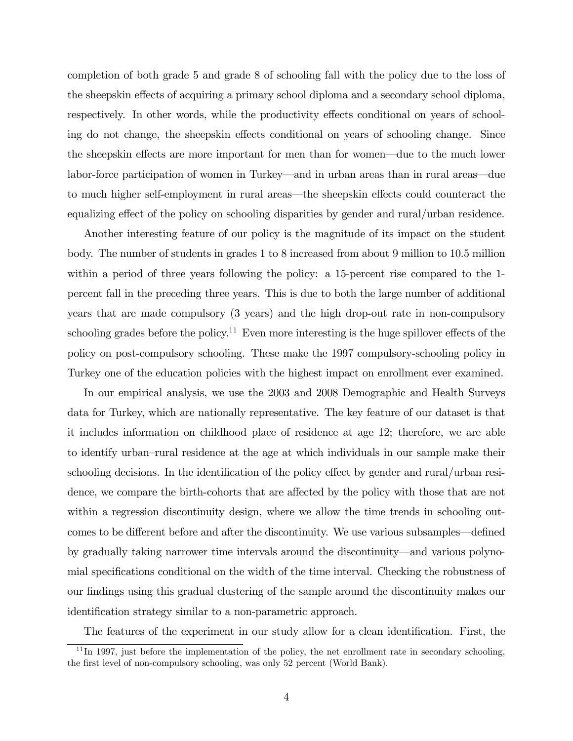completion of both grade 5 and grade 8 of schooling fall with the policy due to the loss of the sheepskin effects of acquiring a primary school diploma and a secondary school diploma, respectively. In other words, while the productivity effects conditional on years of schooling do not change, the sheepskin effects conditional on years of schooling change. Since the sheepskin effects are more important for men than for women—due to the much lower labor-force participation of women in Turkey—and in urban areas than in rural areas—due to much higher self-employment in rural areas—the sheepskin effects could counteract the equalizing effect of the policy on schooling disparities by gender and rural/urban residence.

Another interesting feature of our policy is the magnitude of its impact on the student body. The number of students in grades 1 to 8 increased from about 9 million to 10.5 million within a period of three years following the policy: a 15-percent rise compared to the 1-percent fall in the preceding three years. This is due to both the large number of additional years that are made compulsory (3 years) and the high drop-out rate in non-compulsory schooling grades before the policy.[11] Even more interesting is the huge spillover effects of the policy on post-compulsory schooling. These make the 1997 compulsory-schooling policy in Turkey one of the education policies with the highest impact on enrollment ever examined.

In our empirical analysis, we use the 2003 and 2008 Demographic and Health Surveys data for Turkey, which are nationally representative. The key feature of our dataset is that it includes information on childhood place of residence at age 12; therefore, we are able to identify urban–rural residence at the age at which individuals in our sample make their schooling decisions. In the identification of the policy effect by gender and rural/urban residence, we compare the birth-cohorts that are affected by the policy with those that are not within a regression discontinuity design, where we allow the time trends in schooling outcomes to be different before and after the discontinuity. We use various subsamples—defined by gradually taking narrower time intervals around the discontinuity—and various polynomial specifications conditional on the width of the time interval. Checking the robustness of our findings using this gradual clustering of the sample around the discontinuity makes our identification strategy similar to a non-parametric approach.

The features of the experiment in our study allow for a clean identification. First, the

[11] In 1997, just before the implementation of the policy, the net enrollment rate in secondary schooling, the first level of non-compulsory schooling, was only 52 percent (World Bank).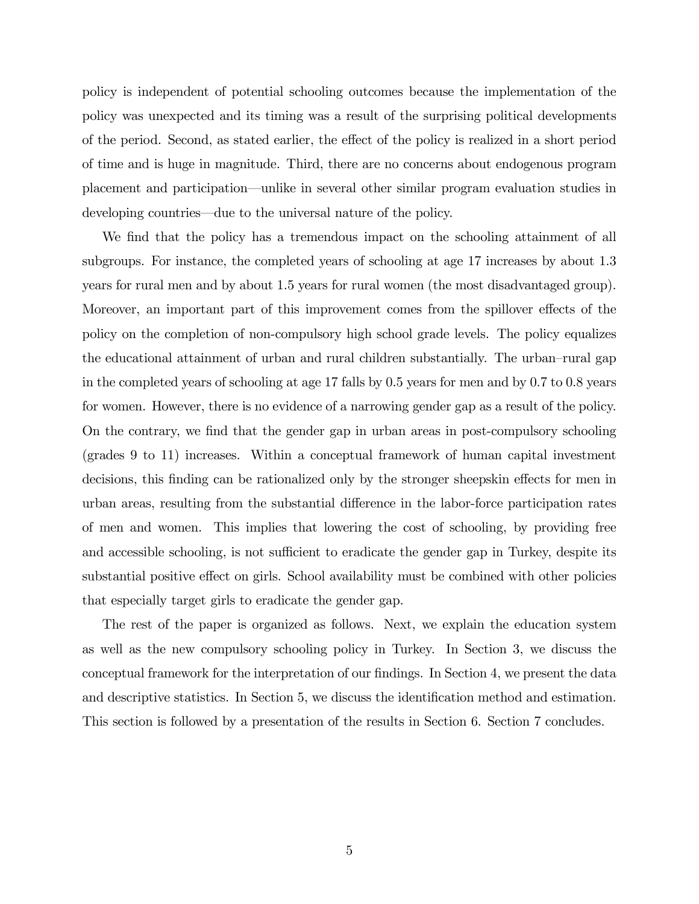policy is independent of potential schooling outcomes because the implementation of the policy was unexpected and its timing was a result of the surprising political developments of the period. Second, as stated earlier, the effect of the policy is realized in a short period of time and is huge in magnitude. Third, there are no concerns about endogenous program placement and participation—unlike in several other similar program evaluation studies in developing countries—due to the universal nature of the policy.

We find that the policy has a tremendous impact on the schooling attainment of all subgroups. For instance, the completed years of schooling at age 17 increases by about 1.3 years for rural men and by about 1.5 years for rural women (the most disadvantaged group). Moreover, an important part of this improvement comes from the spillover effects of the policy on the completion of non-compulsory high school grade levels. The policy equalizes the educational attainment of urban and rural children substantially. The urban–rural gap in the completed years of schooling at age 17 falls by 0.5 years for men and by 0.7 to 0.8 years for women. However, there is no evidence of a narrowing gender gap as a result of the policy. On the contrary, we find that the gender gap in urban areas in post-compulsory schooling (grades 9 to 11) increases. Within a conceptual framework of human capital investment decisions, this finding can be rationalized only by the stronger sheepskin effects for men in urban areas, resulting from the substantial difference in the labor-force participation rates of men and women. This implies that lowering the cost of schooling, by providing free and accessible schooling, is not sufficient to eradicate the gender gap in Turkey, despite its substantial positive effect on girls. School availability must be combined with other policies that especially target girls to eradicate the gender gap.

The rest of the paper is organized as follows. Next, we explain the education system as well as the new compulsory schooling policy in Turkey. In Section 3, we discuss the conceptual framework for the interpretation of our findings. In Section 4, we present the data and descriptive statistics. In Section 5, we discuss the identification method and estimation. This section is followed by a presentation of the results in Section 6. Section 7 concludes.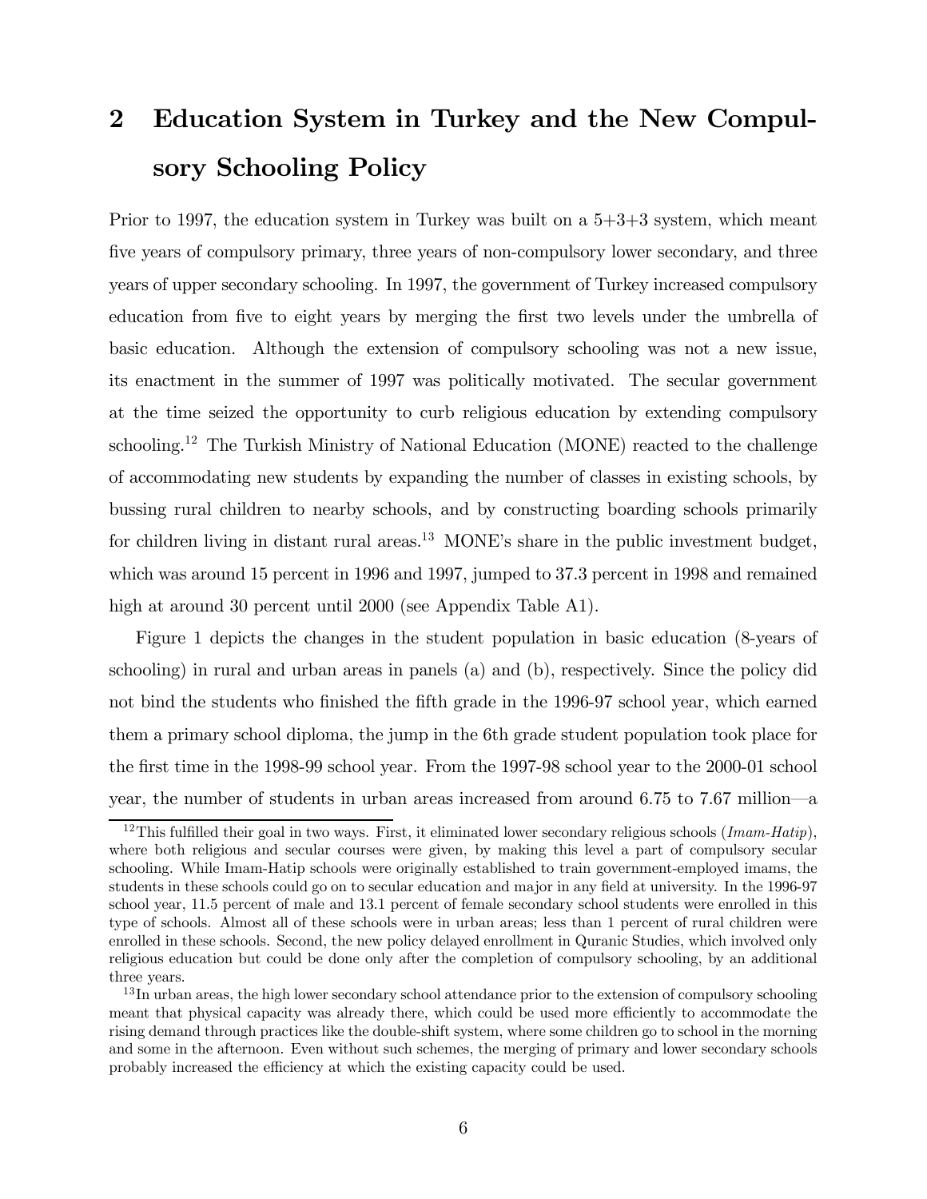# 2 Education System in Turkey and the New Compulsory Schooling Policy

Prior to 1997, the education system in Turkey was built on a 5+3+3 system, which meant five years of compulsory primary, three years of non-compulsory lower secondary, and three years of upper secondary schooling. In 1997, the government of Turkey increased compulsory education from five to eight years by merging the first two levels under the umbrella of basic education. Although the extension of compulsory schooling was not a new issue, its enactment in the summer of 1997 was politically motivated. The secular government at the time seized the opportunity to curb religious education by extending compulsory schooling.[12] The Turkish Ministry of National Education (MONE) reacted to the challenge of accommodating new students by expanding the number of classes in existing schools, by bussing rural children to nearby schools, and by constructing boarding schools primarily for children living in distant rural areas.[13] MONE's share in the public investment budget, which was around 15 percent in 1996 and 1997, jumped to 37.3 percent in 1998 and remained high at around 30 percent until 2000 (see Appendix Table A1).

Figure 1 depicts the changes in the student population in basic education (8-years of schooling) in rural and urban areas in panels (a) and (b), respectively. Since the policy did not bind the students who finished the fifth grade in the 1996-97 school year, which earned them a primary school diploma, the jump in the 6th grade student population took place for the first time in the 1998-99 school year. From the 1997-98 school year to the 2000-01 school year, the number of students in urban areas increased from around 6.75 to 7.67 million—a

[12] This fulfilled their goal in two ways. First, it eliminated lower secondary religious schools (*Imam-Hatip*), where both religious and secular courses were given, by making this level a part of compulsory secular schooling. While Imam-Hatip schools were originally established to train government-employed imams, the students in these schools could go on to secular education and major in any field at university. In the 1996-97 school year, 11.5 percent of male and 13.1 percent of female secondary school students were enrolled in this type of schools. Almost all of these schools were in urban areas; less than 1 percent of rural children were enrolled in these schools. Second, the new policy delayed enrollment in Quranic Studies, which involved only religious education but could be done only after the completion of compulsory schooling, by an additional three years.

[13] In urban areas, the high lower secondary school attendance prior to the extension of compulsory schooling meant that physical capacity was already there, which could be used more efficiently to accommodate the rising demand through practices like the double-shift system, where some children go to school in the morning and some in the afternoon. Even without such schemes, the merging of primary and lower secondary schools probably increased the efficiency at which the existing capacity could be used.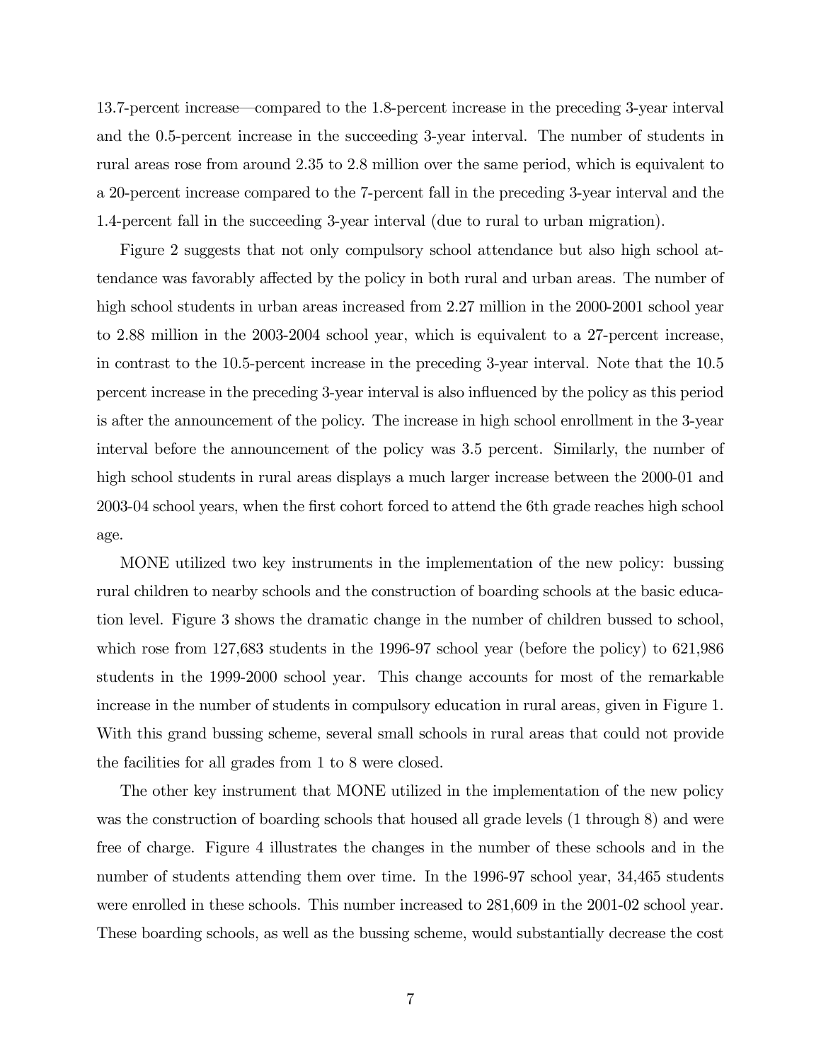13.7-percent increase—compared to the 1.8-percent increase in the preceding 3-year interval and the 0.5-percent increase in the succeeding 3-year interval. The number of students in rural areas rose from around 2.35 to 2.8 million over the same period, which is equivalent to a 20-percent increase compared to the 7-percent fall in the preceding 3-year interval and the 1.4-percent fall in the succeeding 3-year interval (due to rural to urban migration).

Figure 2 suggests that not only compulsory school attendance but also high school attendance was favorably affected by the policy in both rural and urban areas. The number of high school students in urban areas increased from 2.27 million in the 2000-2001 school year to 2.88 million in the 2003-2004 school year, which is equivalent to a 27-percent increase, in contrast to the 10.5-percent increase in the preceding 3-year interval. Note that the 10.5 percent increase in the preceding 3-year interval is also influenced by the policy as this period is after the announcement of the policy. The increase in high school enrollment in the 3-year interval before the announcement of the policy was 3.5 percent. Similarly, the number of high school students in rural areas displays a much larger increase between the 2000-01 and 2003-04 school years, when the first cohort forced to attend the 6th grade reaches high school age.

MONE utilized two key instruments in the implementation of the new policy: bussing rural children to nearby schools and the construction of boarding schools at the basic education level. Figure 3 shows the dramatic change in the number of children bussed to school, which rose from 127,683 students in the 1996-97 school year (before the policy) to 621,986 students in the 1999-2000 school year. This change accounts for most of the remarkable increase in the number of students in compulsory education in rural areas, given in Figure 1. With this grand bussing scheme, several small schools in rural areas that could not provide the facilities for all grades from 1 to 8 were closed.

The other key instrument that MONE utilized in the implementation of the new policy was the construction of boarding schools that housed all grade levels (1 through 8) and were free of charge. Figure 4 illustrates the changes in the number of these schools and in the number of students attending them over time. In the 1996-97 school year, 34,465 students were enrolled in these schools. This number increased to 281,609 in the 2001-02 school year. These boarding schools, as well as the bussing scheme, would substantially decrease the cost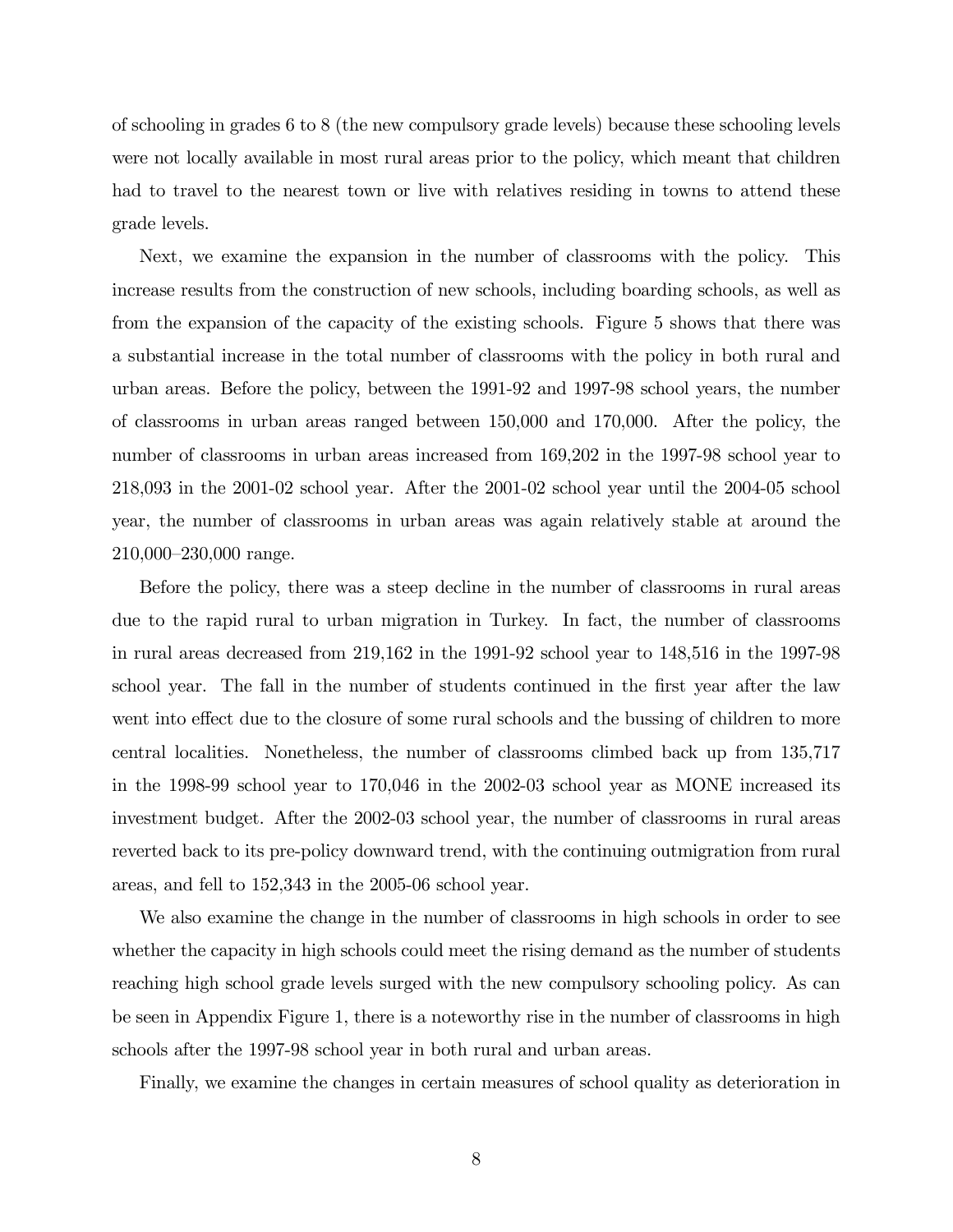of schooling in grades 6 to 8 (the new compulsory grade levels) because these schooling levels were not locally available in most rural areas prior to the policy, which meant that children had to travel to the nearest town or live with relatives residing in towns to attend these grade levels.

Next, we examine the expansion in the number of classrooms with the policy. This increase results from the construction of new schools, including boarding schools, as well as from the expansion of the capacity of the existing schools. Figure 5 shows that there was a substantial increase in the total number of classrooms with the policy in both rural and urban areas. Before the policy, between the 1991-92 and 1997-98 school years, the number of classrooms in urban areas ranged between 150,000 and 170,000. After the policy, the number of classrooms in urban areas increased from 169,202 in the 1997-98 school year to 218,093 in the 2001-02 school year. After the 2001-02 school year until the 2004-05 school year, the number of classrooms in urban areas was again relatively stable at around the 210,000–230,000 range.

Before the policy, there was a steep decline in the number of classrooms in rural areas due to the rapid rural to urban migration in Turkey. In fact, the number of classrooms in rural areas decreased from 219,162 in the 1991-92 school year to 148,516 in the 1997-98 school year. The fall in the number of students continued in the first year after the law went into effect due to the closure of some rural schools and the bussing of children to more central localities. Nonetheless, the number of classrooms climbed back up from 135,717 in the 1998-99 school year to 170,046 in the 2002-03 school year as MONE increased its investment budget. After the 2002-03 school year, the number of classrooms in rural areas reverted back to its pre-policy downward trend, with the continuing outmigration from rural areas, and fell to 152,343 in the 2005-06 school year.

We also examine the change in the number of classrooms in high schools in order to see whether the capacity in high schools could meet the rising demand as the number of students reaching high school grade levels surged with the new compulsory schooling policy. As can be seen in Appendix Figure 1, there is a noteworthy rise in the number of classrooms in high schools after the 1997-98 school year in both rural and urban areas.

Finally, we examine the changes in certain measures of school quality as deterioration in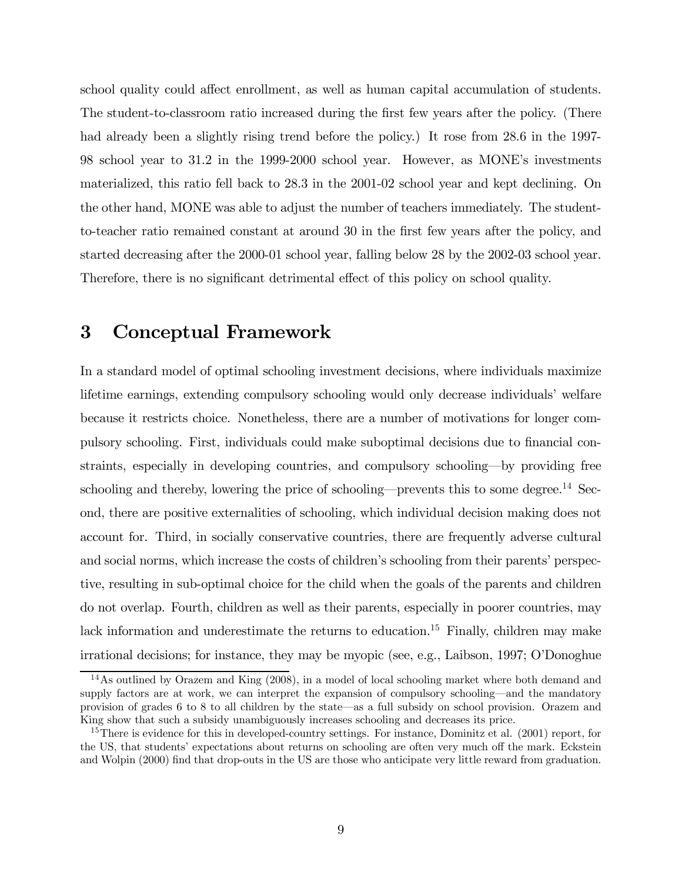school quality could affect enrollment, as well as human capital accumulation of students. The student-to-classroom ratio increased during the first few years after the policy. (There had already been a slightly rising trend before the policy.) It rose from 28.6 in the 1997-98 school year to 31.2 in the 1999-2000 school year. However, as MONE's investments materialized, this ratio fell back to 28.3 in the 2001-02 school year and kept declining. On the other hand, MONE was able to adjust the number of teachers immediately. The student-to-teacher ratio remained constant at around 30 in the first few years after the policy, and started decreasing after the 2000-01 school year, falling below 28 by the 2002-03 school year. Therefore, there is no significant detrimental effect of this policy on school quality.

# 3 Conceptual Framework

In a standard model of optimal schooling investment decisions, where individuals maximize lifetime earnings, extending compulsory schooling would only decrease individuals' welfare because it restricts choice. Nonetheless, there are a number of motivations for longer compulsory schooling. First, individuals could make suboptimal decisions due to financial constraints, especially in developing countries, and compulsory schooling—by providing free schooling and thereby, lowering the price of schooling—prevents this to some degree.[14] Second, there are positive externalities of schooling, which individual decision making does not account for. Third, in socially conservative countries, there are frequently adverse cultural and social norms, which increase the costs of children's schooling from their parents' perspective, resulting in sub-optimal choice for the child when the goals of the parents and children do not overlap. Fourth, children as well as their parents, especially in poorer countries, may lack information and underestimate the returns to education.[15] Finally, children may make irrational decisions; for instance, they may be myopic (see, e.g., Laibson, 1997; O'Donoghue

[14] As outlined by Orazem and King (2008), in a model of local schooling market where both demand and supply factors are at work, we can interpret the expansion of compulsory schooling—and the mandatory provision of grades 6 to 8 to all children by the state—as a full subsidy on school provision. Orazem and King show that such a subsidy unambiguously increases schooling and decreases its price.

[15] There is evidence for this in developed-country settings. For instance, Dominitz et al. (2001) report, for the US, that students' expectations about returns on schooling are often very much off the mark. Eckstein and Wolpin (2000) find that drop-outs in the US are those who anticipate very little reward from graduation.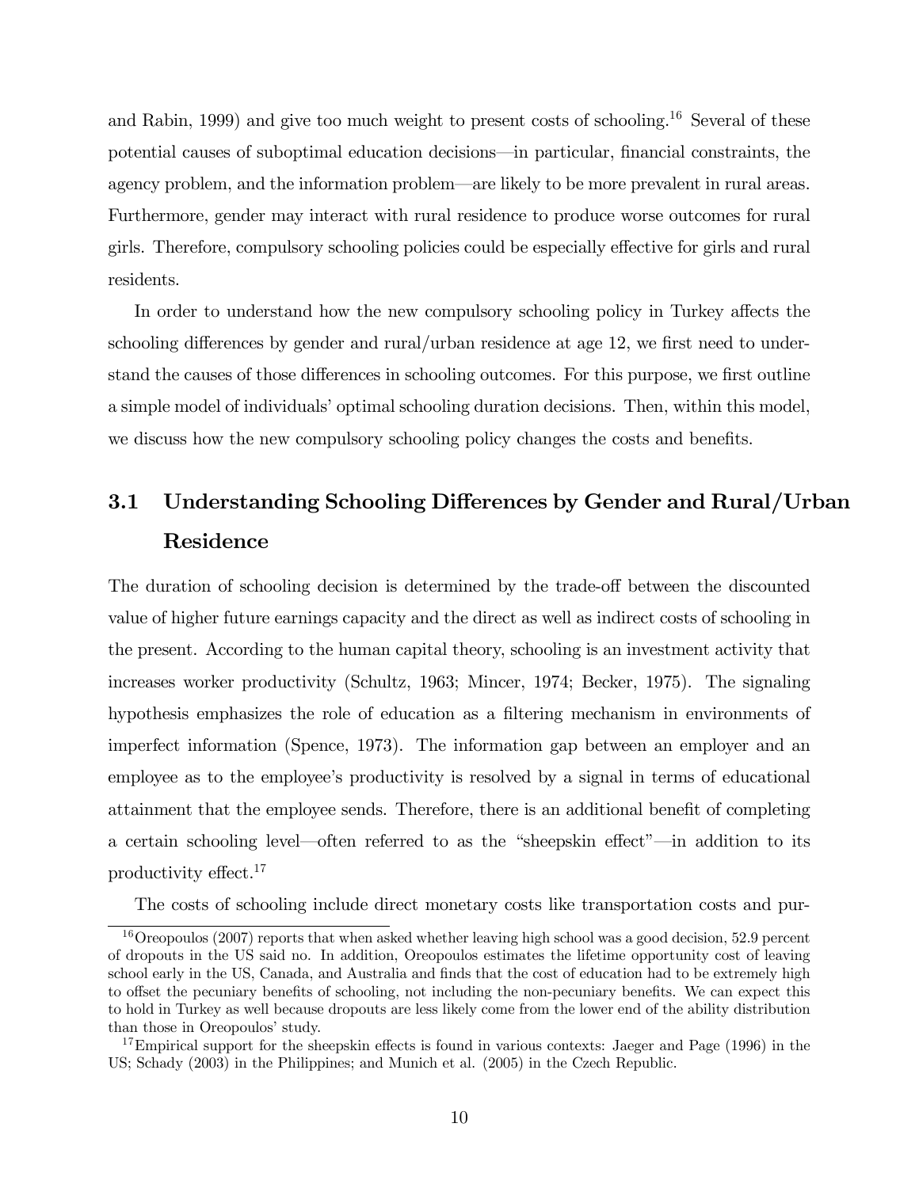and Rabin, 1999) and give too much weight to present costs of schooling.[16] Several of these potential causes of suboptimal education decisions—in particular, financial constraints, the agency problem, and the information problem—are likely to be more prevalent in rural areas. Furthermore, gender may interact with rural residence to produce worse outcomes for rural girls. Therefore, compulsory schooling policies could be especially effective for girls and rural residents.

In order to understand how the new compulsory schooling policy in Turkey affects the schooling differences by gender and rural/urban residence at age 12, we first need to understand the causes of those differences in schooling outcomes. For this purpose, we first outline a simple model of individuals' optimal schooling duration decisions. Then, within this model, we discuss how the new compulsory schooling policy changes the costs and benefits.

## 3.1 Understanding Schooling Differences by Gender and Rural/Urban Residence

The duration of schooling decision is determined by the trade-off between the discounted value of higher future earnings capacity and the direct as well as indirect costs of schooling in the present. According to the human capital theory, schooling is an investment activity that increases worker productivity (Schultz, 1963; Mincer, 1974; Becker, 1975). The signaling hypothesis emphasizes the role of education as a filtering mechanism in environments of imperfect information (Spence, 1973). The information gap between an employer and an employee as to the employee's productivity is resolved by a signal in terms of educational attainment that the employee sends. Therefore, there is an additional benefit of completing a certain schooling level—often referred to as the "sheepskin effect"—in addition to its productivity effect.[17]

The costs of schooling include direct monetary costs like transportation costs and pur-

---

[16] Oreopoulos (2007) reports that when asked whether leaving high school was a good decision, 52.9 percent of dropouts in the US said no. In addition, Oreopoulos estimates the lifetime opportunity cost of leaving school early in the US, Canada, and Australia and finds that the cost of education had to be extremely high to offset the pecuniary benefits of schooling, not including the non-pecuniary benefits. We can expect this to hold in Turkey as well because dropouts are less likely come from the lower end of the ability distribution than those in Oreopoulos' study.

[17] Empirical support for the sheepskin effects is found in various contexts: Jaeger and Page (1996) in the US; Schady (2003) in the Philippines; and Munich et al. (2005) in the Czech Republic.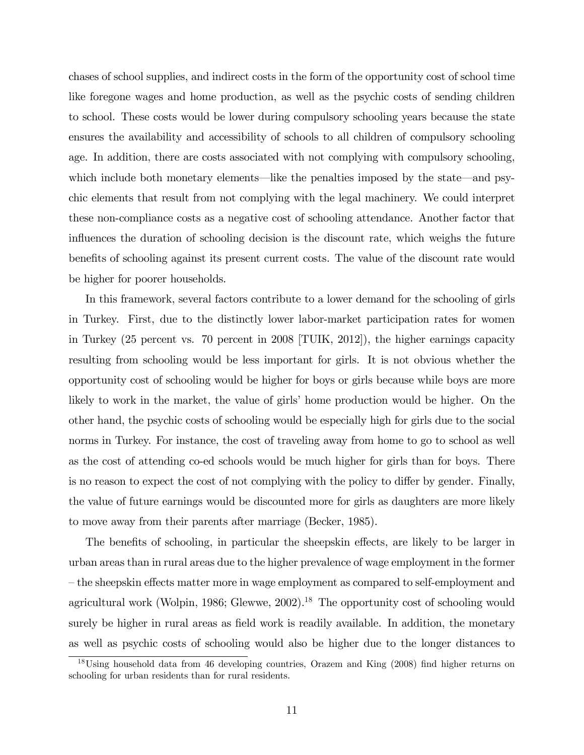chases of school supplies, and indirect costs in the form of the opportunity cost of school time like foregone wages and home production, as well as the psychic costs of sending children to school. These costs would be lower during compulsory schooling years because the state ensures the availability and accessibility of schools to all children of compulsory schooling age. In addition, there are costs associated with not complying with compulsory schooling, which include both monetary elements—like the penalties imposed by the state—and psychic elements that result from not complying with the legal machinery. We could interpret these non-compliance costs as a negative cost of schooling attendance. Another factor that influences the duration of schooling decision is the discount rate, which weighs the future benefits of schooling against its present current costs. The value of the discount rate would be higher for poorer households.

In this framework, several factors contribute to a lower demand for the schooling of girls in Turkey. First, due to the distinctly lower labor-market participation rates for women in Turkey (25 percent vs. 70 percent in 2008 [TUIK, 2012]), the higher earnings capacity resulting from schooling would be less important for girls. It is not obvious whether the opportunity cost of schooling would be higher for boys or girls because while boys are more likely to work in the market, the value of girls' home production would be higher. On the other hand, the psychic costs of schooling would be especially high for girls due to the social norms in Turkey. For instance, the cost of traveling away from home to go to school as well as the cost of attending co-ed schools would be much higher for girls than for boys. There is no reason to expect the cost of not complying with the policy to differ by gender. Finally, the value of future earnings would be discounted more for girls as daughters are more likely to move away from their parents after marriage (Becker, 1985).

The benefits of schooling, in particular the sheepskin effects, are likely to be larger in urban areas than in rural areas due to the higher prevalence of wage employment in the former – the sheepskin effects matter more in wage employment as compared to self-employment and agricultural work (Wolpin, 1986; Glewwe, 2002).[18] The opportunity cost of schooling would surely be higher in rural areas as field work is readily available. In addition, the monetary as well as psychic costs of schooling would also be higher due to the longer distances to

[18] Using household data from 46 developing countries, Orazem and King (2008) find higher returns on schooling for urban residents than for rural residents.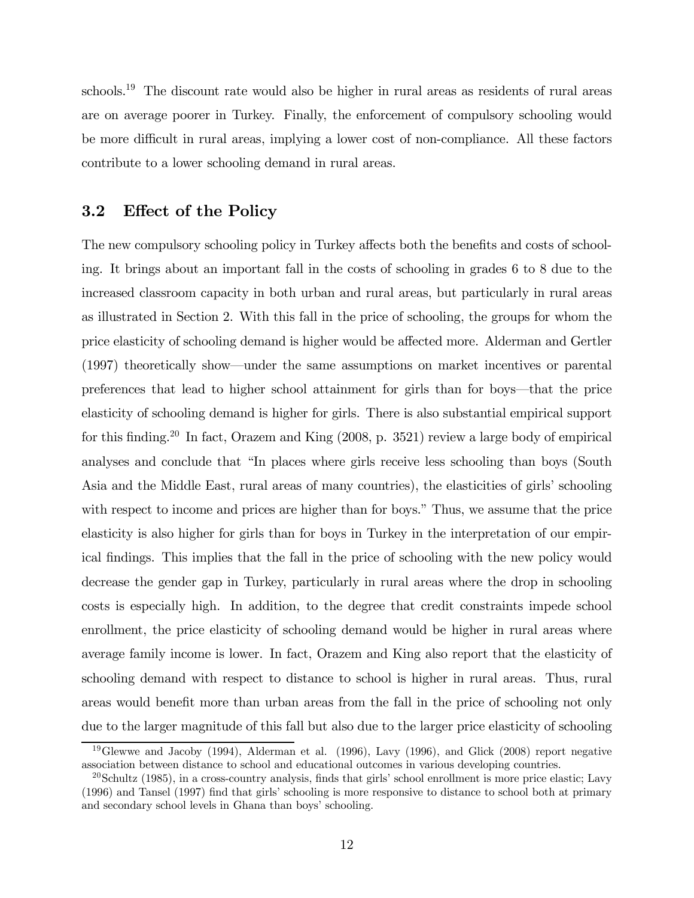schools.[19] The discount rate would also be higher in rural areas as residents of rural areas are on average poorer in Turkey. Finally, the enforcement of compulsory schooling would be more difficult in rural areas, implying a lower cost of non-compliance. All these factors contribute to a lower schooling demand in rural areas.

### 3.2 Effect of the Policy

The new compulsory schooling policy in Turkey affects both the benefits and costs of schooling. It brings about an important fall in the costs of schooling in grades 6 to 8 due to the increased classroom capacity in both urban and rural areas, but particularly in rural areas as illustrated in Section 2. With this fall in the price of schooling, the groups for whom the price elasticity of schooling demand is higher would be affected more. Alderman and Gertler (1997) theoretically show—under the same assumptions on market incentives or parental preferences that lead to higher school attainment for girls than for boys—that the price elasticity of schooling demand is higher for girls. There is also substantial empirical support for this finding.[20] In fact, Orazem and King (2008, p. 3521) review a large body of empirical analyses and conclude that "In places where girls receive less schooling than boys (South Asia and the Middle East, rural areas of many countries), the elasticities of girls' schooling with respect to income and prices are higher than for boys." Thus, we assume that the price elasticity is also higher for girls than for boys in Turkey in the interpretation of our empirical findings. This implies that the fall in the price of schooling with the new policy would decrease the gender gap in Turkey, particularly in rural areas where the drop in schooling costs is especially high. In addition, to the degree that credit constraints impede school enrollment, the price elasticity of schooling demand would be higher in rural areas where average family income is lower. In fact, Orazem and King also report that the elasticity of schooling demand with respect to distance to school is higher in rural areas. Thus, rural areas would benefit more than urban areas from the fall in the price of schooling not only due to the larger magnitude of this fall but also due to the larger price elasticity of schooling

[19] Glewwe and Jacoby (1994), Alderman et al. (1996), Lavy (1996), and Glick (2008) report negative association between distance to school and educational outcomes in various developing countries.

[20] Schultz (1985), in a cross-country analysis, finds that girls' school enrollment is more price elastic; Lavy (1996) and Tansel (1997) find that girls' schooling is more responsive to distance to school both at primary and secondary school levels in Ghana than boys' schooling.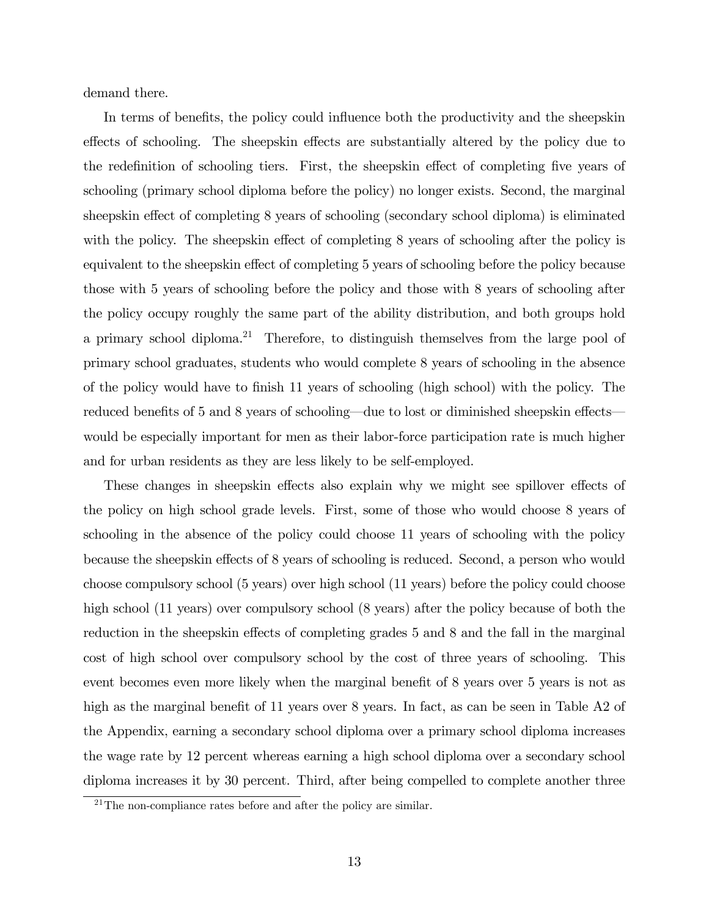demand there.

In terms of benefits, the policy could influence both the productivity and the sheepskin effects of schooling. The sheepskin effects are substantially altered by the policy due to the redefinition of schooling tiers. First, the sheepskin effect of completing five years of schooling (primary school diploma before the policy) no longer exists. Second, the marginal sheepskin effect of completing 8 years of schooling (secondary school diploma) is eliminated with the policy. The sheepskin effect of completing 8 years of schooling after the policy is equivalent to the sheepskin effect of completing 5 years of schooling before the policy because those with 5 years of schooling before the policy and those with 8 years of schooling after the policy occupy roughly the same part of the ability distribution, and both groups hold a primary school diploma.[21] Therefore, to distinguish themselves from the large pool of primary school graduates, students who would complete 8 years of schooling in the absence of the policy would have to finish 11 years of schooling (high school) with the policy. The reduced benefits of 5 and 8 years of schooling—due to lost or diminished sheepskin effects—would be especially important for men as their labor-force participation rate is much higher and for urban residents as they are less likely to be self-employed.

These changes in sheepskin effects also explain why we might see spillover effects of the policy on high school grade levels. First, some of those who would choose 8 years of schooling in the absence of the policy could choose 11 years of schooling with the policy because the sheepskin effects of 8 years of schooling is reduced. Second, a person who would choose compulsory school (5 years) over high school (11 years) before the policy could choose high school (11 years) over compulsory school (8 years) after the policy because of both the reduction in the sheepskin effects of completing grades 5 and 8 and the fall in the marginal cost of high school over compulsory school by the cost of three years of schooling. This event becomes even more likely when the marginal benefit of 8 years over 5 years is not as high as the marginal benefit of 11 years over 8 years. In fact, as can be seen in Table A2 of the Appendix, earning a secondary school diploma over a primary school diploma increases the wage rate by 12 percent whereas earning a high school diploma over a secondary school diploma increases it by 30 percent. Third, after being compelled to complete another three

[21] The non-compliance rates before and after the policy are similar.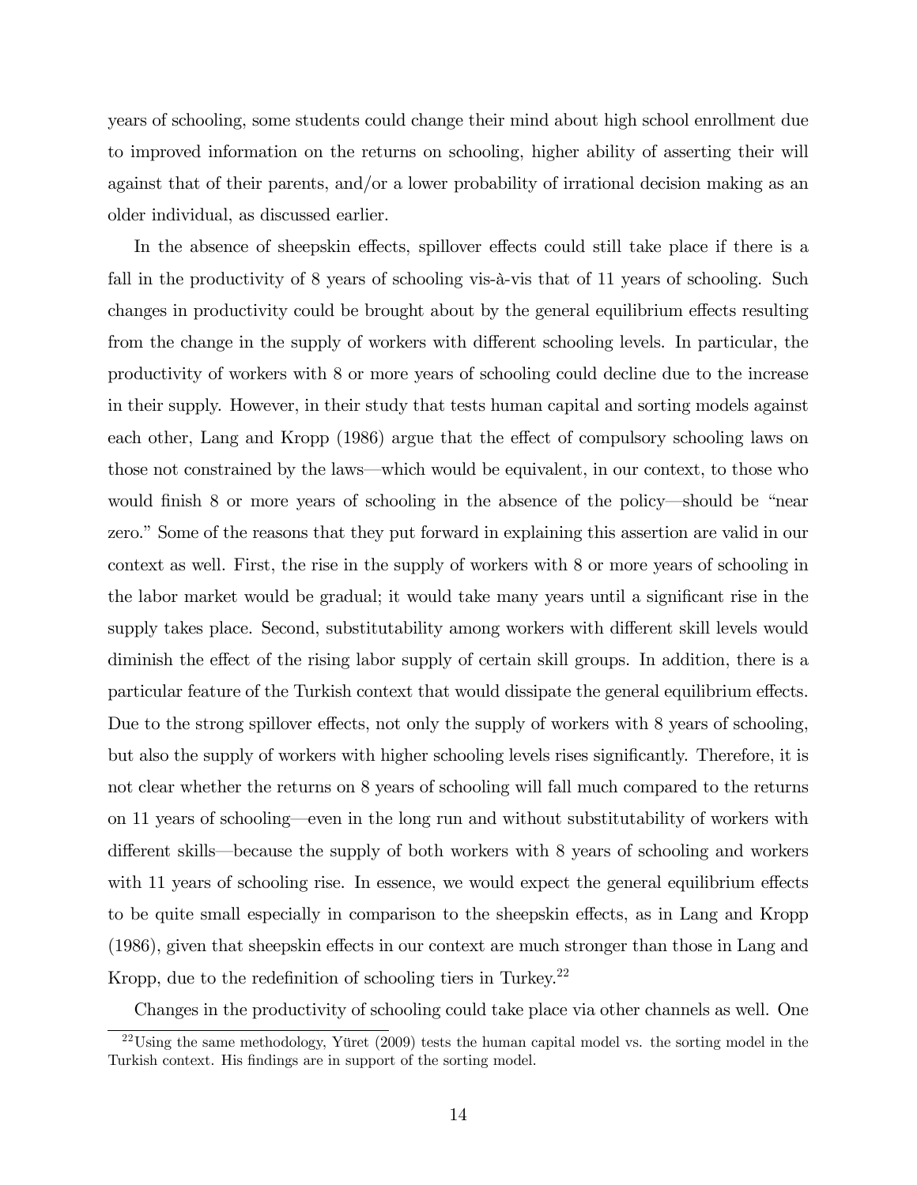years of schooling, some students could change their mind about high school enrollment due to improved information on the returns on schooling, higher ability of asserting their will against that of their parents, and/or a lower probability of irrational decision making as an older individual, as discussed earlier.

In the absence of sheepskin effects, spillover effects could still take place if there is a fall in the productivity of 8 years of schooling vis-à-vis that of 11 years of schooling. Such changes in productivity could be brought about by the general equilibrium effects resulting from the change in the supply of workers with different schooling levels. In particular, the productivity of workers with 8 or more years of schooling could decline due to the increase in their supply. However, in their study that tests human capital and sorting models against each other, Lang and Kropp (1986) argue that the effect of compulsory schooling laws on those not constrained by the laws—which would be equivalent, in our context, to those who would finish 8 or more years of schooling in the absence of the policy—should be "near zero." Some of the reasons that they put forward in explaining this assertion are valid in our context as well. First, the rise in the supply of workers with 8 or more years of schooling in the labor market would be gradual; it would take many years until a significant rise in the supply takes place. Second, substitutability among workers with different skill levels would diminish the effect of the rising labor supply of certain skill groups. In addition, there is a particular feature of the Turkish context that would dissipate the general equilibrium effects. Due to the strong spillover effects, not only the supply of workers with 8 years of schooling, but also the supply of workers with higher schooling levels rises significantly. Therefore, it is not clear whether the returns on 8 years of schooling will fall much compared to the returns on 11 years of schooling—even in the long run and without substitutability of workers with different skills—because the supply of both workers with 8 years of schooling and workers with 11 years of schooling rise. In essence, we would expect the general equilibrium effects to be quite small especially in comparison to the sheepskin effects, as in Lang and Kropp (1986), given that sheepskin effects in our context are much stronger than those in Lang and Kropp, due to the redefinition of schooling tiers in Turkey.[22]

Changes in the productivity of schooling could take place via other channels as well. One

[22] Using the same methodology, Yüret (2009) tests the human capital model vs. the sorting model in the Turkish context. His findings are in support of the sorting model.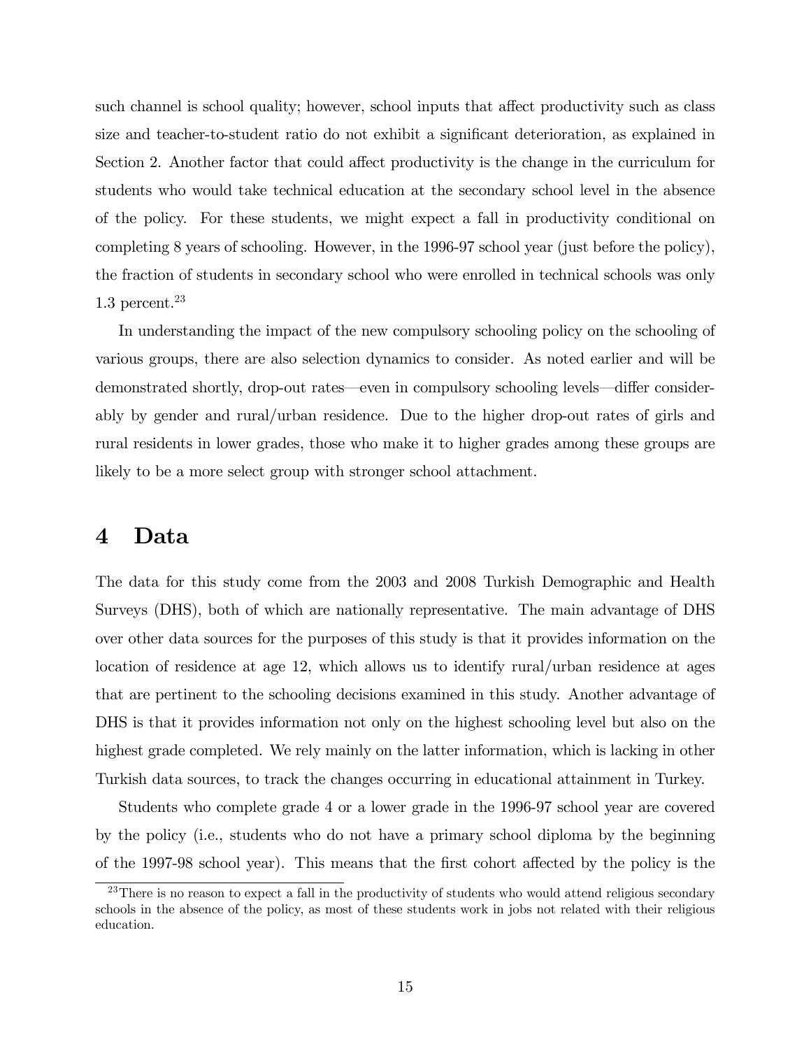such channel is school quality; however, school inputs that affect productivity such as class size and teacher-to-student ratio do not exhibit a significant deterioration, as explained in Section 2. Another factor that could affect productivity is the change in the curriculum for students who would take technical education at the secondary school level in the absence of the policy. For these students, we might expect a fall in productivity conditional on completing 8 years of schooling. However, in the 1996-97 school year (just before the policy), the fraction of students in secondary school who were enrolled in technical schools was only 1.3 percent.[23]

In understanding the impact of the new compulsory schooling policy on the schooling of various groups, there are also selection dynamics to consider. As noted earlier and will be demonstrated shortly, drop-out rates—even in compulsory schooling levels—differ considerably by gender and rural/urban residence. Due to the higher drop-out rates of girls and rural residents in lower grades, those who make it to higher grades among these groups are likely to be a more select group with stronger school attachment.

# 4 Data

The data for this study come from the 2003 and 2008 Turkish Demographic and Health Surveys (DHS), both of which are nationally representative. The main advantage of DHS over other data sources for the purposes of this study is that it provides information on the location of residence at age 12, which allows us to identify rural/urban residence at ages that are pertinent to the schooling decisions examined in this study. Another advantage of DHS is that it provides information not only on the highest schooling level but also on the highest grade completed. We rely mainly on the latter information, which is lacking in other Turkish data sources, to track the changes occurring in educational attainment in Turkey.

Students who complete grade 4 or a lower grade in the 1996-97 school year are covered by the policy (i.e., students who do not have a primary school diploma by the beginning of the 1997-98 school year). This means that the first cohort affected by the policy is the

[23] There is no reason to expect a fall in the productivity of students who would attend religious secondary schools in the absence of the policy, as most of these students work in jobs not related with their religious education.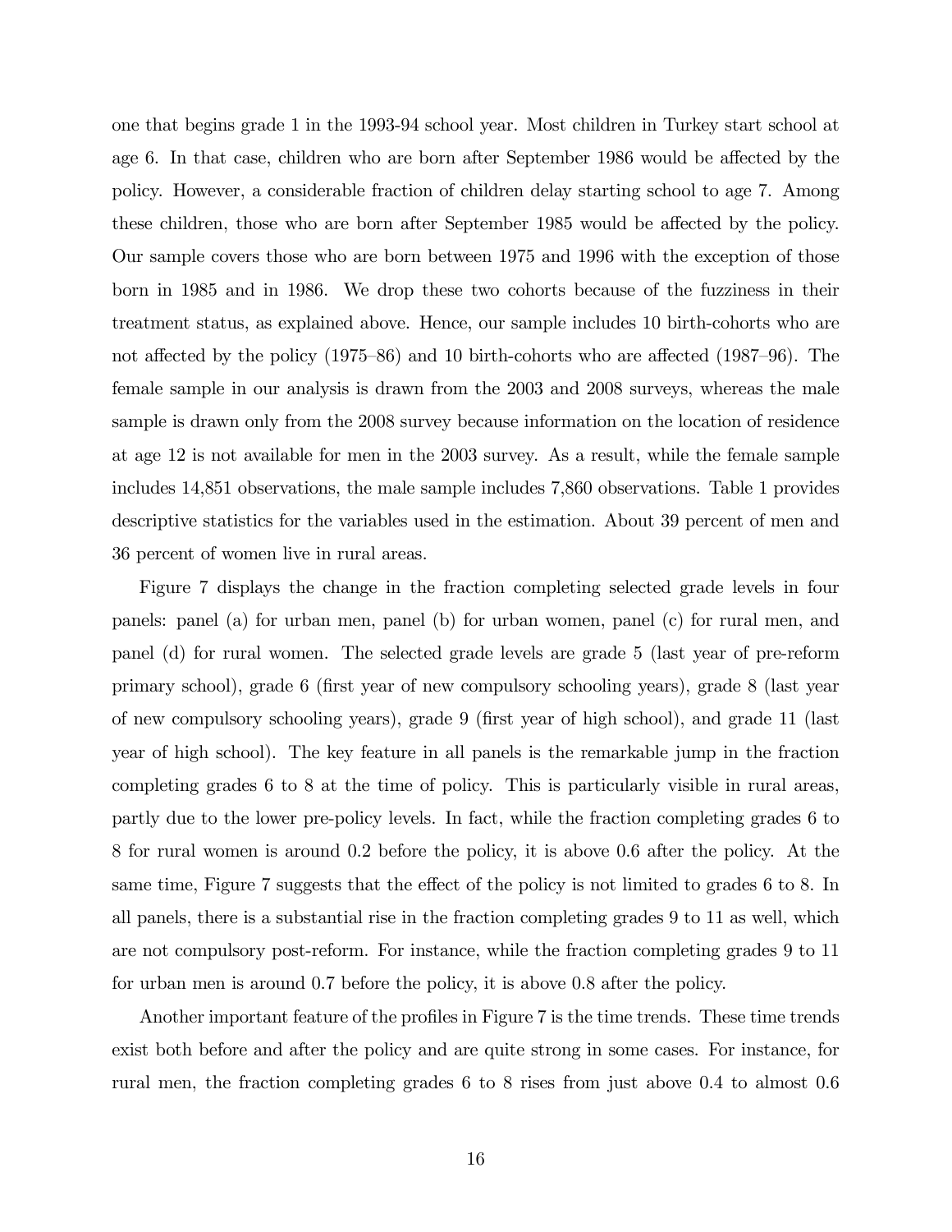one that begins grade 1 in the 1993-94 school year. Most children in Turkey start school at age 6. In that case, children who are born after September 1986 would be affected by the policy. However, a considerable fraction of children delay starting school to age 7. Among these children, those who are born after September 1985 would be affected by the policy. Our sample covers those who are born between 1975 and 1996 with the exception of those born in 1985 and in 1986. We drop these two cohorts because of the fuzziness in their treatment status, as explained above. Hence, our sample includes 10 birth-cohorts who are not affected by the policy (1975–86) and 10 birth-cohorts who are affected (1987–96). The female sample in our analysis is drawn from the 2003 and 2008 surveys, whereas the male sample is drawn only from the 2008 survey because information on the location of residence at age 12 is not available for men in the 2003 survey. As a result, while the female sample includes 14,851 observations, the male sample includes 7,860 observations. Table 1 provides descriptive statistics for the variables used in the estimation. About 39 percent of men and 36 percent of women live in rural areas.

Figure 7 displays the change in the fraction completing selected grade levels in four panels: panel (a) for urban men, panel (b) for urban women, panel (c) for rural men, and panel (d) for rural women. The selected grade levels are grade 5 (last year of pre-reform primary school), grade 6 (first year of new compulsory schooling years), grade 8 (last year of new compulsory schooling years), grade 9 (first year of high school), and grade 11 (last year of high school). The key feature in all panels is the remarkable jump in the fraction completing grades 6 to 8 at the time of policy. This is particularly visible in rural areas, partly due to the lower pre-policy levels. In fact, while the fraction completing grades 6 to 8 for rural women is around 0.2 before the policy, it is above 0.6 after the policy. At the same time, Figure 7 suggests that the effect of the policy is not limited to grades 6 to 8. In all panels, there is a substantial rise in the fraction completing grades 9 to 11 as well, which are not compulsory post-reform. For instance, while the fraction completing grades 9 to 11 for urban men is around 0.7 before the policy, it is above 0.8 after the policy.

Another important feature of the profiles in Figure 7 is the time trends. These time trends exist both before and after the policy and are quite strong in some cases. For instance, for rural men, the fraction completing grades 6 to 8 rises from just above 0.4 to almost 0.6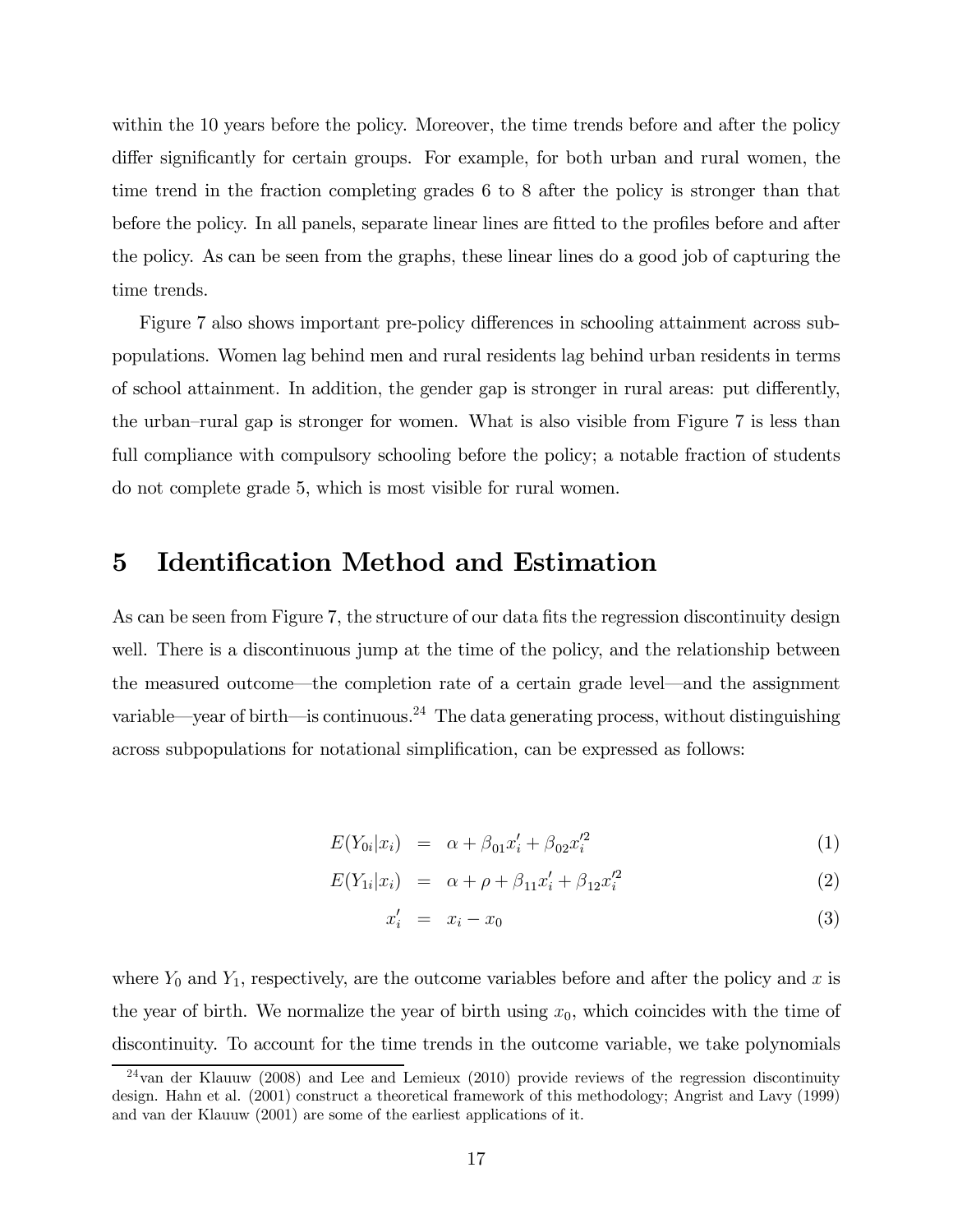within the 10 years before the policy. Moreover, the time trends before and after the policy differ significantly for certain groups. For example, for both urban and rural women, the time trend in the fraction completing grades 6 to 8 after the policy is stronger than that before the policy. In all panels, separate linear lines are fitted to the profiles before and after the policy. As can be seen from the graphs, these linear lines do a good job of capturing the time trends.

Figure 7 also shows important pre-policy differences in schooling attainment across subpopulations. Women lag behind men and rural residents lag behind urban residents in terms of school attainment. In addition, the gender gap is stronger in rural areas: put differently, the urban–rural gap is stronger for women. What is also visible from Figure 7 is less than full compliance with compulsory schooling before the policy; a notable fraction of students do not complete grade 5, which is most visible for rural women.

# 5 Identification Method and Estimation

As can be seen from Figure 7, the structure of our data fits the regression discontinuity design well. There is a discontinuous jump at the time of the policy, and the relationship between the measured outcome—the completion rate of a certain grade level—and the assignment variable—year of birth—is continuous.[24] The data generating process, without distinguishing across subpopulations for notational simplification, can be expressed as follows:

$$E(Y_{0i}|x_i) = \alpha + \beta_{01}x'_i + \beta_{02}x'^2_i \quad (1)$$

$$E(Y_{1i}|x_i) = \alpha + \rho + \beta_{11}x'_i + \beta_{12}x'^2_i \quad (2)$$

$$x'_i = x_i - x_0 \quad (3)$$

where $Y_0$ and $Y_1$, respectively, are the outcome variables before and after the policy and $x$ is the year of birth. We normalize the year of birth using $x_0$, which coincides with the time of discontinuity. To account for the time trends in the outcome variable, we take polynomials

[24] van der Klauuw (2008) and Lee and Lemieux (2010) provide reviews of the regression discontinuity design. Hahn et al. (2001) construct a theoretical framework of this methodology; Angrist and Lavy (1999) and van der Klauuw (2001) are some of the earliest applications of it.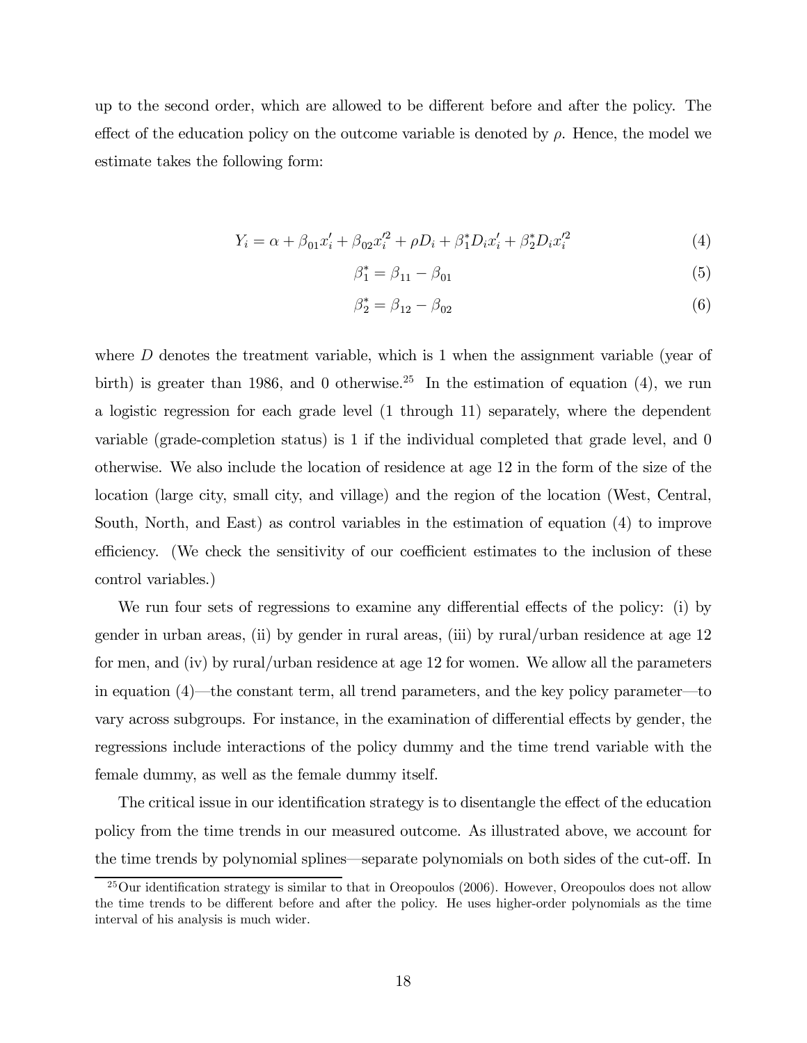up to the second order, which are allowed to be different before and after the policy. The effect of the education policy on the outcome variable is denoted by $\rho$. Hence, the model we estimate takes the following form:

$$Y_i = \alpha + \beta_{01} x'_i + \beta_{02} x'^2_i + \rho D_i + \beta^*_1 D_i x'_i + \beta^*_2 D_i x'^2_i \tag{4}$$

$$\beta^*_1 = \beta_{11} - \beta_{01} \tag{5}$$

$$\beta^*_2 = \beta_{12} - \beta_{02} \tag{6}$$

where $D$ denotes the treatment variable, which is 1 when the assignment variable (year of birth) is greater than 1986, and 0 otherwise.[25] In the estimation of equation (4), we run a logistic regression for each grade level (1 through 11) separately, where the dependent variable (grade-completion status) is 1 if the individual completed that grade level, and 0 otherwise. We also include the location of residence at age 12 in the form of the size of the location (large city, small city, and village) and the region of the location (West, Central, South, North, and East) as control variables in the estimation of equation (4) to improve efficiency. (We check the sensitivity of our coefficient estimates to the inclusion of these control variables.)

We run four sets of regressions to examine any differential effects of the policy: (i) by gender in urban areas, (ii) by gender in rural areas, (iii) by rural/urban residence at age 12 for men, and (iv) by rural/urban residence at age 12 for women. We allow all the parameters in equation (4)—the constant term, all trend parameters, and the key policy parameter—to vary across subgroups. For instance, in the examination of differential effects by gender, the regressions include interactions of the policy dummy and the time trend variable with the female dummy, as well as the female dummy itself.

The critical issue in our identification strategy is to disentangle the effect of the education policy from the time trends in our measured outcome. As illustrated above, we account for the time trends by polynomial splines—separate polynomials on both sides of the cut-off. In

[25] Our identification strategy is similar to that in Oreopoulos (2006). However, Oreopoulos does not allow the time trends to be different before and after the policy. He uses higher-order polynomials as the time interval of his analysis is much wider.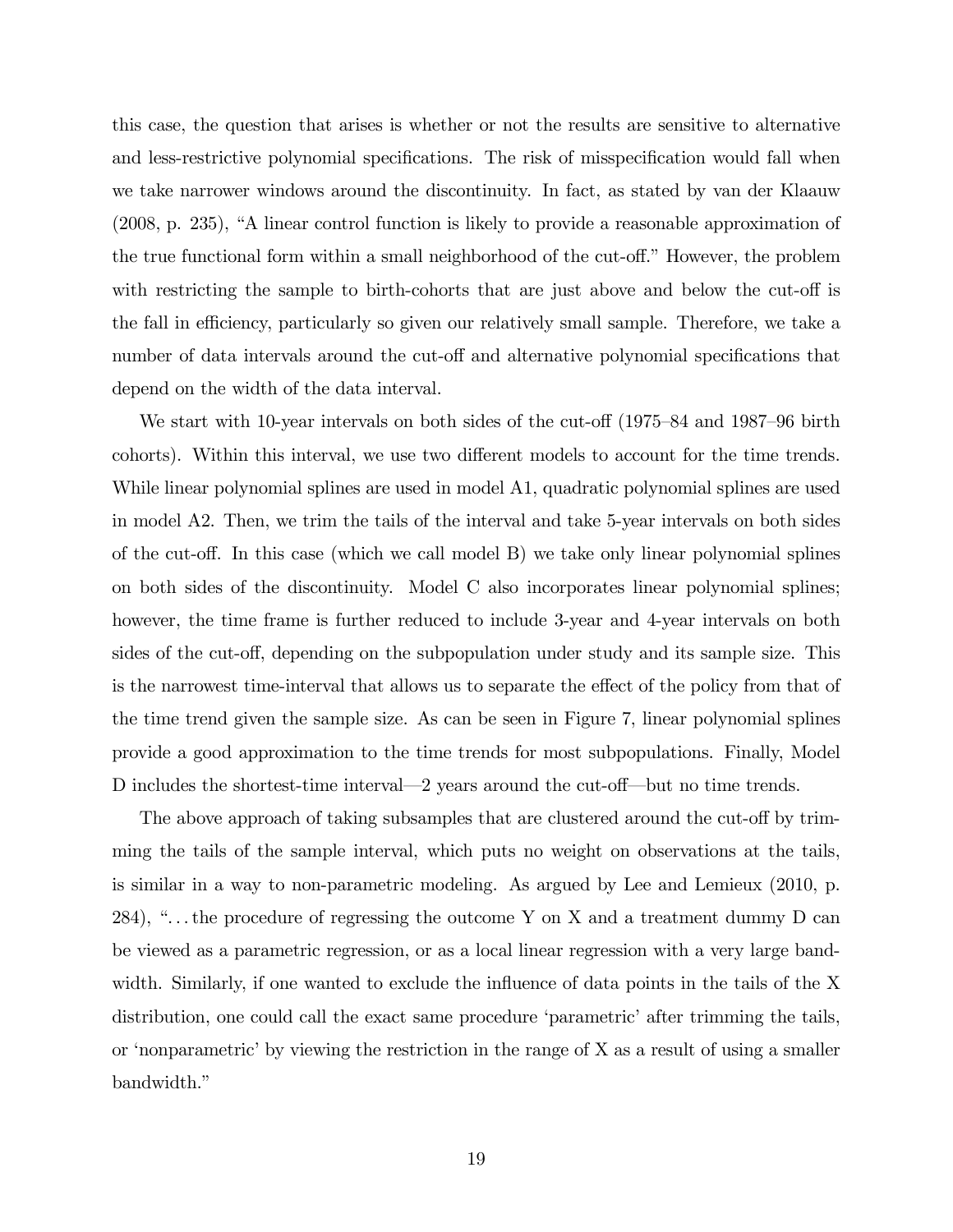this case, the question that arises is whether or not the results are sensitive to alternative and less-restrictive polynomial specifications. The risk of misspecification would fall when we take narrower windows around the discontinuity. In fact, as stated by van der Klaauw (2008, p. 235), "A linear control function is likely to provide a reasonable approximation of the true functional form within a small neighborhood of the cut-off." However, the problem with restricting the sample to birth-cohorts that are just above and below the cut-off is the fall in efficiency, particularly so given our relatively small sample. Therefore, we take a number of data intervals around the cut-off and alternative polynomial specifications that depend on the width of the data interval.

We start with 10-year intervals on both sides of the cut-off (1975–84 and 1987–96 birth cohorts). Within this interval, we use two different models to account for the time trends. While linear polynomial splines are used in model A1, quadratic polynomial splines are used in model A2. Then, we trim the tails of the interval and take 5-year intervals on both sides of the cut-off. In this case (which we call model B) we take only linear polynomial splines on both sides of the discontinuity. Model C also incorporates linear polynomial splines; however, the time frame is further reduced to include 3-year and 4-year intervals on both sides of the cut-off, depending on the subpopulation under study and its sample size. This is the narrowest time-interval that allows us to separate the effect of the policy from that of the time trend given the sample size. As can be seen in Figure 7, linear polynomial splines provide a good approximation to the time trends for most subpopulations. Finally, Model D includes the shortest-time interval—2 years around the cut-off—but no time trends.

The above approach of taking subsamples that are clustered around the cut-off by trimming the tails of the sample interval, which puts no weight on observations at the tails, is similar in a way to non-parametric modeling. As argued by Lee and Lemieux (2010, p. 284), "...the procedure of regressing the outcome Y on X and a treatment dummy D can be viewed as a parametric regression, or as a local linear regression with a very large bandwidth. Similarly, if one wanted to exclude the influence of data points in the tails of the X distribution, one could call the exact same procedure 'parametric' after trimming the tails, or 'nonparametric' by viewing the restriction in the range of X as a result of using a smaller bandwidth."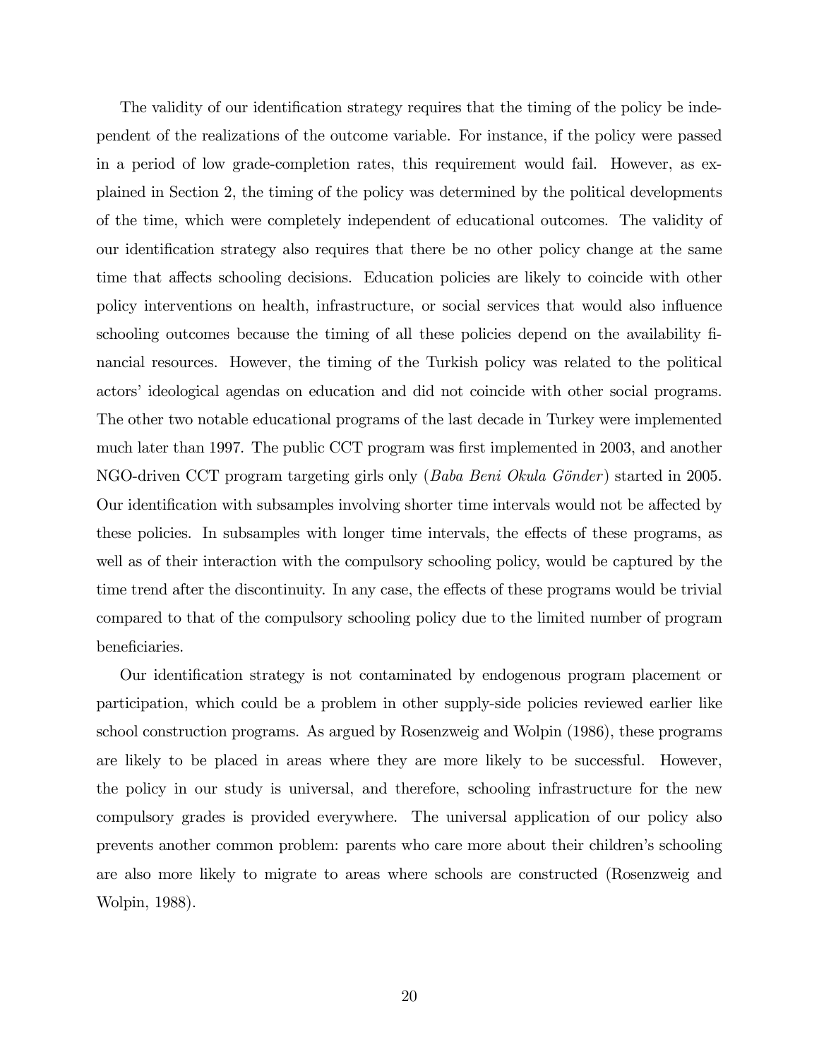The validity of our identification strategy requires that the timing of the policy be independent of the realizations of the outcome variable. For instance, if the policy were passed in a period of low grade-completion rates, this requirement would fail. However, as explained in Section 2, the timing of the policy was determined by the political developments of the time, which were completely independent of educational outcomes. The validity of our identification strategy also requires that there be no other policy change at the same time that affects schooling decisions. Education policies are likely to coincide with other policy interventions on health, infrastructure, or social services that would also influence schooling outcomes because the timing of all these policies depend on the availability financial resources. However, the timing of the Turkish policy was related to the political actors' ideological agendas on education and did not coincide with other social programs. The other two notable educational programs of the last decade in Turkey were implemented much later than 1997. The public CCT program was first implemented in 2003, and another NGO-driven CCT program targeting girls only (*Baba Beni Okula Gönder*) started in 2005. Our identification with subsamples involving shorter time intervals would not be affected by these policies. In subsamples with longer time intervals, the effects of these programs, as well as of their interaction with the compulsory schooling policy, would be captured by the time trend after the discontinuity. In any case, the effects of these programs would be trivial compared to that of the compulsory schooling policy due to the limited number of program beneficiaries.

Our identification strategy is not contaminated by endogenous program placement or participation, which could be a problem in other supply-side policies reviewed earlier like school construction programs. As argued by Rosenzweig and Wolpin (1986), these programs are likely to be placed in areas where they are more likely to be successful. However, the policy in our study is universal, and therefore, schooling infrastructure for the new compulsory grades is provided everywhere. The universal application of our policy also prevents another common problem: parents who care more about their children's schooling are also more likely to migrate to areas where schools are constructed (Rosenzweig and Wolpin, 1988).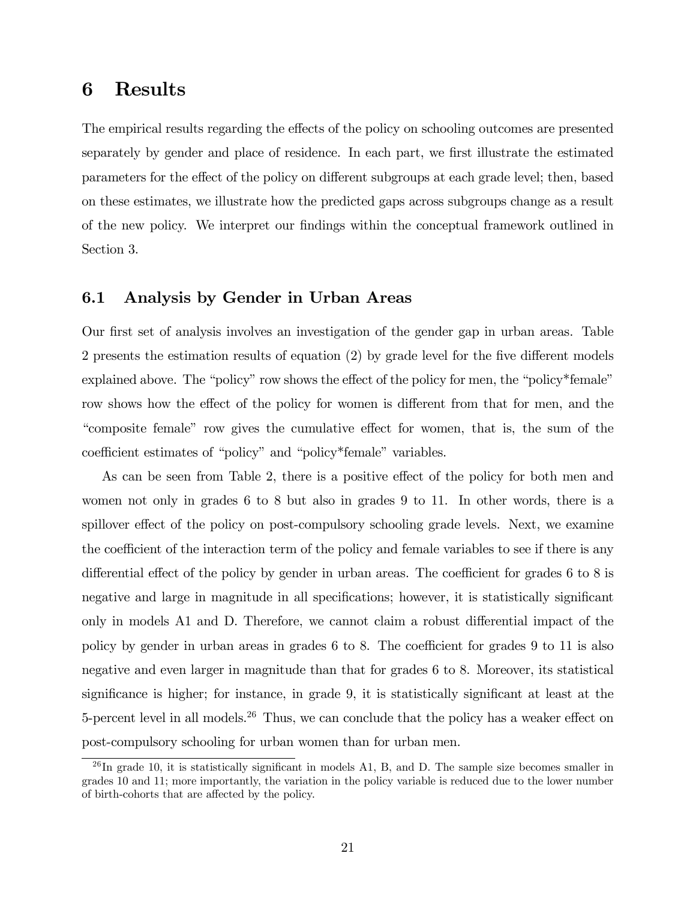# 6 Results

The empirical results regarding the effects of the policy on schooling outcomes are presented separately by gender and place of residence. In each part, we first illustrate the estimated parameters for the effect of the policy on different subgroups at each grade level; then, based on these estimates, we illustrate how the predicted gaps across subgroups change as a result of the new policy. We interpret our findings within the conceptual framework outlined in Section 3.

## 6.1 Analysis by Gender in Urban Areas

Our first set of analysis involves an investigation of the gender gap in urban areas. Table 2 presents the estimation results of equation (2) by grade level for the five different models explained above. The "policy" row shows the effect of the policy for men, the "policy*female" row shows how the effect of the policy for women is different from that for men, and the "composite female" row gives the cumulative effect for women, that is, the sum of the coefficient estimates of "policy" and "policy*female" variables.

As can be seen from Table 2, there is a positive effect of the policy for both men and women not only in grades 6 to 8 but also in grades 9 to 11. In other words, there is a spillover effect of the policy on post-compulsory schooling grade levels. Next, we examine the coefficient of the interaction term of the policy and female variables to see if there is any differential effect of the policy by gender in urban areas. The coefficient for grades 6 to 8 is negative and large in magnitude in all specifications; however, it is statistically significant only in models A1 and D. Therefore, we cannot claim a robust differential impact of the policy by gender in urban areas in grades 6 to 8. The coefficient for grades 9 to 11 is also negative and even larger in magnitude than that for grades 6 to 8. Moreover, its statistical significance is higher; for instance, in grade 9, it is statistically significant at least at the 5-percent level in all models.[26] Thus, we can conclude that the policy has a weaker effect on post-compulsory schooling for urban women than for urban men.

[26] In grade 10, it is statistically significant in models A1, B, and D. The sample size becomes smaller in grades 10 and 11; more importantly, the variation in the policy variable is reduced due to the lower number of birth-cohorts that are affected by the policy.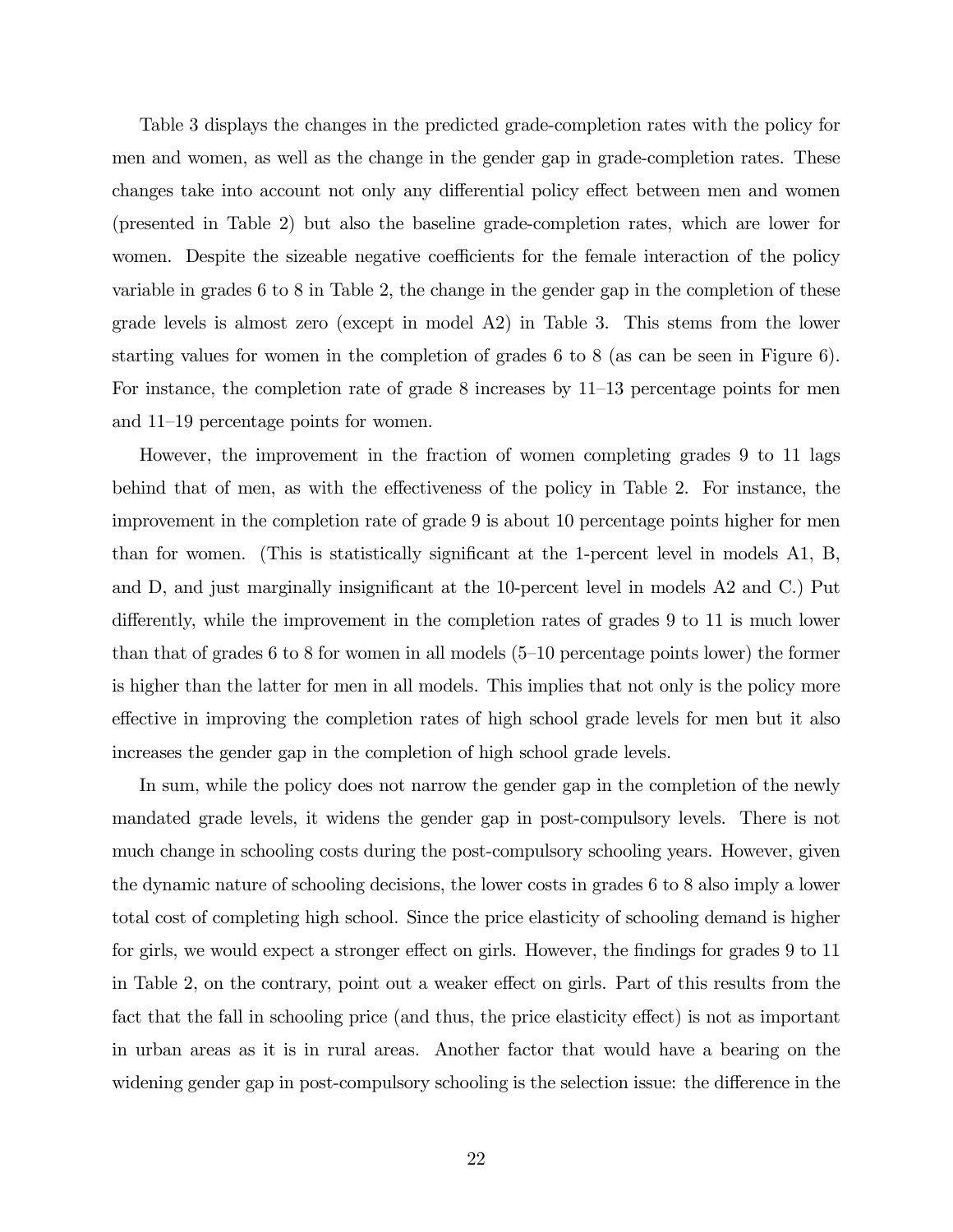Table 3 displays the changes in the predicted grade-completion rates with the policy for men and women, as well as the change in the gender gap in grade-completion rates. These changes take into account not only any differential policy effect between men and women (presented in Table 2) but also the baseline grade-completion rates, which are lower for women. Despite the sizeable negative coefficients for the female interaction of the policy variable in grades 6 to 8 in Table 2, the change in the gender gap in the completion of these grade levels is almost zero (except in model A2) in Table 3. This stems from the lower starting values for women in the completion of grades 6 to 8 (as can be seen in Figure 6). For instance, the completion rate of grade 8 increases by 11–13 percentage points for men and 11–19 percentage points for women.

However, the improvement in the fraction of women completing grades 9 to 11 lags behind that of men, as with the effectiveness of the policy in Table 2. For instance, the improvement in the completion rate of grade 9 is about 10 percentage points higher for men than for women. (This is statistically significant at the 1-percent level in models A1, B, and D, and just marginally insignificant at the 10-percent level in models A2 and C.) Put differently, while the improvement in the completion rates of grades 9 to 11 is much lower than that of grades 6 to 8 for women in all models (5–10 percentage points lower) the former is higher than the latter for men in all models. This implies that not only is the policy more effective in improving the completion rates of high school grade levels for men but it also increases the gender gap in the completion of high school grade levels.

In sum, while the policy does not narrow the gender gap in the completion of the newly mandated grade levels, it widens the gender gap in post-compulsory levels. There is not much change in schooling costs during the post-compulsory schooling years. However, given the dynamic nature of schooling decisions, the lower costs in grades 6 to 8 also imply a lower total cost of completing high school. Since the price elasticity of schooling demand is higher for girls, we would expect a stronger effect on girls. However, the findings for grades 9 to 11 in Table 2, on the contrary, point out a weaker effect on girls. Part of this results from the fact that the fall in schooling price (and thus, the price elasticity effect) is not as important in urban areas as it is in rural areas. Another factor that would have a bearing on the widening gender gap in post-compulsory schooling is the selection issue: the difference in the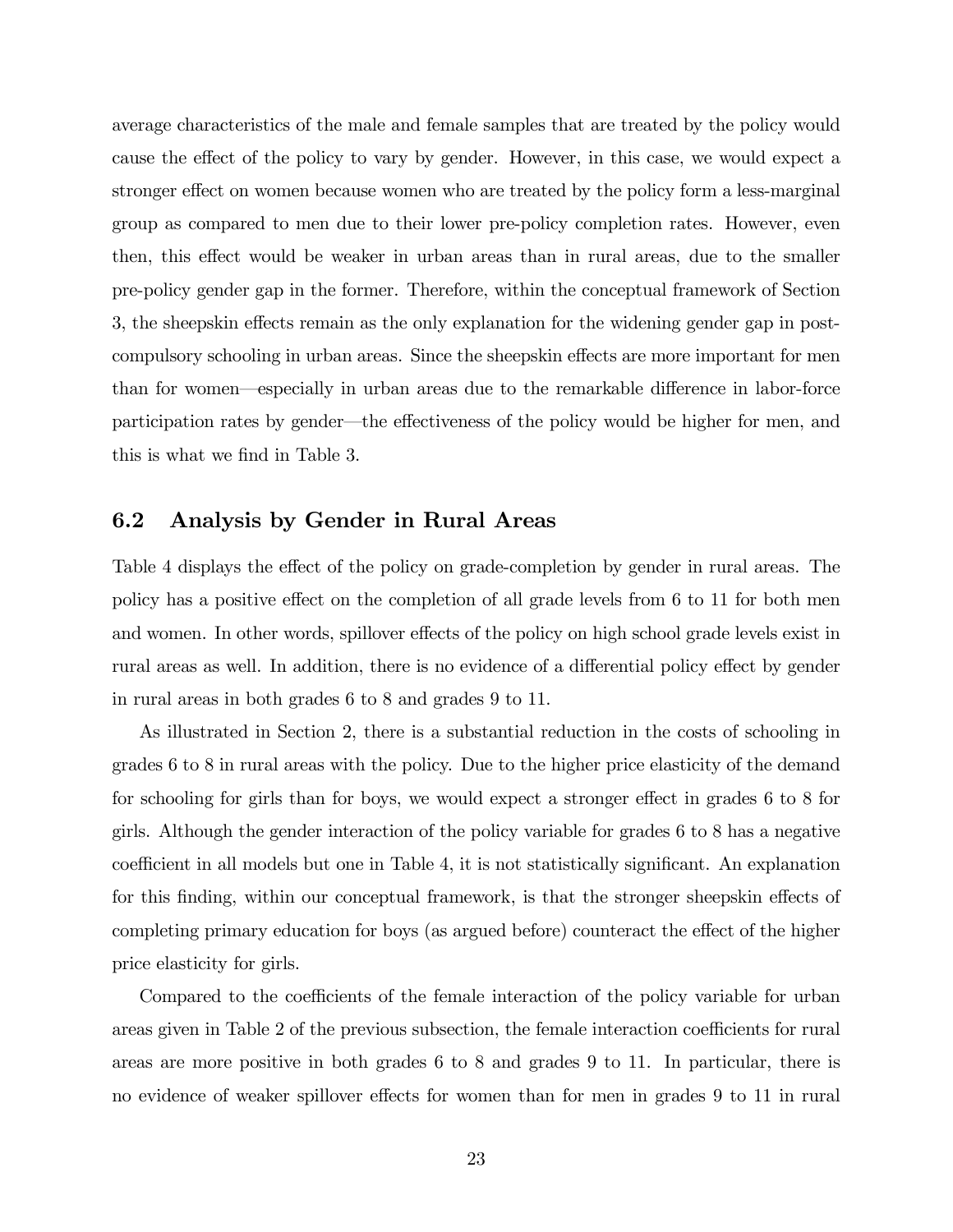average characteristics of the male and female samples that are treated by the policy would cause the effect of the policy to vary by gender. However, in this case, we would expect a stronger effect on women because women who are treated by the policy form a less-marginal group as compared to men due to their lower pre-policy completion rates. However, even then, this effect would be weaker in urban areas than in rural areas, due to the smaller pre-policy gender gap in the former. Therefore, within the conceptual framework of Section 3, the sheepskin effects remain as the only explanation for the widening gender gap in post-compulsory schooling in urban areas. Since the sheepskin effects are more important for men than for women—especially in urban areas due to the remarkable difference in labor-force participation rates by gender—the effectiveness of the policy would be higher for men, and this is what we find in Table 3.

## 6.2 Analysis by Gender in Rural Areas

Table 4 displays the effect of the policy on grade-completion by gender in rural areas. The policy has a positive effect on the completion of all grade levels from 6 to 11 for both men and women. In other words, spillover effects of the policy on high school grade levels exist in rural areas as well. In addition, there is no evidence of a differential policy effect by gender in rural areas in both grades 6 to 8 and grades 9 to 11.

As illustrated in Section 2, there is a substantial reduction in the costs of schooling in grades 6 to 8 in rural areas with the policy. Due to the higher price elasticity of the demand for schooling for girls than for boys, we would expect a stronger effect in grades 6 to 8 for girls. Although the gender interaction of the policy variable for grades 6 to 8 has a negative coefficient in all models but one in Table 4, it is not statistically significant. An explanation for this finding, within our conceptual framework, is that the stronger sheepskin effects of completing primary education for boys (as argued before) counteract the effect of the higher price elasticity for girls.

Compared to the coefficients of the female interaction of the policy variable for urban areas given in Table 2 of the previous subsection, the female interaction coefficients for rural areas are more positive in both grades 6 to 8 and grades 9 to 11. In particular, there is no evidence of weaker spillover effects for women than for men in grades 9 to 11 in rural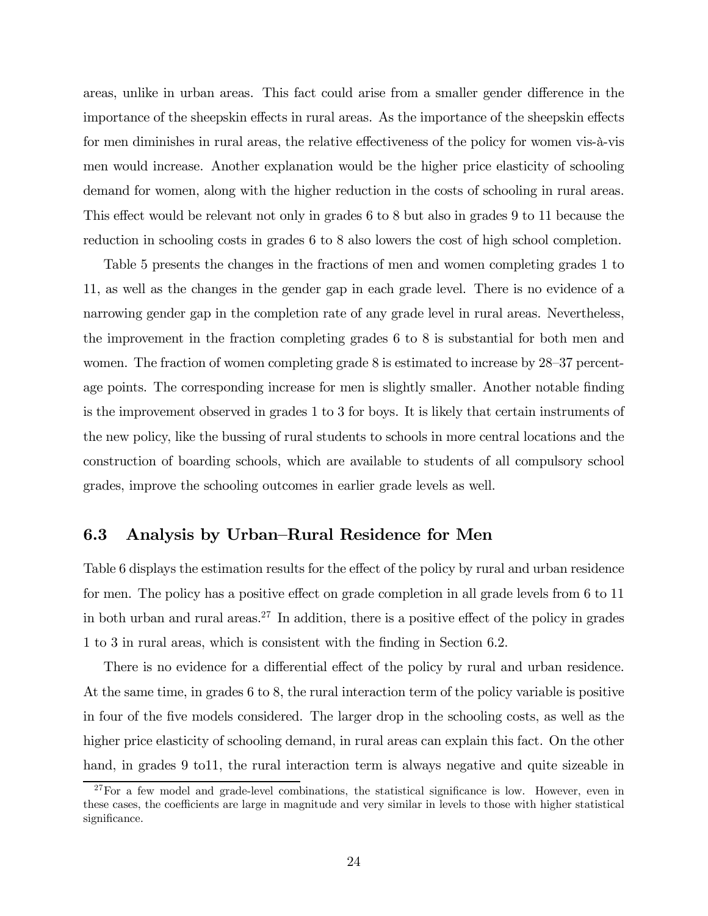areas, unlike in urban areas. This fact could arise from a smaller gender difference in the importance of the sheepskin effects in rural areas. As the importance of the sheepskin effects for men diminishes in rural areas, the relative effectiveness of the policy for women vis-à-vis men would increase. Another explanation would be the higher price elasticity of schooling demand for women, along with the higher reduction in the costs of schooling in rural areas. This effect would be relevant not only in grades 6 to 8 but also in grades 9 to 11 because the reduction in schooling costs in grades 6 to 8 also lowers the cost of high school completion.

Table 5 presents the changes in the fractions of men and women completing grades 1 to 11, as well as the changes in the gender gap in each grade level. There is no evidence of a narrowing gender gap in the completion rate of any grade level in rural areas. Nevertheless, the improvement in the fraction completing grades 6 to 8 is substantial for both men and women. The fraction of women completing grade 8 is estimated to increase by 28–37 percentage points. The corresponding increase for men is slightly smaller. Another notable finding is the improvement observed in grades 1 to 3 for boys. It is likely that certain instruments of the new policy, like the bussing of rural students to schools in more central locations and the construction of boarding schools, which are available to students of all compulsory school grades, improve the schooling outcomes in earlier grade levels as well.

### 6.3 Analysis by Urban–Rural Residence for Men

Table 6 displays the estimation results for the effect of the policy by rural and urban residence for men. The policy has a positive effect on grade completion in all grade levels from 6 to 11 in both urban and rural areas.[27] In addition, there is a positive effect of the policy in grades 1 to 3 in rural areas, which is consistent with the finding in Section 6.2.

There is no evidence for a differential effect of the policy by rural and urban residence. At the same time, in grades 6 to 8, the rural interaction term of the policy variable is positive in four of the five models considered. The larger drop in the schooling costs, as well as the higher price elasticity of schooling demand, in rural areas can explain this fact. On the other hand, in grades 9 to11, the rural interaction term is always negative and quite sizeable in

[27] For a few model and grade-level combinations, the statistical significance is low. However, even in these cases, the coefficients are large in magnitude and very similar in levels to those with higher statistical significance.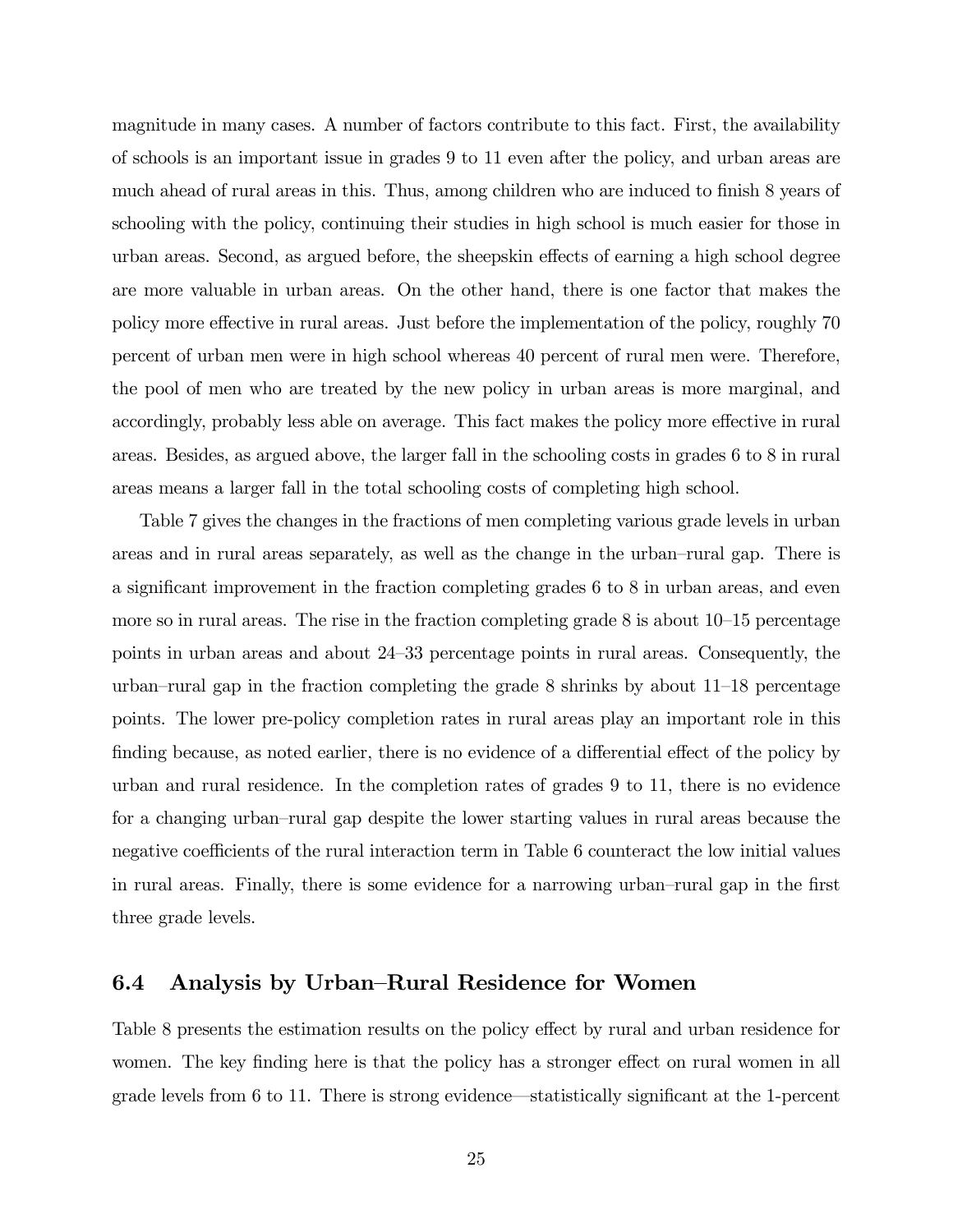magnitude in many cases. A number of factors contribute to this fact. First, the availability of schools is an important issue in grades 9 to 11 even after the policy, and urban areas are much ahead of rural areas in this. Thus, among children who are induced to finish 8 years of schooling with the policy, continuing their studies in high school is much easier for those in urban areas. Second, as argued before, the sheepskin effects of earning a high school degree are more valuable in urban areas. On the other hand, there is one factor that makes the policy more effective in rural areas. Just before the implementation of the policy, roughly 70 percent of urban men were in high school whereas 40 percent of rural men were. Therefore, the pool of men who are treated by the new policy in urban areas is more marginal, and accordingly, probably less able on average. This fact makes the policy more effective in rural areas. Besides, as argued above, the larger fall in the schooling costs in grades 6 to 8 in rural areas means a larger fall in the total schooling costs of completing high school.

Table 7 gives the changes in the fractions of men completing various grade levels in urban areas and in rural areas separately, as well as the change in the urban–rural gap. There is a significant improvement in the fraction completing grades 6 to 8 in urban areas, and even more so in rural areas. The rise in the fraction completing grade 8 is about 10–15 percentage points in urban areas and about 24–33 percentage points in rural areas. Consequently, the urban–rural gap in the fraction completing the grade 8 shrinks by about 11–18 percentage points. The lower pre-policy completion rates in rural areas play an important role in this finding because, as noted earlier, there is no evidence of a differential effect of the policy by urban and rural residence. In the completion rates of grades 9 to 11, there is no evidence for a changing urban–rural gap despite the lower starting values in rural areas because the negative coefficients of the rural interaction term in Table 6 counteract the low initial values in rural areas. Finally, there is some evidence for a narrowing urban–rural gap in the first three grade levels.

### 6.4 Analysis by Urban–Rural Residence for Women

Table 8 presents the estimation results on the policy effect by rural and urban residence for women. The key finding here is that the policy has a stronger effect on rural women in all grade levels from 6 to 11. There is strong evidence—statistically significant at the 1-percent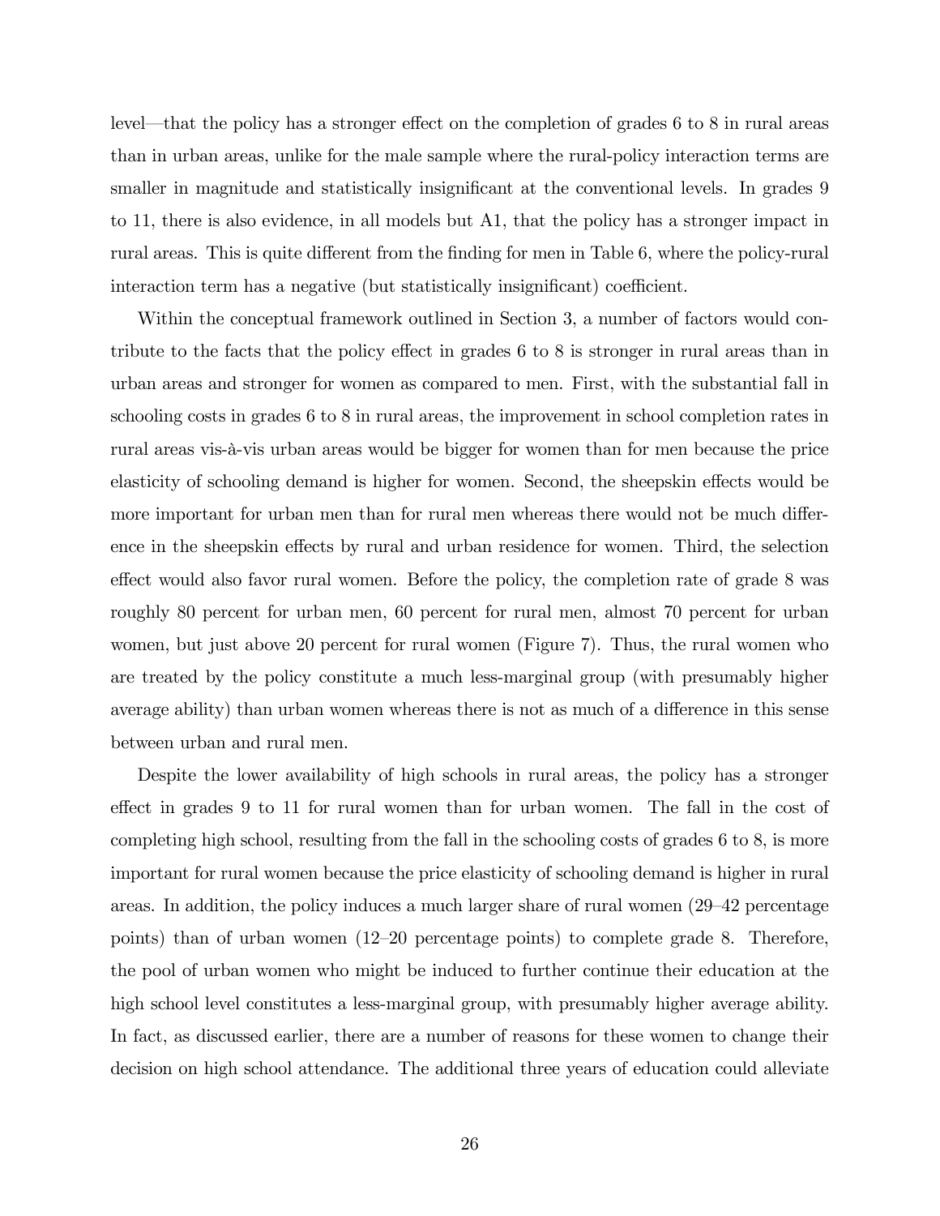level—that the policy has a stronger effect on the completion of grades 6 to 8 in rural areas than in urban areas, unlike for the male sample where the rural-policy interaction terms are smaller in magnitude and statistically insignificant at the conventional levels. In grades 9 to 11, there is also evidence, in all models but A1, that the policy has a stronger impact in rural areas. This is quite different from the finding for men in Table 6, where the policy-rural interaction term has a negative (but statistically insignificant) coefficient.

Within the conceptual framework outlined in Section 3, a number of factors would contribute to the facts that the policy effect in grades 6 to 8 is stronger in rural areas than in urban areas and stronger for women as compared to men. First, with the substantial fall in schooling costs in grades 6 to 8 in rural areas, the improvement in school completion rates in rural areas vis-à-vis urban areas would be bigger for women than for men because the price elasticity of schooling demand is higher for women. Second, the sheepskin effects would be more important for urban men than for rural men whereas there would not be much difference in the sheepskin effects by rural and urban residence for women. Third, the selection effect would also favor rural women. Before the policy, the completion rate of grade 8 was roughly 80 percent for urban men, 60 percent for rural men, almost 70 percent for urban women, but just above 20 percent for rural women (Figure 7). Thus, the rural women who are treated by the policy constitute a much less-marginal group (with presumably higher average ability) than urban women whereas there is not as much of a difference in this sense between urban and rural men.

Despite the lower availability of high schools in rural areas, the policy has a stronger effect in grades 9 to 11 for rural women than for urban women. The fall in the cost of completing high school, resulting from the fall in the schooling costs of grades 6 to 8, is more important for rural women because the price elasticity of schooling demand is higher in rural areas. In addition, the policy induces a much larger share of rural women (29–42 percentage points) than of urban women (12–20 percentage points) to complete grade 8. Therefore, the pool of urban women who might be induced to further continue their education at the high school level constitutes a less-marginal group, with presumably higher average ability. In fact, as discussed earlier, there are a number of reasons for these women to change their decision on high school attendance. The additional three years of education could alleviate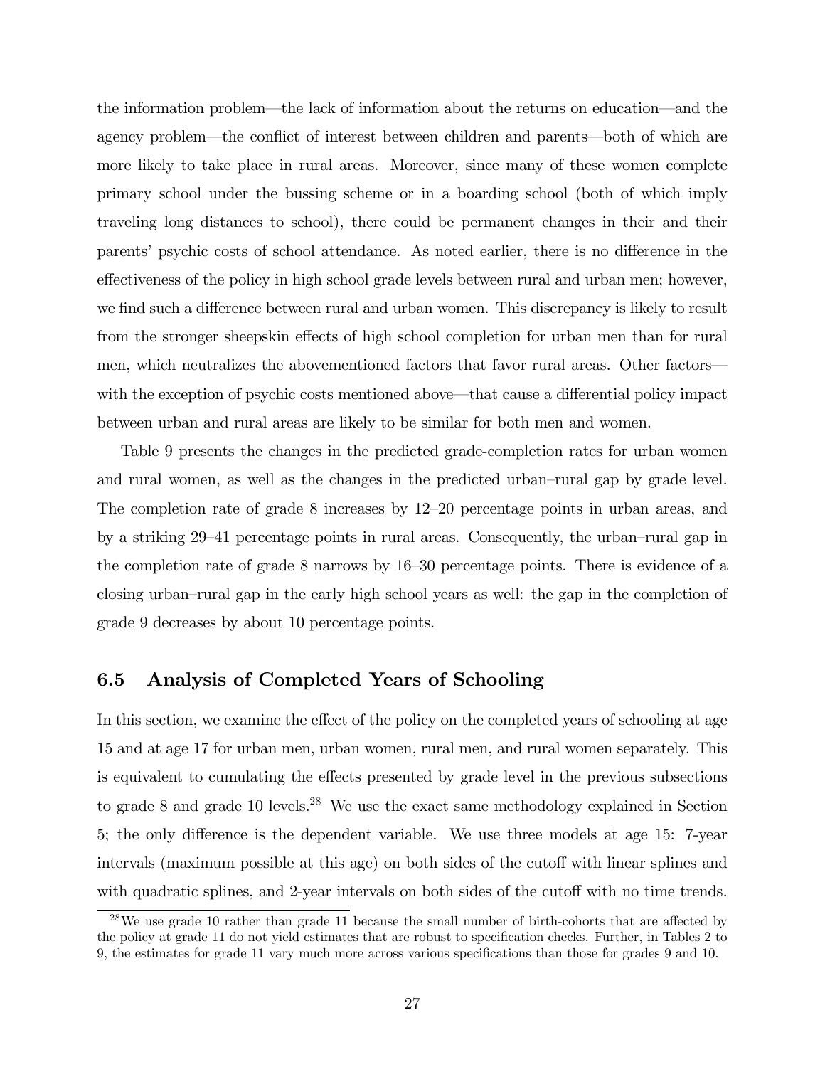the information problem—the lack of information about the returns on education—and the agency problem—the conflict of interest between children and parents—both of which are more likely to take place in rural areas. Moreover, since many of these women complete primary school under the bussing scheme or in a boarding school (both of which imply traveling long distances to school), there could be permanent changes in their and their parents' psychic costs of school attendance. As noted earlier, there is no difference in the effectiveness of the policy in high school grade levels between rural and urban men; however, we find such a difference between rural and urban women. This discrepancy is likely to result from the stronger sheepskin effects of high school completion for urban men than for rural men, which neutralizes the abovementioned factors that favor rural areas. Other factors—with the exception of psychic costs mentioned above—that cause a differential policy impact between urban and rural areas are likely to be similar for both men and women.

Table 9 presents the changes in the predicted grade-completion rates for urban women and rural women, as well as the changes in the predicted urban–rural gap by grade level. The completion rate of grade 8 increases by 12–20 percentage points in urban areas, and by a striking 29–41 percentage points in rural areas. Consequently, the urban–rural gap in the completion rate of grade 8 narrows by 16–30 percentage points. There is evidence of a closing urban–rural gap in the early high school years as well: the gap in the completion of grade 9 decreases by about 10 percentage points.

## 6.5 Analysis of Completed Years of Schooling

In this section, we examine the effect of the policy on the completed years of schooling at age 15 and at age 17 for urban men, urban women, rural men, and rural women separately. This is equivalent to cumulating the effects presented by grade level in the previous subsections to grade 8 and grade 10 levels.[28] We use the exact same methodology explained in Section 5; the only difference is the dependent variable. We use three models at age 15: 7-year intervals (maximum possible at this age) on both sides of the cutoff with linear splines and with quadratic splines, and 2-year intervals on both sides of the cutoff with no time trends.

[28] We use grade 10 rather than grade 11 because the small number of birth-cohorts that are affected by the policy at grade 11 do not yield estimates that are robust to specification checks. Further, in Tables 2 to 9, the estimates for grade 11 vary much more across various specifications than those for grades 9 and 10.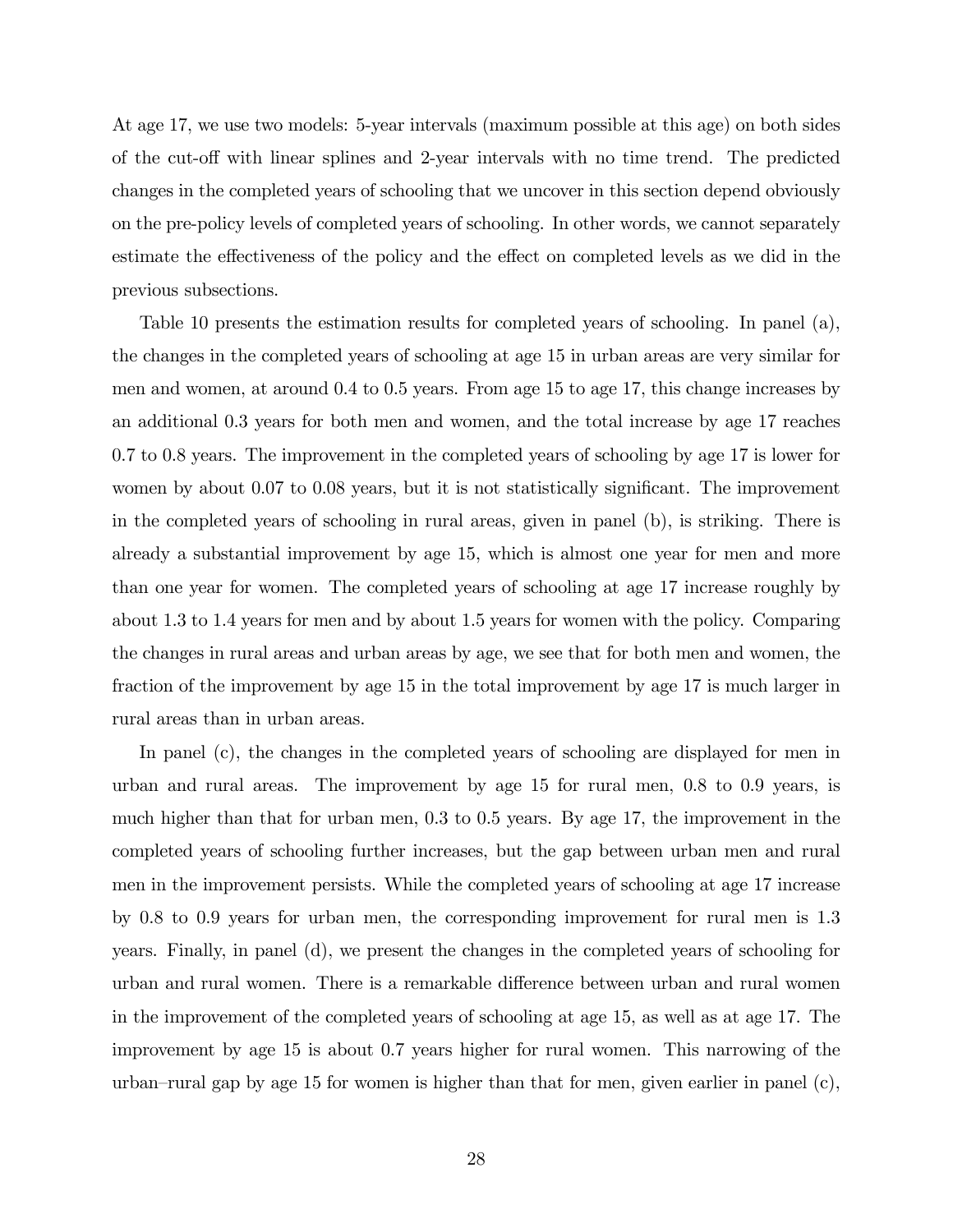At age 17, we use two models: 5-year intervals (maximum possible at this age) on both sides of the cut-off with linear splines and 2-year intervals with no time trend. The predicted changes in the completed years of schooling that we uncover in this section depend obviously on the pre-policy levels of completed years of schooling. In other words, we cannot separately estimate the effectiveness of the policy and the effect on completed levels as we did in the previous subsections.

Table 10 presents the estimation results for completed years of schooling. In panel (a), the changes in the completed years of schooling at age 15 in urban areas are very similar for men and women, at around 0.4 to 0.5 years. From age 15 to age 17, this change increases by an additional 0.3 years for both men and women, and the total increase by age 17 reaches 0.7 to 0.8 years. The improvement in the completed years of schooling by age 17 is lower for women by about 0.07 to 0.08 years, but it is not statistically significant. The improvement in the completed years of schooling in rural areas, given in panel (b), is striking. There is already a substantial improvement by age 15, which is almost one year for men and more than one year for women. The completed years of schooling at age 17 increase roughly by about 1.3 to 1.4 years for men and by about 1.5 years for women with the policy. Comparing the changes in rural areas and urban areas by age, we see that for both men and women, the fraction of the improvement by age 15 in the total improvement by age 17 is much larger in rural areas than in urban areas.

In panel (c), the changes in the completed years of schooling are displayed for men in urban and rural areas. The improvement by age 15 for rural men, 0.8 to 0.9 years, is much higher than that for urban men, 0.3 to 0.5 years. By age 17, the improvement in the completed years of schooling further increases, but the gap between urban men and rural men in the improvement persists. While the completed years of schooling at age 17 increase by 0.8 to 0.9 years for urban men, the corresponding improvement for rural men is 1.3 years. Finally, in panel (d), we present the changes in the completed years of schooling for urban and rural women. There is a remarkable difference between urban and rural women in the improvement of the completed years of schooling at age 15, as well as at age 17. The improvement by age 15 is about 0.7 years higher for rural women. This narrowing of the urban–rural gap by age 15 for women is higher than that for men, given earlier in panel (c),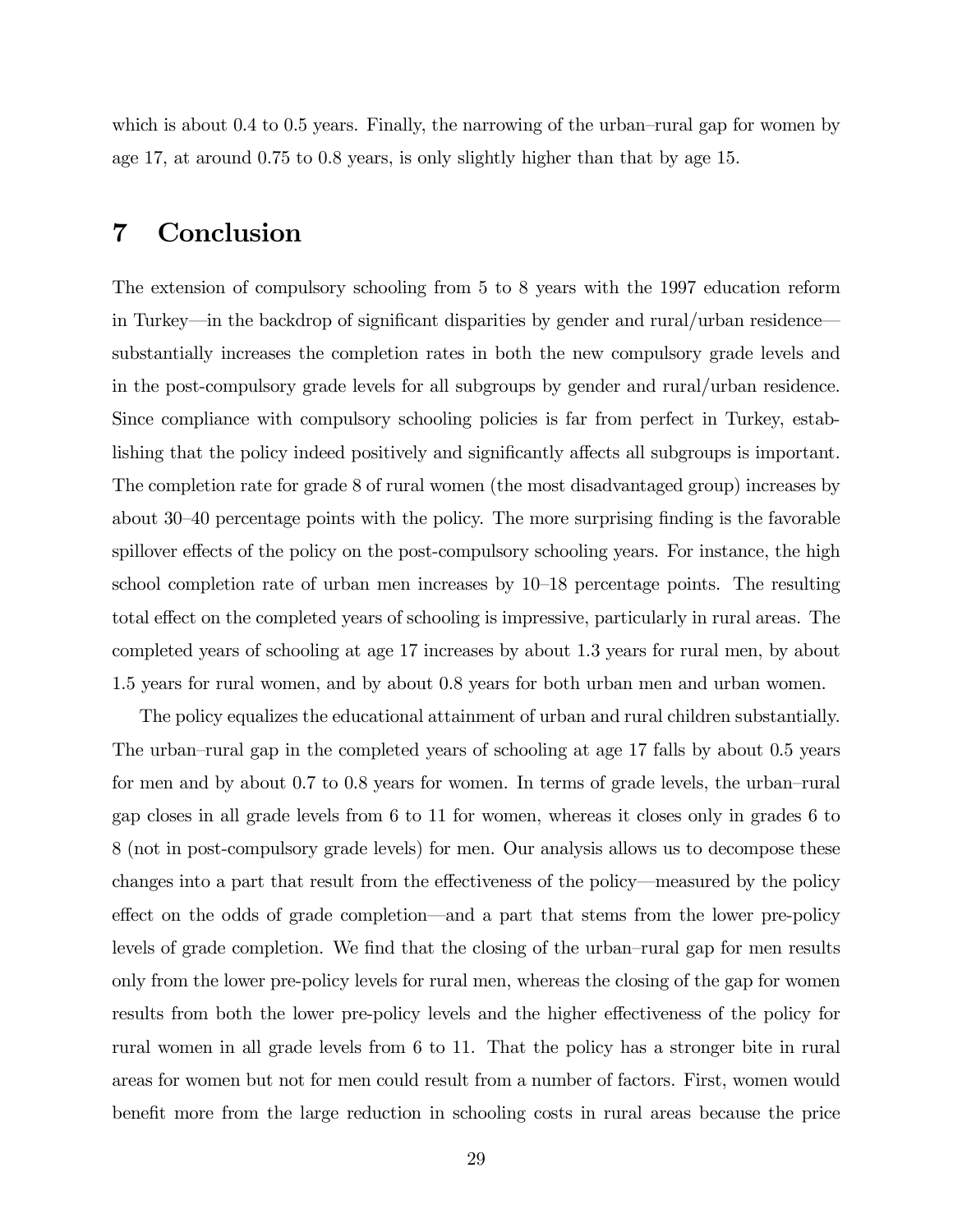which is about 0.4 to 0.5 years. Finally, the narrowing of the urban–rural gap for women by age 17, at around 0.75 to 0.8 years, is only slightly higher than that by age 15.

# 7 Conclusion

The extension of compulsory schooling from 5 to 8 years with the 1997 education reform in Turkey—in the backdrop of significant disparities by gender and rural/urban residence—substantially increases the completion rates in both the new compulsory grade levels and in the post-compulsory grade levels for all subgroups by gender and rural/urban residence. Since compliance with compulsory schooling policies is far from perfect in Turkey, establishing that the policy indeed positively and significantly affects all subgroups is important. The completion rate for grade 8 of rural women (the most disadvantaged group) increases by about 30–40 percentage points with the policy. The more surprising finding is the favorable spillover effects of the policy on the post-compulsory schooling years. For instance, the high school completion rate of urban men increases by 10–18 percentage points. The resulting total effect on the completed years of schooling is impressive, particularly in rural areas. The completed years of schooling at age 17 increases by about 1.3 years for rural men, by about 1.5 years for rural women, and by about 0.8 years for both urban men and urban women.

The policy equalizes the educational attainment of urban and rural children substantially. The urban–rural gap in the completed years of schooling at age 17 falls by about 0.5 years for men and by about 0.7 to 0.8 years for women. In terms of grade levels, the urban–rural gap closes in all grade levels from 6 to 11 for women, whereas it closes only in grades 6 to 8 (not in post-compulsory grade levels) for men. Our analysis allows us to decompose these changes into a part that result from the effectiveness of the policy—measured by the policy effect on the odds of grade completion—and a part that stems from the lower pre-policy levels of grade completion. We find that the closing of the urban–rural gap for men results only from the lower pre-policy levels for rural men, whereas the closing of the gap for women results from both the lower pre-policy levels and the higher effectiveness of the policy for rural women in all grade levels from 6 to 11. That the policy has a stronger bite in rural areas for women but not for men could result from a number of factors. First, women would benefit more from the large reduction in schooling costs in rural areas because the price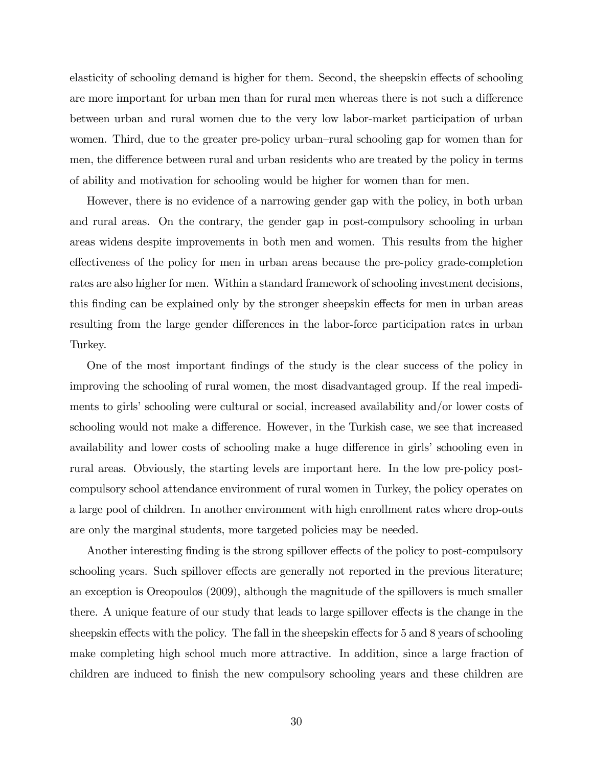elasticity of schooling demand is higher for them. Second, the sheepskin effects of schooling are more important for urban men than for rural men whereas there is not such a difference between urban and rural women due to the very low labor-market participation of urban women. Third, due to the greater pre-policy urban–rural schooling gap for women than for men, the difference between rural and urban residents who are treated by the policy in terms of ability and motivation for schooling would be higher for women than for men.

However, there is no evidence of a narrowing gender gap with the policy, in both urban and rural areas. On the contrary, the gender gap in post-compulsory schooling in urban areas widens despite improvements in both men and women. This results from the higher effectiveness of the policy for men in urban areas because the pre-policy grade-completion rates are also higher for men. Within a standard framework of schooling investment decisions, this finding can be explained only by the stronger sheepskin effects for men in urban areas resulting from the large gender differences in the labor-force participation rates in urban Turkey.

One of the most important findings of the study is the clear success of the policy in improving the schooling of rural women, the most disadvantaged group. If the real impediments to girls' schooling were cultural or social, increased availability and/or lower costs of schooling would not make a difference. However, in the Turkish case, we see that increased availability and lower costs of schooling make a huge difference in girls' schooling even in rural areas. Obviously, the starting levels are important here. In the low pre-policy post-compulsory school attendance environment of rural women in Turkey, the policy operates on a large pool of children. In another environment with high enrollment rates where drop-outs are only the marginal students, more targeted policies may be needed.

Another interesting finding is the strong spillover effects of the policy to post-compulsory schooling years. Such spillover effects are generally not reported in the previous literature; an exception is Oreopoulos (2009), although the magnitude of the spillovers is much smaller there. A unique feature of our study that leads to large spillover effects is the change in the sheepskin effects with the policy. The fall in the sheepskin effects for 5 and 8 years of schooling make completing high school much more attractive. In addition, since a large fraction of children are induced to finish the new compulsory schooling years and these children are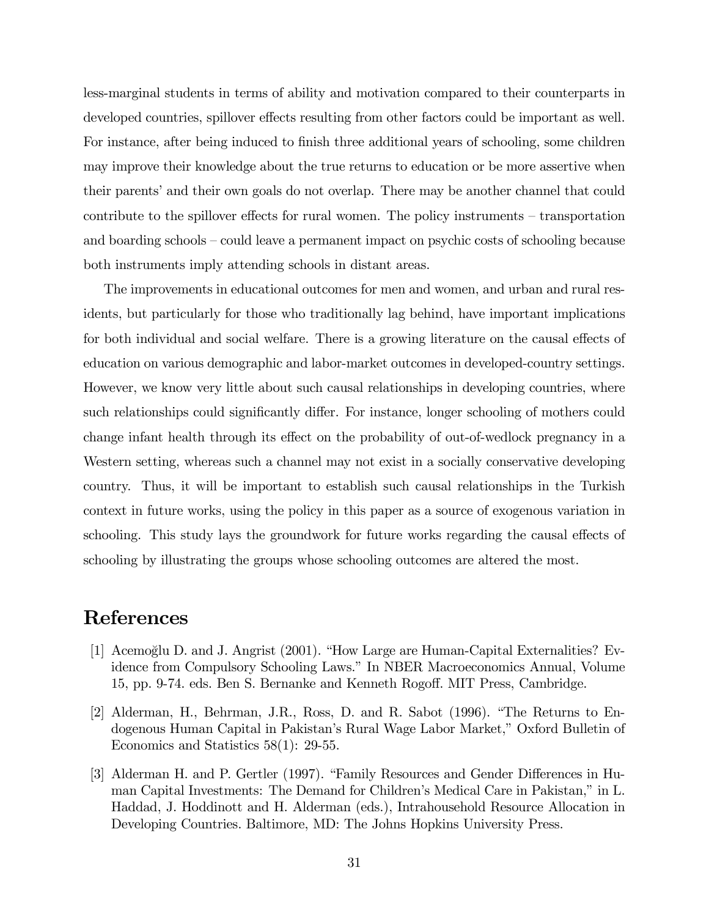less-marginal students in terms of ability and motivation compared to their counterparts in developed countries, spillover effects resulting from other factors could be important as well. For instance, after being induced to finish three additional years of schooling, some children may improve their knowledge about the true returns to education or be more assertive when their parents' and their own goals do not overlap. There may be another channel that could contribute to the spillover effects for rural women. The policy instruments – transportation and boarding schools – could leave a permanent impact on psychic costs of schooling because both instruments imply attending schools in distant areas.

The improvements in educational outcomes for men and women, and urban and rural residents, but particularly for those who traditionally lag behind, have important implications for both individual and social welfare. There is a growing literature on the causal effects of education on various demographic and labor-market outcomes in developed-country settings. However, we know very little about such causal relationships in developing countries, where such relationships could significantly differ. For instance, longer schooling of mothers could change infant health through its effect on the probability of out-of-wedlock pregnancy in a Western setting, whereas such a channel may not exist in a socially conservative developing country. Thus, it will be important to establish such causal relationships in the Turkish context in future works, using the policy in this paper as a source of exogenous variation in schooling. This study lays the groundwork for future works regarding the causal effects of schooling by illustrating the groups whose schooling outcomes are altered the most.

# References

[1] Acemoğlu D. and J. Angrist (2001). "How Large are Human-Capital Externalities? Evidence from Compulsory Schooling Laws." In NBER Macroeconomics Annual, Volume 15, pp. 9-74. eds. Ben S. Bernanke and Kenneth Rogoff. MIT Press, Cambridge.

[2] Alderman, H., Behrman, J.R., Ross, D. and R. Sabot (1996). "The Returns to Endogenous Human Capital in Pakistan's Rural Wage Labor Market," Oxford Bulletin of Economics and Statistics 58(1): 29-55.

[3] Alderman H. and P. Gertler (1997). "Family Resources and Gender Differences in Human Capital Investments: The Demand for Children's Medical Care in Pakistan," in L. Haddad, J. Hoddinott and H. Alderman (eds.), Intrahousehold Resource Allocation in Developing Countries. Baltimore, MD: The Johns Hopkins University Press.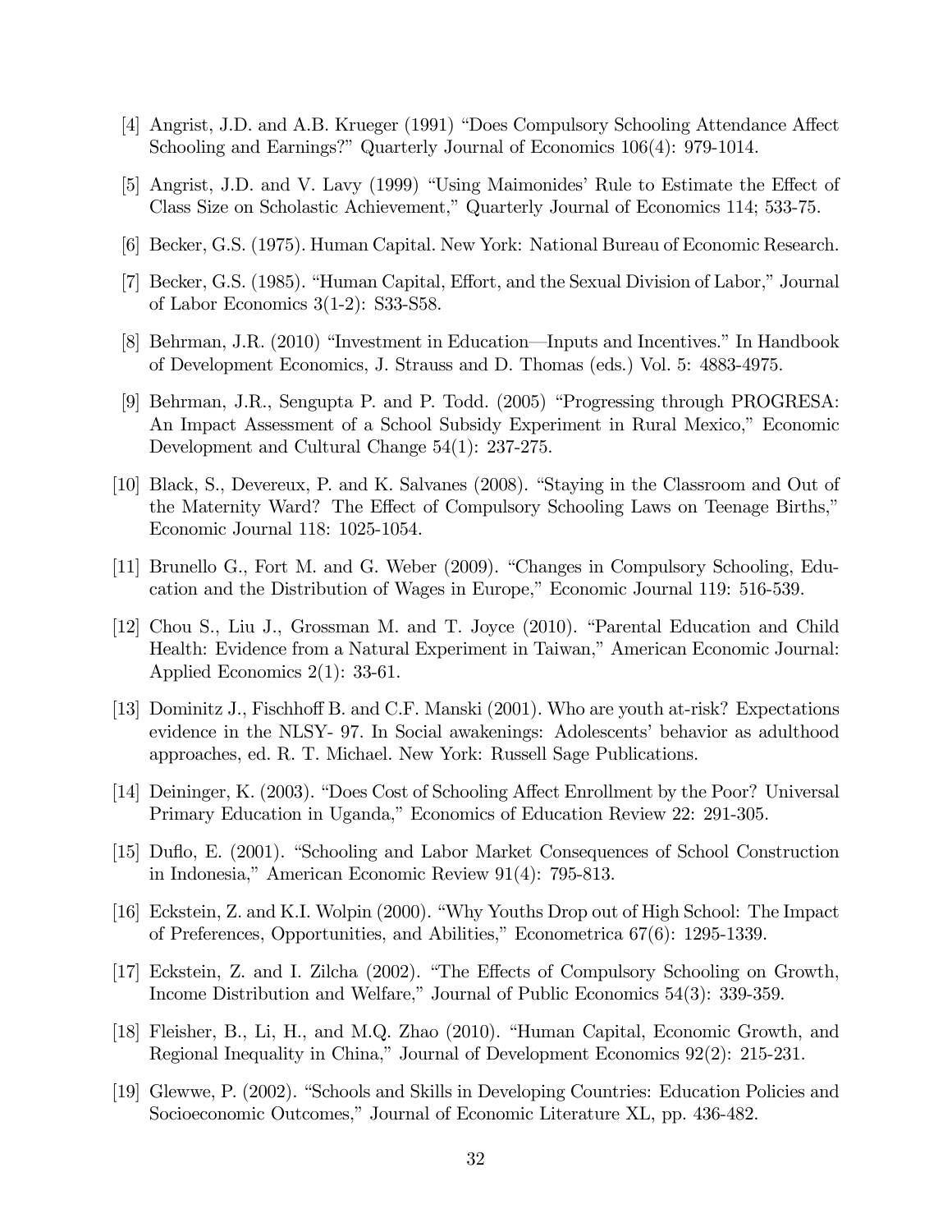[4] Angrist, J.D. and A.B. Krueger (1991) "Does Compulsory Schooling Attendance Affect Schooling and Earnings?" Quarterly Journal of Economics 106(4): 979-1014.

[5] Angrist, J.D. and V. Lavy (1999) "Using Maimonides' Rule to Estimate the Effect of Class Size on Scholastic Achievement," Quarterly Journal of Economics 114; 533-75.

[6] Becker, G.S. (1975). Human Capital. New York: National Bureau of Economic Research.

[7] Becker, G.S. (1985). "Human Capital, Effort, and the Sexual Division of Labor," Journal of Labor Economics 3(1-2): S33-S58.

[8] Behrman, J.R. (2010) "Investment in Education—Inputs and Incentives." In Handbook of Development Economics, J. Strauss and D. Thomas (eds.) Vol. 5: 4883-4975.

[9] Behrman, J.R., Sengupta P. and P. Todd. (2005) "Progressing through PROGRESA: An Impact Assessment of a School Subsidy Experiment in Rural Mexico," Economic Development and Cultural Change 54(1): 237-275.

[10] Black, S., Devereux, P. and K. Salvanes (2008). "Staying in the Classroom and Out of the Maternity Ward? The Effect of Compulsory Schooling Laws on Teenage Births," Economic Journal 118: 1025-1054.

[11] Brunello G., Fort M. and G. Weber (2009). "Changes in Compulsory Schooling, Education and the Distribution of Wages in Europe," Economic Journal 119: 516-539.

[12] Chou S., Liu J., Grossman M. and T. Joyce (2010). "Parental Education and Child Health: Evidence from a Natural Experiment in Taiwan," American Economic Journal: Applied Economics 2(1): 33-61.

[13] Dominitz J., Fischhoff B. and C.F. Manski (2001). Who are youth at-risk? Expectations evidence in the NLSY- 97. In Social awakenings: Adolescents' behavior as adulthood approaches, ed. R. T. Michael. New York: Russell Sage Publications.

[14] Deininger, K. (2003). "Does Cost of Schooling Affect Enrollment by the Poor? Universal Primary Education in Uganda," Economics of Education Review 22: 291-305.

[15] Duflo, E. (2001). "Schooling and Labor Market Consequences of School Construction in Indonesia," American Economic Review 91(4): 795-813.

[16] Eckstein, Z. and K.I. Wolpin (2000). "Why Youths Drop out of High School: The Impact of Preferences, Opportunities, and Abilities," Econometrica 67(6): 1295-1339.

[17] Eckstein, Z. and I. Zilcha (2002). "The Effects of Compulsory Schooling on Growth, Income Distribution and Welfare," Journal of Public Economics 54(3): 339-359.

[18] Fleisher, B., Li, H., and M.Q. Zhao (2010). "Human Capital, Economic Growth, and Regional Inequality in China," Journal of Development Economics 92(2): 215-231.

[19] Glewwe, P. (2002). "Schools and Skills in Developing Countries: Education Policies and Socioeconomic Outcomes," Journal of Economic Literature XL, pp. 436-482.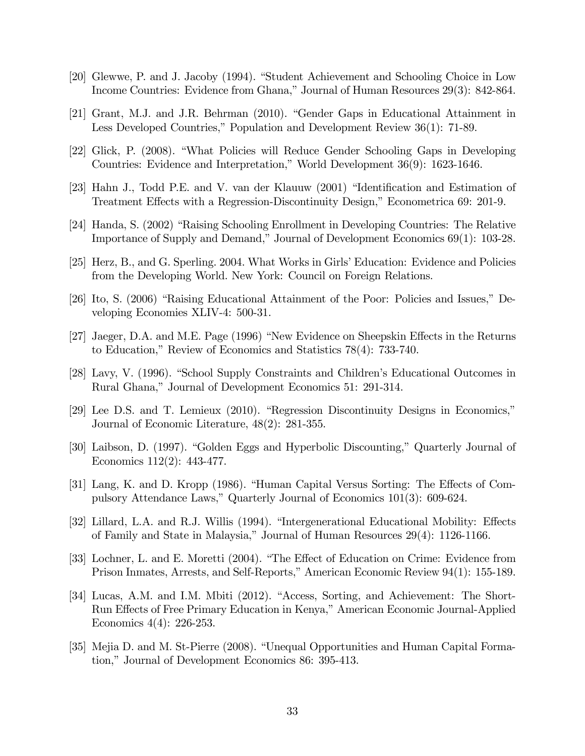[20] Glewwe, P. and J. Jacoby (1994). "Student Achievement and Schooling Choice in Low Income Countries: Evidence from Ghana," Journal of Human Resources 29(3): 842-864.

[21] Grant, M.J. and J.R. Behrman (2010). "Gender Gaps in Educational Attainment in Less Developed Countries," Population and Development Review 36(1): 71-89.

[22] Glick, P. (2008). "What Policies will Reduce Gender Schooling Gaps in Developing Countries: Evidence and Interpretation," World Development 36(9): 1623-1646.

[23] Hahn J., Todd P.E. and V. van der Klauuw (2001) "Identification and Estimation of Treatment Effects with a Regression-Discontinuity Design," Econometrica 69: 201-9.

[24] Handa, S. (2002) "Raising Schooling Enrollment in Developing Countries: The Relative Importance of Supply and Demand," Journal of Development Economics 69(1): 103-28.

[25] Herz, B., and G. Sperling. 2004. What Works in Girls' Education: Evidence and Policies from the Developing World. New York: Council on Foreign Relations.

[26] Ito, S. (2006) "Raising Educational Attainment of the Poor: Policies and Issues," Developing Economies XLIV-4: 500-31.

[27] Jaeger, D.A. and M.E. Page (1996) "New Evidence on Sheepskin Effects in the Returns to Education," Review of Economics and Statistics 78(4): 733-740.

[28] Lavy, V. (1996). "School Supply Constraints and Children's Educational Outcomes in Rural Ghana," Journal of Development Economics 51: 291-314.

[29] Lee D.S. and T. Lemieux (2010). "Regression Discontinuity Designs in Economics," Journal of Economic Literature, 48(2): 281-355.

[30] Laibson, D. (1997). "Golden Eggs and Hyperbolic Discounting," Quarterly Journal of Economics 112(2): 443-477.

[31] Lang, K. and D. Kropp (1986). "Human Capital Versus Sorting: The Effects of Compulsory Attendance Laws," Quarterly Journal of Economics 101(3): 609-624.

[32] Lillard, L.A. and R.J. Willis (1994). "Intergenerational Educational Mobility: Effects of Family and State in Malaysia," Journal of Human Resources 29(4): 1126-1166.

[33] Lochner, L. and E. Moretti (2004). "The Effect of Education on Crime: Evidence from Prison Inmates, Arrests, and Self-Reports," American Economic Review 94(1): 155-189.

[34] Lucas, A.M. and I.M. Mbiti (2012). "Access, Sorting, and Achievement: The Short-Run Effects of Free Primary Education in Kenya," American Economic Journal-Applied Economics 4(4): 226-253.

[35] Mejia D. and M. St-Pierre (2008). "Unequal Opportunities and Human Capital Formation," Journal of Development Economics 86: 395-413.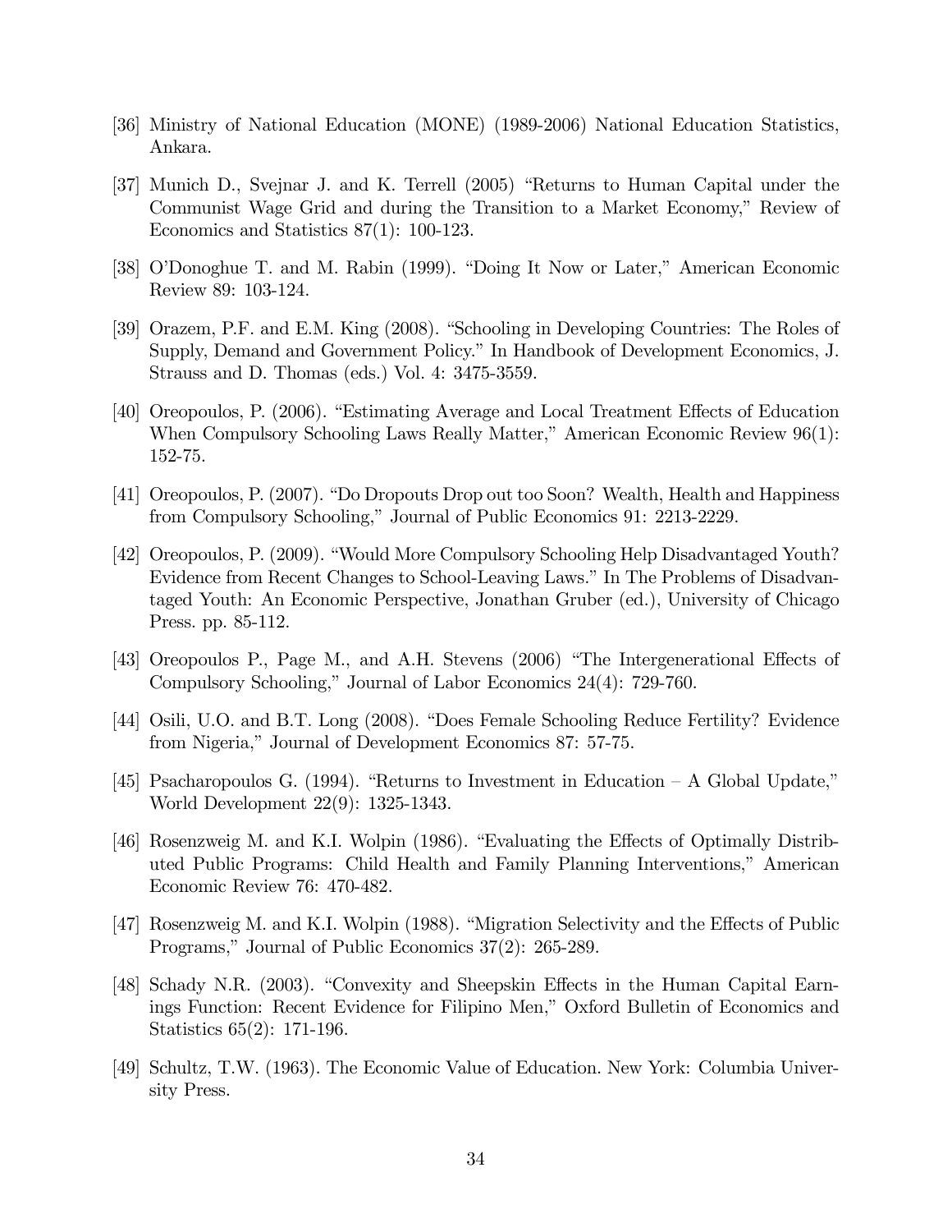[36] Ministry of National Education (MONE) (1989-2006) National Education Statistics, Ankara.

[37] Munich D., Svejnar J. and K. Terrell (2005) "Returns to Human Capital under the Communist Wage Grid and during the Transition to a Market Economy," Review of Economics and Statistics 87(1): 100-123.

[38] O'Donoghue T. and M. Rabin (1999). "Doing It Now or Later," American Economic Review 89: 103-124.

[39] Orazem, P.F. and E.M. King (2008). "Schooling in Developing Countries: The Roles of Supply, Demand and Government Policy." In Handbook of Development Economics, J. Strauss and D. Thomas (eds.) Vol. 4: 3475-3559.

[40] Oreopoulos, P. (2006). "Estimating Average and Local Treatment Effects of Education When Compulsory Schooling Laws Really Matter," American Economic Review 96(1): 152-75.

[41] Oreopoulos, P. (2007). "Do Dropouts Drop out too Soon? Wealth, Health and Happiness from Compulsory Schooling," Journal of Public Economics 91: 2213-2229.

[42] Oreopoulos, P. (2009). "Would More Compulsory Schooling Help Disadvantaged Youth? Evidence from Recent Changes to School-Leaving Laws." In The Problems of Disadvantaged Youth: An Economic Perspective, Jonathan Gruber (ed.), University of Chicago Press. pp. 85-112.

[43] Oreopoulos P., Page M., and A.H. Stevens (2006) "The Intergenerational Effects of Compulsory Schooling," Journal of Labor Economics 24(4): 729-760.

[44] Osili, U.O. and B.T. Long (2008). "Does Female Schooling Reduce Fertility? Evidence from Nigeria," Journal of Development Economics 87: 57-75.

[45] Psacharopoulos G. (1994). "Returns to Investment in Education – A Global Update," World Development 22(9): 1325-1343.

[46] Rosenzweig M. and K.I. Wolpin (1986). "Evaluating the Effects of Optimally Distributed Public Programs: Child Health and Family Planning Interventions," American Economic Review 76: 470-482.

[47] Rosenzweig M. and K.I. Wolpin (1988). "Migration Selectivity and the Effects of Public Programs," Journal of Public Economics 37(2): 265-289.

[48] Schady N.R. (2003). "Convexity and Sheepskin Effects in the Human Capital Earnings Function: Recent Evidence for Filipino Men," Oxford Bulletin of Economics and Statistics 65(2): 171-196.

[49] Schultz, T.W. (1963). The Economic Value of Education. New York: Columbia University Press.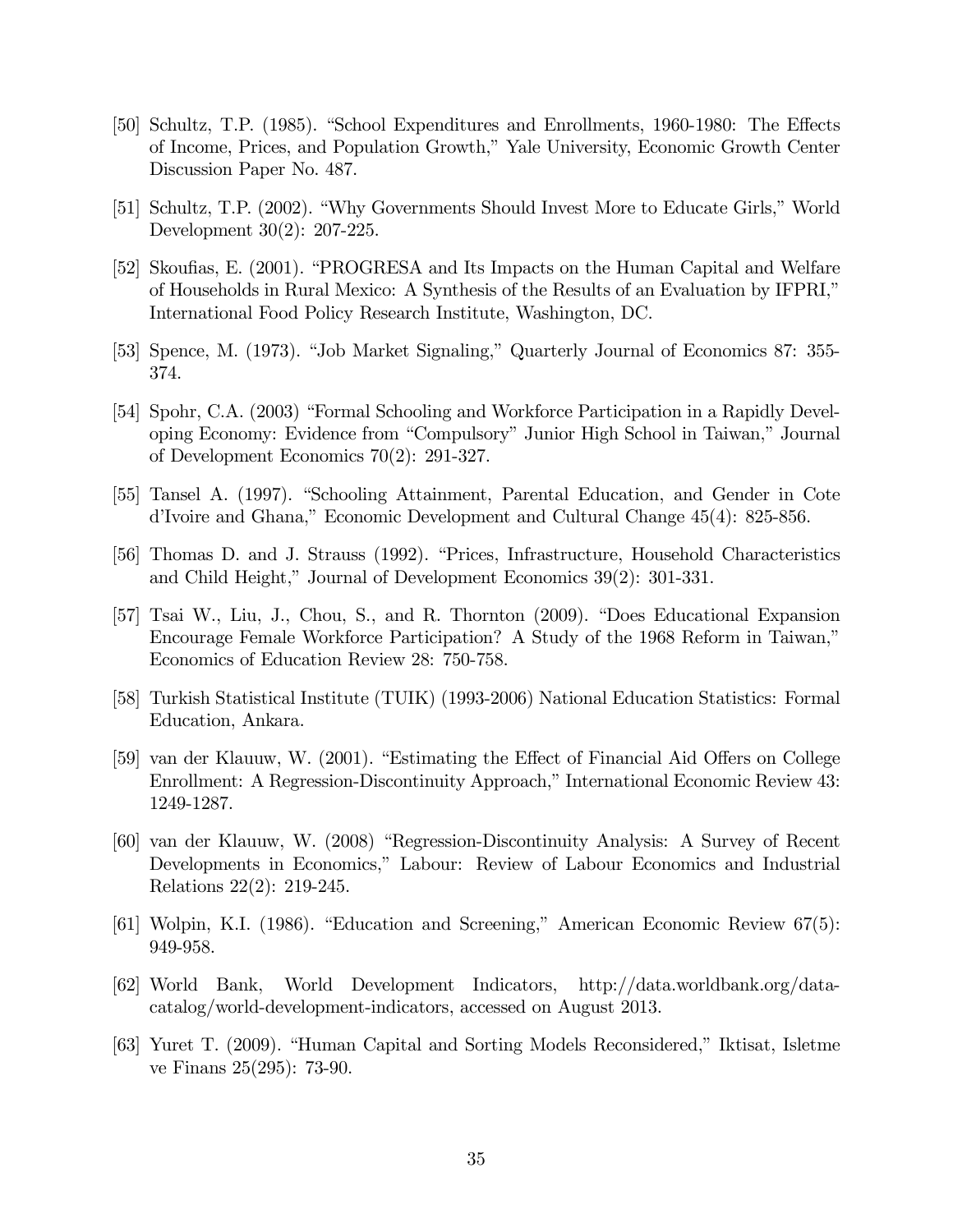[50] Schultz, T.P. (1985). "School Expenditures and Enrollments, 1960-1980: The Effects of Income, Prices, and Population Growth," Yale University, Economic Growth Center Discussion Paper No. 487.

[51] Schultz, T.P. (2002). "Why Governments Should Invest More to Educate Girls," World Development 30(2): 207-225.

[52] Skoufias, E. (2001). "PROGRESA and Its Impacts on the Human Capital and Welfare of Households in Rural Mexico: A Synthesis of the Results of an Evaluation by IFPRI," International Food Policy Research Institute, Washington, DC.

[53] Spence, M. (1973). "Job Market Signaling," Quarterly Journal of Economics 87: 355-374.

[54] Spohr, C.A. (2003) "Formal Schooling and Workforce Participation in a Rapidly Developing Economy: Evidence from "Compulsory" Junior High School in Taiwan," Journal of Development Economics 70(2): 291-327.

[55] Tansel A. (1997). "Schooling Attainment, Parental Education, and Gender in Cote d'Ivoire and Ghana," Economic Development and Cultural Change 45(4): 825-856.

[56] Thomas D. and J. Strauss (1992). "Prices, Infrastructure, Household Characteristics and Child Height," Journal of Development Economics 39(2): 301-331.

[57] Tsai W., Liu, J., Chou, S., and R. Thornton (2009). "Does Educational Expansion Encourage Female Workforce Participation? A Study of the 1968 Reform in Taiwan," Economics of Education Review 28: 750-758.

[58] Turkish Statistical Institute (TUIK) (1993-2006) National Education Statistics: Formal Education, Ankara.

[59] van der Klauuw, W. (2001). "Estimating the Effect of Financial Aid Offers on College Enrollment: A Regression-Discontinuity Approach," International Economic Review 43: 1249-1287.

[60] van der Klauuw, W. (2008) "Regression-Discontinuity Analysis: A Survey of Recent Developments in Economics," Labour: Review of Labour Economics and Industrial Relations 22(2): 219-245.

[61] Wolpin, K.I. (1986). "Education and Screening," American Economic Review 67(5): 949-958.

[62] World Bank, World Development Indicators, http://data.worldbank.org/data-catalog/world-development-indicators, accessed on August 2013.

[63] Yuret T. (2009). "Human Capital and Sorting Models Reconsidered," Iktisat, Isletme ve Finans 25(295): 73-90.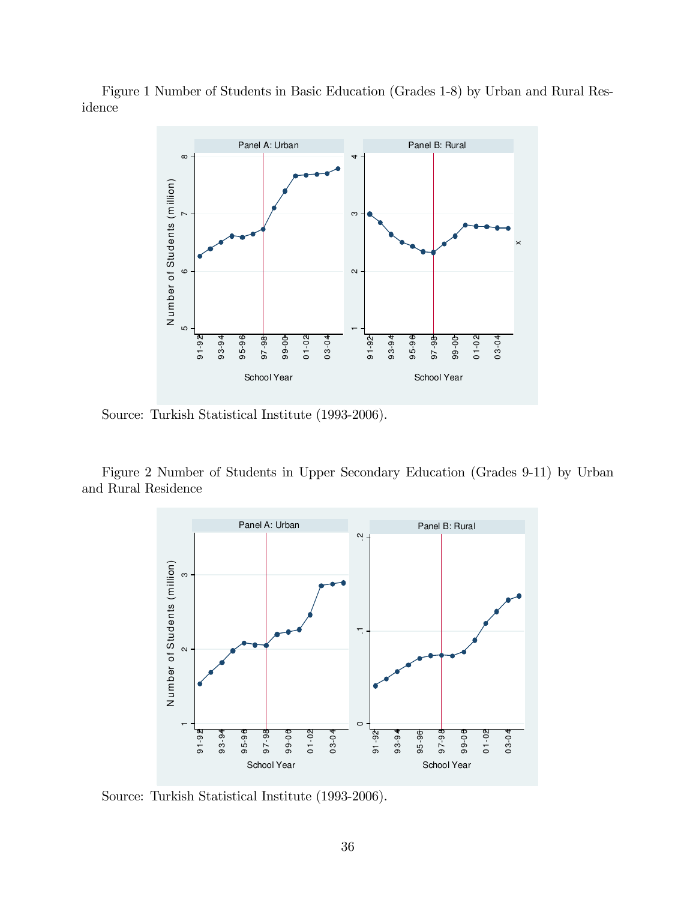Figure 1 Number of Students in Basic Education (Grades 1-8) by Urban and Rural Residence

Source: Turkish Statistical Institute (1993-2006).

Figure 2 Number of Students in Upper Secondary Education (Grades 9-11) by Urban and Rural Residence

Source: Turkish Statistical Institute (1993-2006).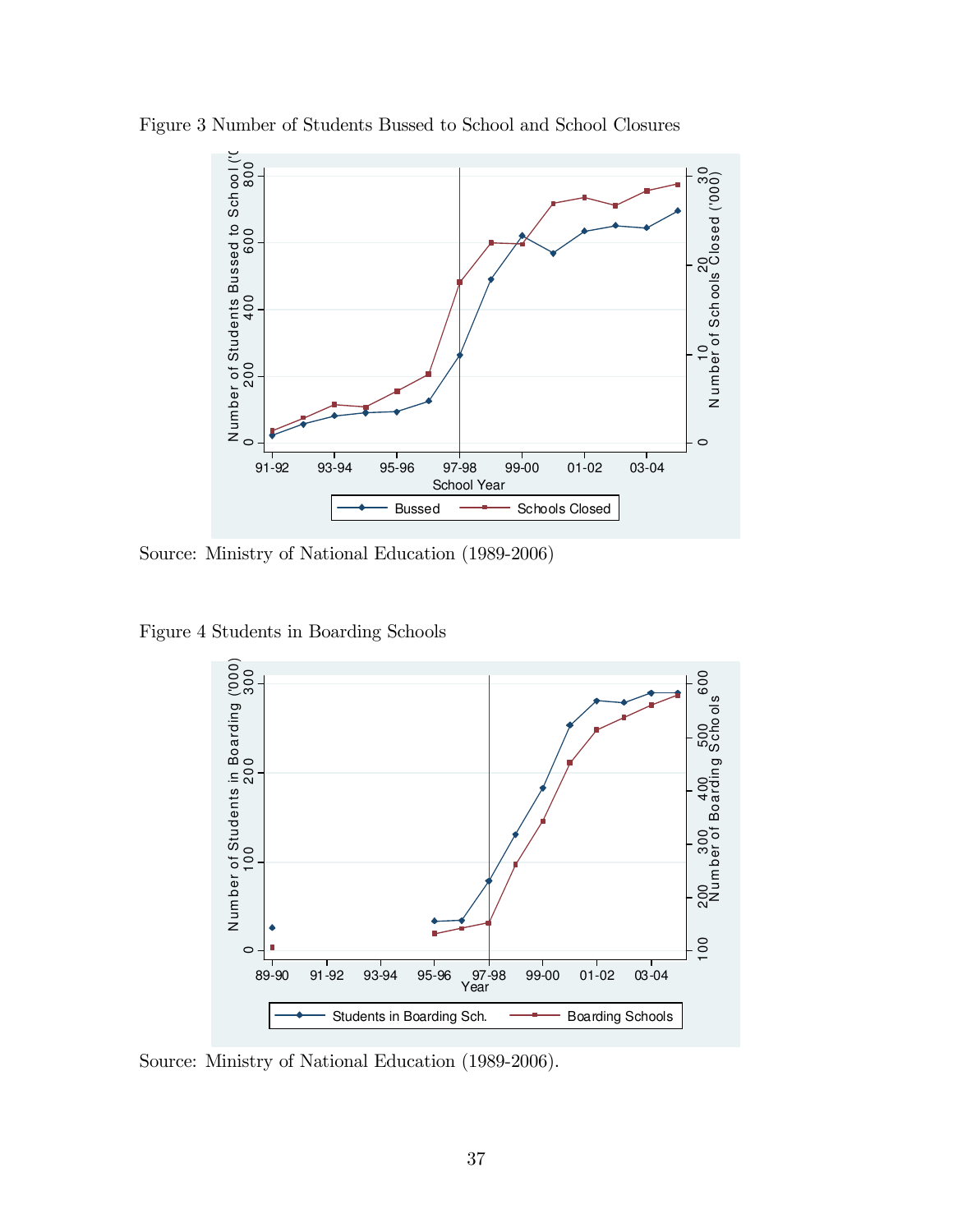Figure 3 Number of Students Bussed to School and School Closures

Source: Ministry of National Education (1989-2006)

Figure 4 Students in Boarding Schools

Source: Ministry of National Education (1989-2006).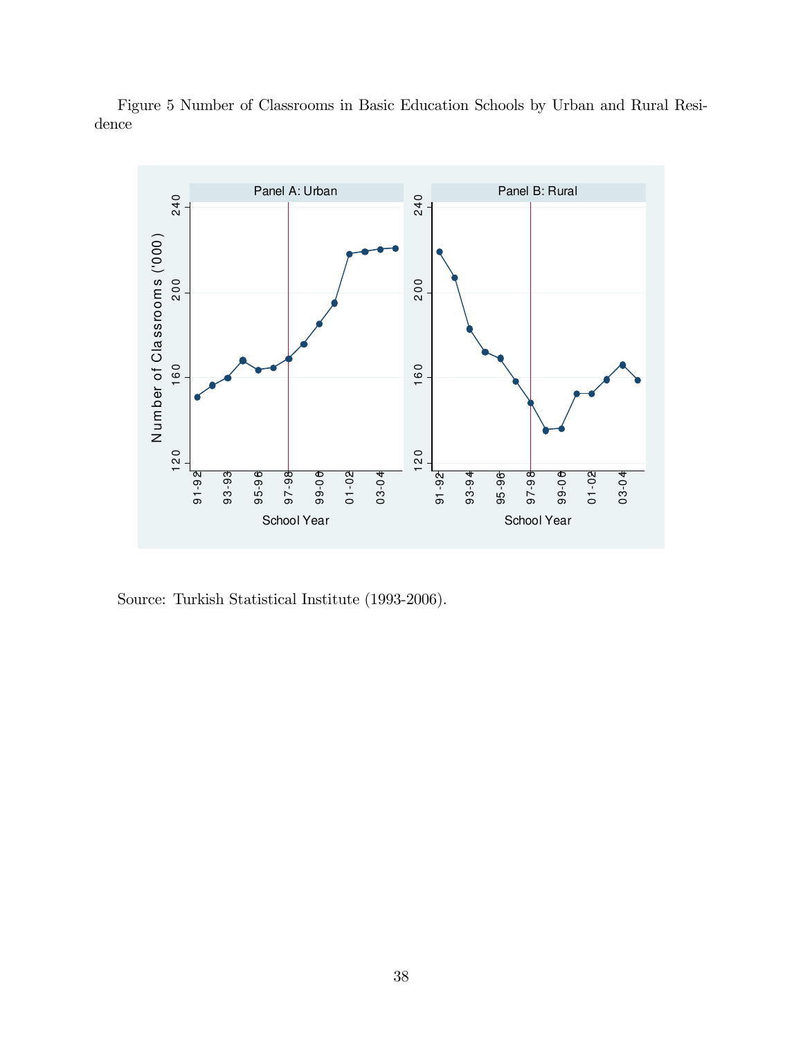Figure 5 Number of Classrooms in Basic Education Schools by Urban and Rural Residence

Source: Turkish Statistical Institute (1993-2006).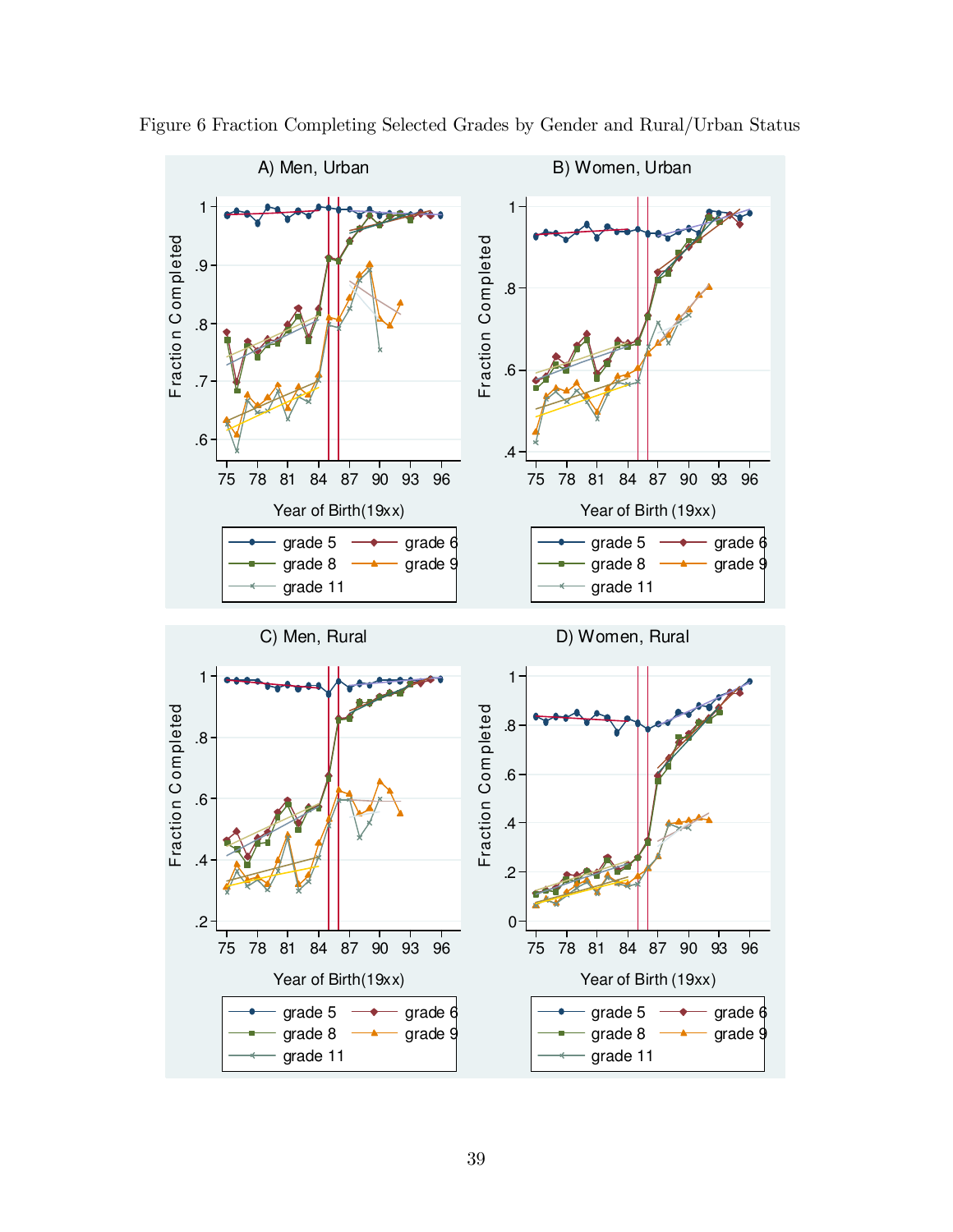Figure 6 Fraction Completing Selected Grades by Gender and Rural/Urban Status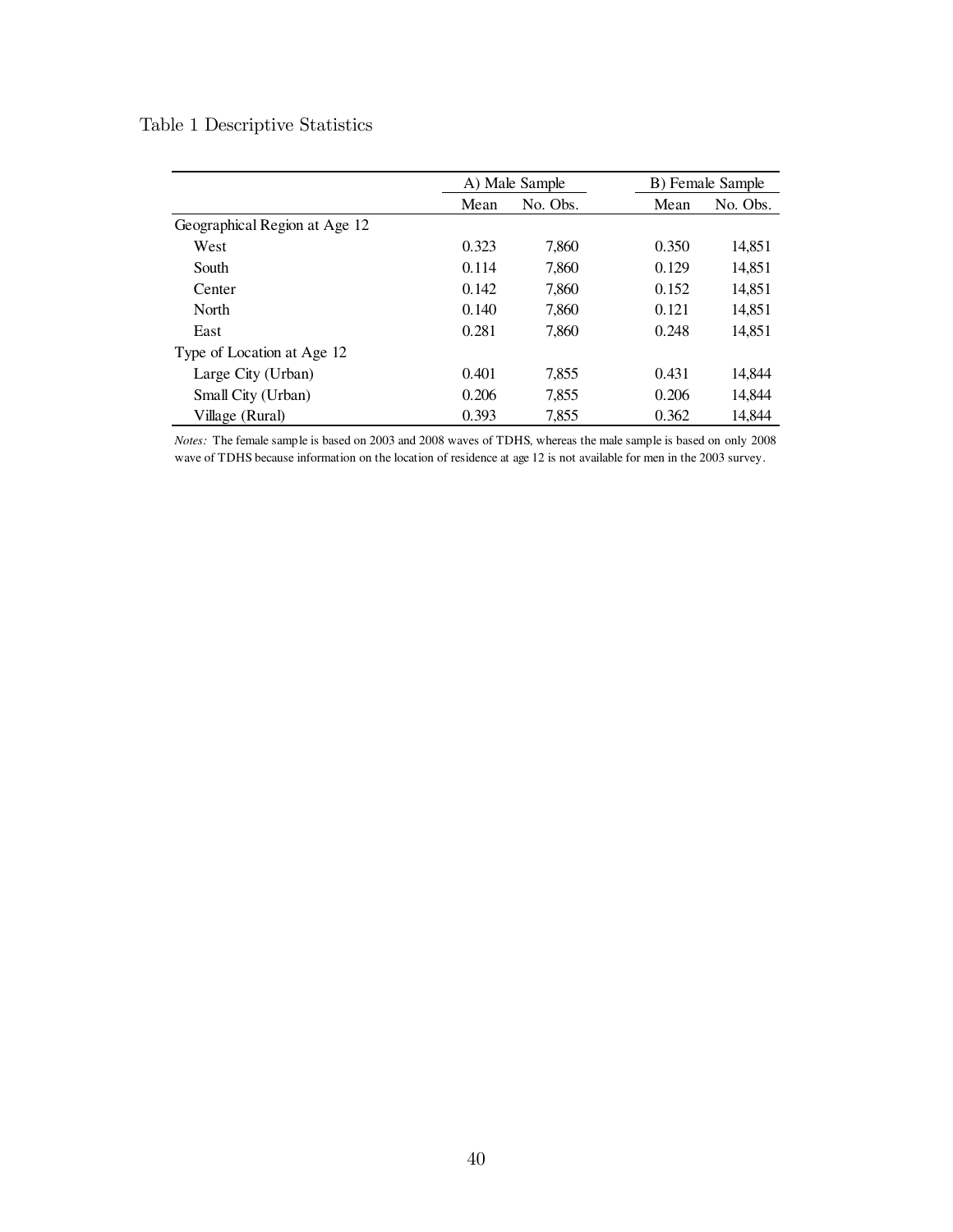Table 1 Descriptive Statistics

| | A) Male Sample | | B) Female Sample | |
|---|---|---|---|---|
| | Mean | No. Obs. | Mean | No. Obs. |
| Geographical Region at Age 12 | | | | |
| West | 0.323 | 7,860 | 0.350 | 14,851 |
| South | 0.114 | 7,860 | 0.129 | 14,851 |
| Center | 0.142 | 7,860 | 0.152 | 14,851 |
| North | 0.140 | 7,860 | 0.121 | 14,851 |
| East | 0.281 | 7,860 | 0.248 | 14,851 |
| Type of Location at Age 12 | | | | |
| Large City (Urban) | 0.401 | 7,855 | 0.431 | 14,844 |
| Small City (Urban) | 0.206 | 7,855 | 0.206 | 14,844 |
| Village (Rural) | 0.393 | 7,855 | 0.362 | 14,844 |

*Notes:* The female sample is based on 2003 and 2008 waves of TDHS, whereas the male sample is based on only 2008 wave of TDHS because information on the location of residence at age 12 is not available for men in the 2003 survey.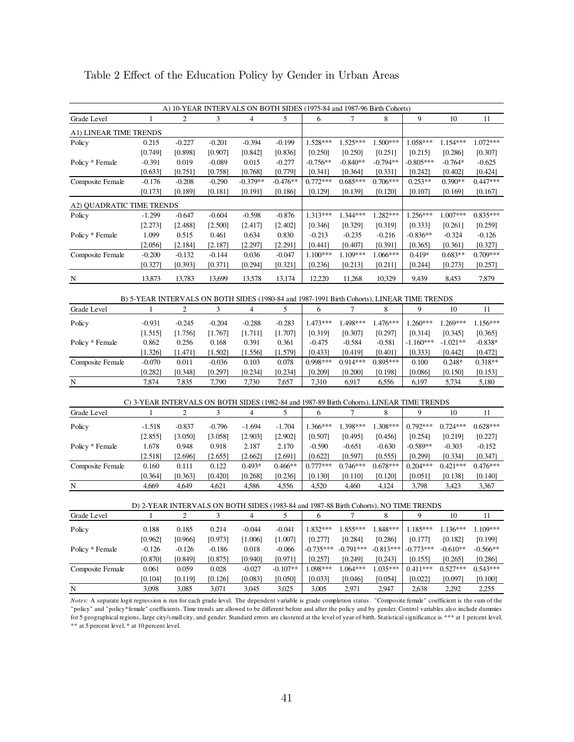Table 2 Effect of the Education Policy by Gender in Urban Areas

| A) 10-YEAR INTERVALS ON BOTH SIDES (1975-84 and 1987-96 Birth Cohorts) | | | | | | | | | | | |
|---|---|---|---|---|---|---|---|---|---|---|---|
| Grade Level | 1 | 2 | 3 | 4 | 5 | 6 | 7 | 8 | 9 | 10 | 11 |
| A1) LINEAR TIME TRENDS | | | | | | | | | | | |
| Policy | 0.215 | -0.227 | -0.201 | -0.394 | -0.199 | 1.528*** | 1.525*** | 1.500*** | 1.058*** | 1.154*** | 1.072*** |
| | [0.749] | [0.898] | [0.907] | [0.842] | [0.836] | [0.250] | [0.250] | [0.251] | [0.215] | [0.286] | [0.307] |
| Policy * Female | -0.391 | 0.019 | -0.089 | 0.015 | -0.277 | -0.756** | -0.840** | -0.794** | -0.805*** | -0.764* | -0.625 |
| | [0.633] | [0.751] | [0.758] | [0.768] | [0.779] | [0.341] | [0.364] | [0.331] | [0.242] | [0.402] | [0.424] |
| Composite Female | -0.176 | -0.208 | -0.290 | -0.379** | -0.476** | 0.772*** | 0.685*** | 0.706*** | 0.253** | 0.390** | 0.447*** |
| | [0.173] | [0.189] | [0.181] | [0.191] | [0.186] | [0.129] | [0.139] | [0.120] | [0.107] | [0.169] | [0.167] |
| A2) QUADRATIC TIME TRENDS | | | | | | | | | | | |
| Policy | -1.299 | -0.647 | -0.604 | -0.598 | -0.876 | 1.313*** | 1.344*** | 1.282*** | 1.256*** | 1.007*** | 0.835*** |
| | [2.273] | [2.488] | [2.500] | [2.417] | [2.402] | [0.346] | [0.329] | [0.319] | [0.333] | [0.261] | [0.259] |
| Policy * Female | 1.099 | 0.515 | 0.461 | 0.634 | 0.830 | -0.213 | -0.235 | -0.216 | -0.836** | -0.324 | -0.126 |
| | [2.056] | [2.184] | [2.187] | [2.297] | [2.291] | [0.441] | [0.407] | [0.391] | [0.365] | [0.361] | [0.327] |
| Composite Female | -0.200 | -0.132 | -0.144 | 0.036 | -0.047 | 1.100*** | 1.109*** | 1.066*** | 0.419* | 0.683** | 0.709*** |
| | [0.327] | [0.393] | [0.371] | [0.294] | [0.321] | [0.236] | [0.213] | [0.211] | [0.244] | [0.273] | [0.257] |
| N | 13,873 | 13,783 | 13,699 | 13,578 | 13,174 | 12,220 | 11,268 | 10,329 | 9,439 | 8,453 | 7,879 |

| B) 5-YEAR INTERVALS ON BOTH SIDES (1980-84 and 1987-1991 Birth Cohorts), LINEAR TIME TRENDS | | | | | | | | | | | |
|---|---|---|---|---|---|---|---|---|---|---|---|
| Grade Level | 1 | 2 | 3 | 4 | 5 | 6 | 7 | 8 | 9 | 10 | 11 |
| Policy | -0.931 | -0.245 | -0.204 | -0.288 | -0.283 | 1.473*** | 1.498*** | 1.476*** | 1.260*** | 1.269*** | 1.156*** |
| | [1.515] | [1.756] | [1.767] | [1.711] | [1.707] | [0.319] | [0.307] | [0.297] | [0.314] | [0.345] | [0.365] |
| Policy * Female | 0.862 | 0.256 | 0.168 | 0.391 | 0.361 | -0.475 | -0.584 | -0.581 | -1.160*** | -1.021** | -0.838* |
| | [1.326] | [1.471] | [1.502] | [1.556] | [1.579] | [0.433] | [0.419] | [0.401] | [0.333] | [0.442] | [0.472] |
| Composite Female | -0.070 | 0.011 | -0.036 | 0.103 | 0.078 | 0.998*** | 0.914*** | 0.895*** | 0.100 | 0.248* | 0.318** |
| | [0.282] | [0.348] | [0.297] | [0.234] | [0.234] | [0.209] | [0.200] | [0.198] | [0.086] | [0.150] | [0.153] |
| N | 7,874 | 7,835 | 7,790 | 7,730 | 7,657 | 7,310 | 6,917 | 6,556 | 6,197 | 5,734 | 5,180 |

| C) 3-YEAR INTERVALS ON BOTH SIDES (1982-84 and 1987-89 Birth Cohorts), LINEAR TIME TRENDS | | | | | | | | | | | |
|---|---|---|---|---|---|---|---|---|---|---|---|
| Grade Level | 1 | 2 | 3 | 4 | 5 | 6 | 7 | 8 | 9 | 10 | 11 |
| Policy | -1.518 | -0.837 | -0.796 | -1.694 | -1.704 | 1.366*** | 1.398*** | 1.308*** | 0.792*** | 0.724*** | 0.628*** |
| | [2.855] | [3.050] | [3.058] | [2.903] | [2.902] | [0.507] | [0.495] | [0.456] | [0.254] | [0.219] | [0.227] |
| Policy * Female | 1.678 | 0.948 | 0.918 | 2.187 | 2.170 | -0.590 | -0.651 | -0.630 | -0.589** | -0.303 | -0.152 |
| | [2.518] | [2.696] | [2.655] | [2.662] | [2.691] | [0.622] | [0.597] | [0.555] | [0.299] | [0.334] | [0.347] |
| Composite Female | 0.160 | 0.111 | 0.122 | 0.493* | 0.466** | 0.777*** | 0.746*** | 0.678*** | 0.204*** | 0.421*** | 0.476*** |
| | [0.364] | [0.363] | [0.420] | [0.268] | [0.236] | [0.130] | [0.110] | [0.120] | [0.051] | [0.138] | [0.140] |
| N | 4,669 | 4,649 | 4,621 | 4,586 | 4,556 | 4,520 | 4,460 | 4,124 | 3,798 | 3,423 | 3,367 |

| D) 2-YEAR INTERVALS ON BOTH SIDES (1983-84 and 1987-88 Birth Cohorts), NO TIME TRENDS | | | | | | | | | | | |
|---|---|---|---|---|---|---|---|---|---|---|---|
| Grade Level | 1 | 2 | 3 | 4 | 5 | 6 | 7 | 8 | 9 | 10 | 11 |
| Policy | 0.188 | 0.185 | 0.214 | -0.044 | -0.041 | 1.832*** | 1.855*** | 1.848*** | 1.185*** | 1.136*** | 1.109*** |
| | [0.962] | [0.966] | [0.973] | [1.006] | [1.007] | [0.277] | [0.284] | [0.286] | [0.177] | [0.182] | [0.199] |
| Policy * Female | -0.126 | -0.126 | -0.186 | 0.018 | -0.066 | -0.735*** | -0.791*** | -0.813*** | -0.773*** | -0.610** | -0.566** |
| | [0.870] | [0.849] | [0.875] | [0.940] | [0.971] | [0.257] | [0.249] | [0.243] | [0.155] | [0.265] | [0.286] |
| Composite Female | 0.061 | 0.059 | 0.028 | -0.027 | -0.107** | 1.098*** | 1.064*** | 1.035*** | 0.411*** | 0.527*** | 0.543*** |
| | [0.104] | [0.119] | [0.126] | [0.083] | [0.050] | [0.033] | [0.046] | [0.054] | [0.022] | [0.097] | [0.100] |
| N | 3,098 | 3,085 | 3,071 | 3,045 | 3,025 | 3,005 | 2,971 | 2,947 | 2,638 | 2,292 | 2,255 |

*Notes:* A separate logit regression is run for each grade level. The dependent variable is grade completion status. "Composite female" coefficient is the sum of the "policy" and "policy*female" coefficients. Time trends are allowed to be different before and after the policy and by gender. Control variables also include dummies for 5 geographical regions, large city/small city, and gender. Standard errors are clustered at the level of year of birth. Statistical significance is *** at 1 percent level, ** at 5 percent level, * at 10 percent level.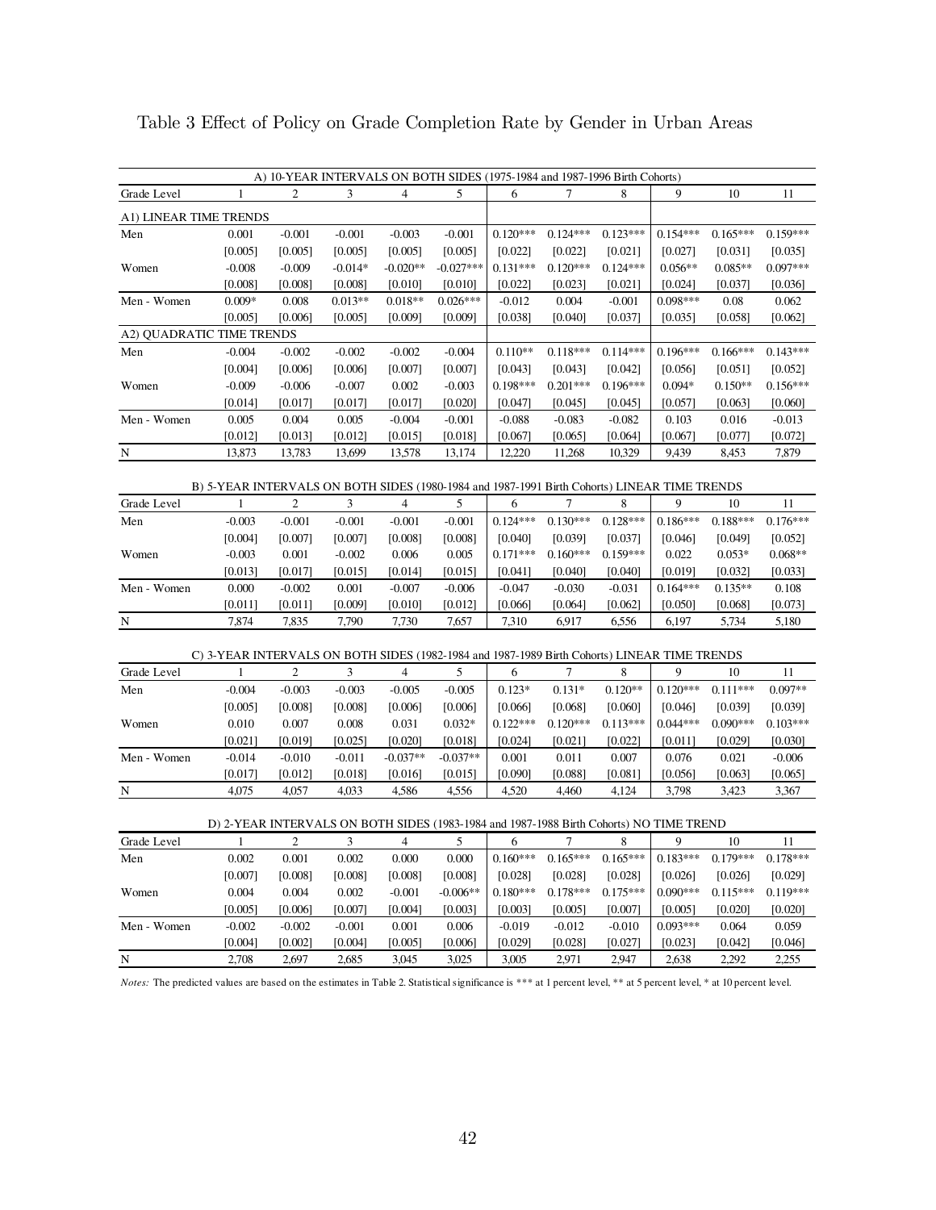# Table 3 Effect of Policy on Grade Completion Rate by Gender in Urban Areas

| A) 10-YEAR INTERVALS ON BOTH SIDES (1975-1984 and 1987-1996 Birth Cohorts) | | | | | | | | | | | |
|---|---|---|---|---|---|---|---|---|---|---|---|
| Grade Level | 1 | 2 | 3 | 4 | 5 | 6 | 7 | 8 | 9 | 10 | 11 |
| A1) LINEAR TIME TRENDS | | | | | | | | | | | |
| Men | 0.001 | -0.001 | -0.001 | -0.003 | -0.001 | 0.120*** | 0.124*** | 0.123*** | 0.154*** | 0.165*** | 0.159*** |
| | [0.005] | [0.005] | [0.005] | [0.005] | [0.005] | [0.022] | [0.022] | [0.021] | [0.027] | [0.031] | [0.035] |
| Women | -0.008 | -0.009 | -0.014* | -0.020** | -0.027*** | 0.131*** | 0.120*** | 0.124*** | 0.056** | 0.085** | 0.097*** |
| | [0.008] | [0.008] | [0.008] | [0.010] | [0.010] | [0.022] | [0.023] | [0.021] | [0.024] | [0.037] | [0.036] |
| Men - Women | 0.009* | 0.008 | 0.013** | 0.018** | 0.026*** | -0.012 | 0.004 | -0.001 | 0.098*** | 0.08 | 0.062 |
| | [0.005] | [0.006] | [0.005] | [0.009] | [0.009] | [0.038] | [0.040] | [0.037] | [0.035] | [0.058] | [0.062] |
| A2) QUADRATIC TIME TRENDS | | | | | | | | | | | |
| Men | -0.004 | -0.002 | -0.002 | -0.002 | -0.004 | 0.110** | 0.118*** | 0.114*** | 0.196*** | 0.166*** | 0.143*** |
| | [0.004] | [0.006] | [0.006] | [0.007] | [0.007] | [0.043] | [0.043] | [0.042] | [0.056] | [0.051] | [0.052] |
| Women | -0.009 | -0.006 | -0.007 | 0.002 | -0.003 | 0.198*** | 0.201*** | 0.196*** | 0.094* | 0.150** | 0.156*** |
| | [0.014] | [0.017] | [0.017] | [0.017] | [0.020] | [0.047] | [0.045] | [0.045] | [0.057] | [0.063] | [0.060] |
| Men - Women | 0.005 | 0.004 | 0.005 | -0.004 | -0.001 | -0.088 | -0.083 | -0.082 | 0.103 | 0.016 | -0.013 |
| | [0.012] | [0.013] | [0.012] | [0.015] | [0.018] | [0.067] | [0.065] | [0.064] | [0.067] | [0.077] | [0.072] |
| N | 13,873 | 13,783 | 13,699 | 13,578 | 13,174 | 12,220 | 11,268 | 10,329 | 9,439 | 8,453 | 7,879 |

| B) 5-YEAR INTERVALS ON BOTH SIDES (1980-1984 and 1987-1991 Birth Cohorts) LINEAR TIME TRENDS | | | | | | | | | | | |
|---|---|---|---|---|---|---|---|---|---|---|---|
| Grade Level | 1 | 2 | 3 | 4 | 5 | 6 | 7 | 8 | 9 | 10 | 11 |
| Men | -0.003 | -0.001 | -0.001 | -0.001 | -0.001 | 0.124*** | 0.130*** | 0.128*** | 0.186*** | 0.188*** | 0.176*** |
| | [0.004] | [0.007] | [0.007] | [0.008] | [0.008] | [0.040] | [0.039] | [0.037] | [0.046] | [0.049] | [0.052] |
| Women | -0.003 | 0.001 | -0.002 | 0.006 | 0.005 | 0.171*** | 0.160*** | 0.159*** | 0.022 | 0.053* | 0.068** |
| | [0.013] | [0.017] | [0.015] | [0.014] | [0.015] | [0.041] | [0.040] | [0.040] | [0.019] | [0.032] | [0.033] |
| Men - Women | 0.000 | -0.002 | 0.001 | -0.007 | -0.006 | -0.047 | -0.030 | -0.031 | 0.164*** | 0.135** | 0.108 |
| | [0.011] | [0.011] | [0.009] | [0.010] | [0.012] | [0.066] | [0.064] | [0.062] | [0.050] | [0.068] | [0.073] |
| N | 7,874 | 7,835 | 7,790 | 7,730 | 7,657 | 7,310 | 6,917 | 6,556 | 6,197 | 5,734 | 5,180 |

| C) 3-YEAR INTERVALS ON BOTH SIDES (1982-1984 and 1987-1989 Birth Cohorts) LINEAR TIME TRENDS | | | | | | | | | | | |
|---|---|---|---|---|---|---|---|---|---|---|---|
| Grade Level | 1 | 2 | 3 | 4 | 5 | 6 | 7 | 8 | 9 | 10 | 11 |
| Men | -0.004 | -0.003 | -0.003 | -0.005 | -0.005 | 0.123* | 0.131* | 0.120** | 0.120*** | 0.111*** | 0.097** |
| | [0.005] | [0.008] | [0.008] | [0.006] | [0.006] | [0.066] | [0.068] | [0.060] | [0.046] | [0.039] | [0.039] |
| Women | 0.010 | 0.007 | 0.008 | 0.031 | 0.032* | 0.122*** | 0.120*** | 0.113*** | 0.044*** | 0.090*** | 0.103*** |
| | [0.021] | [0.019] | [0.025] | [0.020] | [0.018] | [0.024] | [0.021] | [0.022] | [0.011] | [0.029] | [0.030] |
| Men - Women | -0.014 | -0.010 | -0.011 | -0.037** | -0.037** | 0.001 | 0.011 | 0.007 | 0.076 | 0.021 | -0.006 |
| | [0.017] | [0.012] | [0.018] | [0.016] | [0.015] | [0.090] | [0.088] | [0.081] | [0.056] | [0.063] | [0.065] |
| N | 4,075 | 4,057 | 4,033 | 4,586 | 4,556 | 4,520 | 4,460 | 4,124 | 3,798 | 3,423 | 3,367 |

| D) 2-YEAR INTERVALS ON BOTH SIDES (1983-1984 and 1987-1988 Birth Cohorts) NO TIME TREND | | | | | | | | | | | |
|---|---|---|---|---|---|---|---|---|---|---|---|
| Grade Level | 1 | 2 | 3 | 4 | 5 | 6 | 7 | 8 | 9 | 10 | 11 |
| Men | 0.002 | 0.001 | 0.002 | 0.000 | 0.000 | 0.160*** | 0.165*** | 0.165*** | 0.183*** | 0.179*** | 0.178*** |
| | [0.007] | [0.008] | [0.008] | [0.008] | [0.008] | [0.028] | [0.028] | [0.028] | [0.026] | [0.026] | [0.029] |
| Women | 0.004 | 0.004 | 0.002 | -0.001 | -0.006** | 0.180*** | 0.178*** | 0.175*** | 0.090*** | 0.115*** | 0.119*** |
| | [0.005] | [0.006] | [0.007] | [0.004] | [0.003] | [0.003] | [0.005] | [0.007] | [0.005] | [0.020] | [0.020] |
| Men - Women | -0.002 | -0.002 | -0.001 | 0.001 | 0.006 | -0.019 | -0.012 | -0.010 | 0.093*** | 0.064 | 0.059 |
| | [0.004] | [0.002] | [0.004] | [0.005] | [0.006] | [0.029] | [0.028] | [0.027] | [0.023] | [0.042] | [0.046] |
| N | 2,708 | 2,697 | 2,685 | 3,045 | 3,025 | 3,005 | 2,971 | 2,947 | 2,638 | 2,292 | 2,255 |

*Notes:* The predicted values are based on the estimates in Table 2. Statistical significance is *** at 1 percent level, ** at 5 percent level, * at 10 percent level.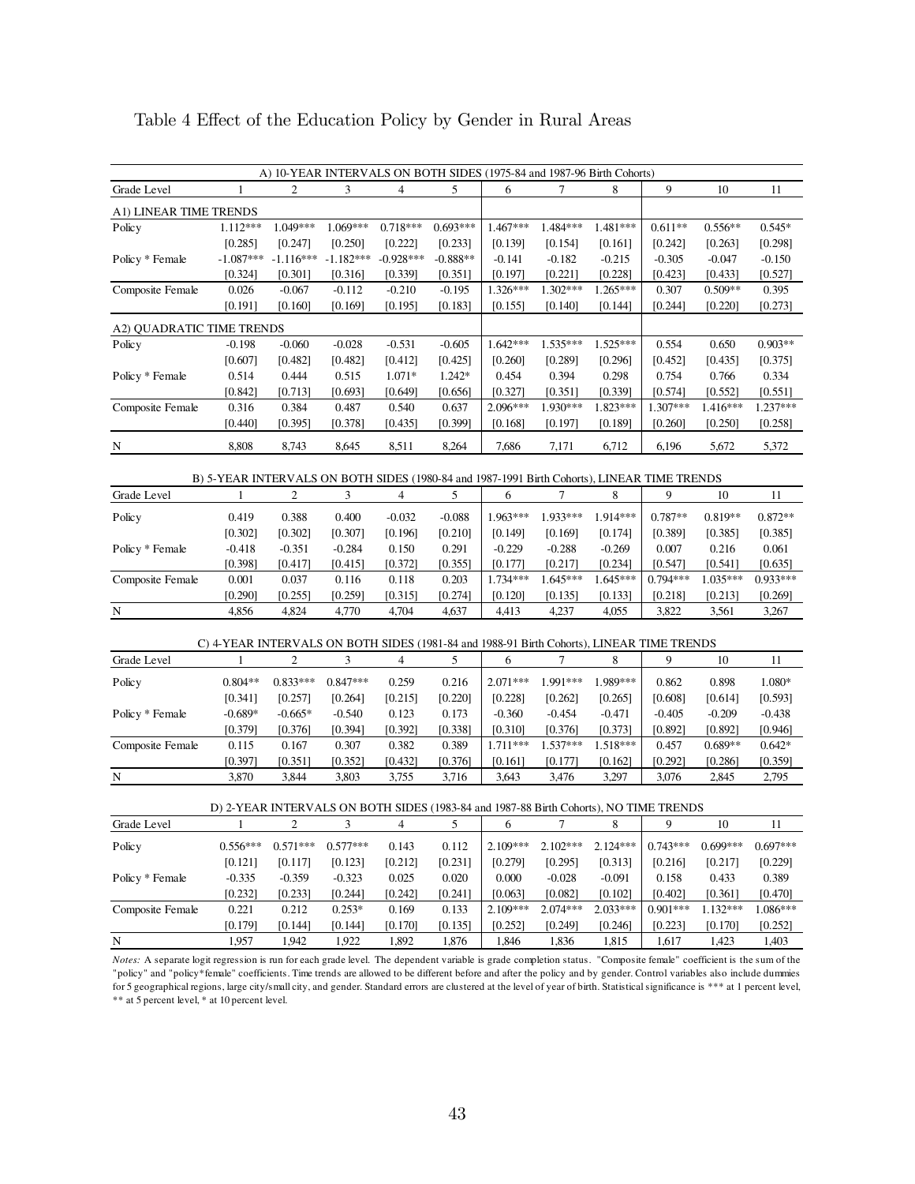Table 4 Effect of the Education Policy by Gender in Rural Areas

| A) 10-YEAR INTERVALS ON BOTH SIDES (1975-84 and 1987-96 Birth Cohorts) | | | | | | | | | | | |
|---|---|---|---|---|---|---|---|---|---|---|---|
| Grade Level | 1 | 2 | 3 | 4 | 5 | 6 | 7 | 8 | 9 | 10 | 11 |
| A1) LINEAR TIME TRENDS | | | | | | | | | | | |
| Policy | 1.112*** | 1.049*** | 1.069*** | 0.718*** | 0.693*** | 1.467*** | 1.484*** | 1.481*** | 0.611** | 0.556** | 0.545* |
| | [0.285] | [0.247] | [0.250] | [0.222] | [0.233] | [0.139] | [0.154] | [0.161] | [0.242] | [0.263] | [0.298] |
| Policy * Female | -1.087*** | -1.116*** | -1.182*** | -0.928*** | -0.888** | -0.141 | -0.182 | -0.215 | -0.305 | -0.047 | -0.150 |
| | [0.324] | [0.301] | [0.316] | [0.339] | [0.351] | [0.197] | [0.221] | [0.228] | [0.423] | [0.433] | [0.527] |
| Composite Female | 0.026 | -0.067 | -0.112 | -0.210 | -0.195 | 1.326*** | 1.302*** | 1.265*** | 0.307 | 0.509** | 0.395 |
| | [0.191] | [0.160] | [0.169] | [0.195] | [0.183] | [0.155] | [0.140] | [0.144] | [0.244] | [0.220] | [0.273] |
| A2) QUADRATIC TIME TRENDS | | | | | | | | | | | |
| Policy | -0.198 | -0.060 | -0.028 | -0.531 | -0.605 | 1.642*** | 1.535*** | 1.525*** | 0.554 | 0.650 | 0.903** |
| | [0.607] | [0.482] | [0.482] | [0.412] | [0.425] | [0.260] | [0.289] | [0.296] | [0.452] | [0.435] | [0.375] |
| Policy * Female | 0.514 | 0.444 | 0.515 | 1.071* | 1.242* | 0.454 | 0.394 | 0.298 | 0.754 | 0.766 | 0.334 |
| | [0.842] | [0.713] | [0.693] | [0.649] | [0.656] | [0.327] | [0.351] | [0.339] | [0.574] | [0.552] | [0.551] |
| Composite Female | 0.316 | 0.384 | 0.487 | 0.540 | 0.637 | 2.096*** | 1.930*** | 1.823*** | 1.307*** | 1.416*** | 1.237*** |
| | [0.440] | [0.395] | [0.378] | [0.435] | [0.399] | [0.168] | [0.197] | [0.189] | [0.260] | [0.250] | [0.258] |
| N | 8,808 | 8,743 | 8,645 | 8,511 | 8,264 | 7,686 | 7,171 | 6,712 | 6,196 | 5,672 | 5,372 |

| B) 5-YEAR INTERVALS ON BOTH SIDES (1980-84 and 1987-1991 Birth Cohorts), LINEAR TIME TRENDS | | | | | | | | | | | |
|---|---|---|---|---|---|---|---|---|---|---|---|
| Grade Level | 1 | 2 | 3 | 4 | 5 | 6 | 7 | 8 | 9 | 10 | 11 |
| Policy | 0.419 | 0.388 | 0.400 | -0.032 | -0.088 | 1.963*** | 1.933*** | 1.914*** | 0.787** | 0.819** | 0.872** |
| | [0.302] | [0.302] | [0.307] | [0.196] | [0.210] | [0.149] | [0.169] | [0.174] | [0.389] | [0.385] | [0.385] |
| Policy * Female | -0.418 | -0.351 | -0.284 | 0.150 | 0.291 | -0.229 | -0.288 | -0.269 | 0.007 | 0.216 | 0.061 |
| | [0.398] | [0.417] | [0.415] | [0.372] | [0.355] | [0.177] | [0.217] | [0.234] | [0.547] | [0.541] | [0.635] |
| Composite Female | 0.001 | 0.037 | 0.116 | 0.118 | 0.203 | 1.734*** | 1.645*** | 1.645*** | 0.794*** | 1.035*** | 0.933*** |
| | [0.290] | [0.255] | [0.259] | [0.315] | [0.274] | [0.120] | [0.135] | [0.133] | [0.218] | [0.213] | [0.269] |
| N | 4,856 | 4,824 | 4,770 | 4,704 | 4,637 | 4,413 | 4,237 | 4,055 | 3,822 | 3,561 | 3,267 |

| C) 4-YEAR INTERVALS ON BOTH SIDES (1981-84 and 1988-91 Birth Cohorts), LINEAR TIME TRENDS | | | | | | | | | | | |
|---|---|---|---|---|---|---|---|---|---|---|---|
| Grade Level | 1 | 2 | 3 | 4 | 5 | 6 | 7 | 8 | 9 | 10 | 11 |
| Policy | 0.804** | 0.833*** | 0.847*** | 0.259 | 0.216 | 2.071*** | 1.991*** | 1.989*** | 0.862 | 0.898 | 1.080* |
| | [0.341] | [0.257] | [0.264] | [0.215] | [0.220] | [0.228] | [0.262] | [0.265] | [0.608] | [0.614] | [0.593] |
| Policy * Female | -0.689* | -0.665* | -0.540 | 0.123 | 0.173 | -0.360 | -0.454 | -0.471 | -0.405 | -0.209 | -0.438 |
| | [0.379] | [0.376] | [0.394] | [0.392] | [0.338] | [0.310] | [0.376] | [0.373] | [0.892] | [0.892] | [0.946] |
| Composite Female | 0.115 | 0.167 | 0.307 | 0.382 | 0.389 | 1.711*** | 1.537*** | 1.518*** | 0.457 | 0.689** | 0.642* |
| | [0.397] | [0.351] | [0.352] | [0.432] | [0.376] | [0.161] | [0.177] | [0.162] | [0.292] | [0.286] | [0.359] |
| N | 3,870 | 3,844 | 3,803 | 3,755 | 3,716 | 3,643 | 3,476 | 3,297 | 3,076 | 2,845 | 2,795 |

| D) 2-YEAR INTERVALS ON BOTH SIDES (1983-84 and 1987-88 Birth Cohorts), NO TIME TRENDS | | | | | | | | | | | |
|---|---|---|---|---|---|---|---|---|---|---|---|
| Grade Level | 1 | 2 | 3 | 4 | 5 | 6 | 7 | 8 | 9 | 10 | 11 |
| Policy | 0.556*** | 0.571*** | 0.577*** | 0.143 | 0.112 | 2.109*** | 2.102*** | 2.124*** | 0.743*** | 0.699*** | 0.697*** |
| | [0.121] | [0.117] | [0.123] | [0.212] | [0.231] | [0.279] | [0.295] | [0.313] | [0.216] | [0.217] | [0.229] |
| Policy * Female | -0.335 | -0.359 | -0.323 | 0.025 | 0.020 | 0.000 | -0.028 | -0.091 | 0.158 | 0.433 | 0.389 |
| | [0.232] | [0.233] | [0.244] | [0.242] | [0.241] | [0.063] | [0.082] | [0.102] | [0.402] | [0.361] | [0.470] |
| Composite Female | 0.221 | 0.212 | 0.253* | 0.169 | 0.133 | 2.109*** | 2.074*** | 2.033*** | 0.901*** | 1.132*** | 1.086*** |
| | [0.179] | [0.144] | [0.144] | [0.170] | [0.135] | [0.252] | [0.249] | [0.246] | [0.223] | [0.170] | [0.252] |
| N | 1,957 | 1,942 | 1,922 | 1,892 | 1,876 | 1,846 | 1,836 | 1,815 | 1,617 | 1,423 | 1,403 |

*Notes:* A separate logit regression is run for each grade level. The dependent variable is grade completion status. "Composite female" coefficient is the sum of the "policy" and "policy*female" coefficients. Time trends are allowed to be different before and after the policy and by gender. Control variables also include dummies for 5 geographical regions, large city/small city, and gender. Standard errors are clustered at the level of year of birth. Statistical significance is *** at 1 percent level, ** at 5 percent level, * at 10 percent level.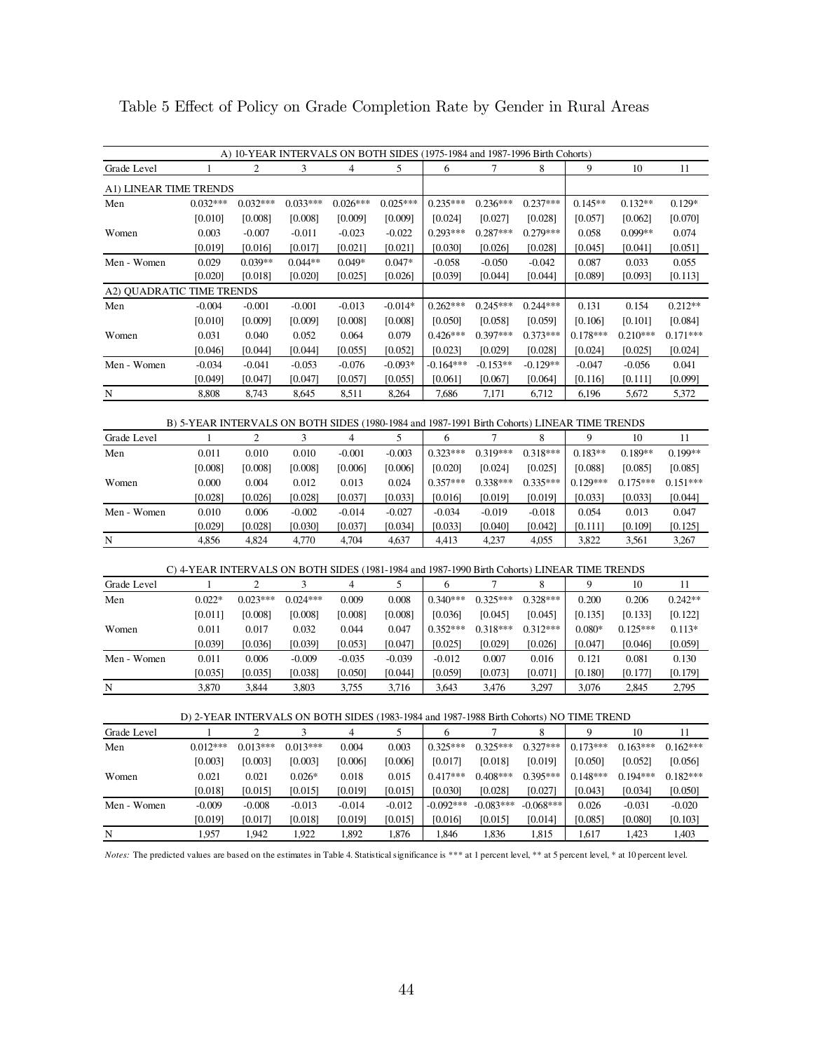Table 5 Effect of Policy on Grade Completion Rate by Gender in Rural Areas

| A) 10-YEAR INTERVALS ON BOTH SIDES (1975-1984 and 1987-1996 Birth Cohorts) | | | | | | | | | | | |
|---|---|---|---|---|---|---|---|---|---|---|---|
| Grade Level | 1 | 2 | 3 | 4 | 5 | 6 | 7 | 8 | 9 | 10 | 11 |
| A1) LINEAR TIME TRENDS | | | | | | | | | | | |
| Men | 0.032*** | 0.032*** | 0.033*** | 0.026*** | 0.025*** | 0.235*** | 0.236*** | 0.237*** | 0.145** | 0.132** | 0.129* |
| | [0.010] | [0.008] | [0.008] | [0.009] | [0.009] | [0.024] | [0.027] | [0.028] | [0.057] | [0.062] | [0.070] |
| Women | 0.003 | -0.007 | -0.011 | -0.023 | -0.022 | 0.293*** | 0.287*** | 0.279*** | 0.058 | 0.099** | 0.074 |
| | [0.019] | [0.016] | [0.017] | [0.021] | [0.021] | [0.030] | [0.026] | [0.028] | [0.045] | [0.041] | [0.051] |
| Men - Women | 0.029 | 0.039** | 0.044** | 0.049* | 0.047* | -0.058 | -0.050 | -0.042 | 0.087 | 0.033 | 0.055 |
| | [0.020] | [0.018] | [0.020] | [0.025] | [0.026] | [0.039] | [0.044] | [0.044] | [0.089] | [0.093] | [0.113] |
| A2) QUADRATIC TIME TRENDS | | | | | | | | | | | |
| Men | -0.004 | -0.001 | -0.001 | -0.013 | -0.014* | 0.262*** | 0.245*** | 0.244*** | 0.131 | 0.154 | 0.212** |
| | [0.010] | [0.009] | [0.009] | [0.008] | [0.008] | [0.050] | [0.058] | [0.059] | [0.106] | [0.101] | [0.084] |
| Women | 0.031 | 0.040 | 0.052 | 0.064 | 0.079 | 0.426*** | 0.397*** | 0.373*** | 0.178*** | 0.210*** | 0.171*** |
| | [0.046] | [0.044] | [0.044] | [0.055] | [0.052] | [0.023] | [0.029] | [0.028] | [0.024] | [0.025] | [0.024] |
| Men - Women | -0.034 | -0.041 | -0.053 | -0.076 | -0.093* | -0.164*** | -0.153** | -0.129** | -0.047 | -0.056 | 0.041 |
| | [0.049] | [0.047] | [0.047] | [0.057] | [0.055] | [0.061] | [0.067] | [0.064] | [0.116] | [0.111] | [0.099] |
| N | 8,808 | 8,743 | 8,645 | 8,511 | 8,264 | 7,686 | 7,171 | 6,712 | 6,196 | 5,672 | 5,372 |

| B) 5-YEAR INTERVALS ON BOTH SIDES (1980-1984 and 1987-1991 Birth Cohorts) LINEAR TIME TRENDS | | | | | | | | | | | |
|---|---|---|---|---|---|---|---|---|---|---|---|
| Grade Level | 1 | 2 | 3 | 4 | 5 | 6 | 7 | 8 | 9 | 10 | 11 |
| Men | 0.011 | 0.010 | 0.010 | -0.001 | -0.003 | 0.323*** | 0.319*** | 0.318*** | 0.183** | 0.189** | 0.199** |
| | [0.008] | [0.008] | [0.008] | [0.006] | [0.006] | [0.020] | [0.024] | [0.025] | [0.088] | [0.085] | [0.085] |
| Women | 0.000 | 0.004 | 0.012 | 0.013 | 0.024 | 0.357*** | 0.338*** | 0.335*** | 0.129*** | 0.175*** | 0.151*** |
| | [0.028] | [0.026] | [0.028] | [0.037] | [0.033] | [0.016] | [0.019] | [0.019] | [0.033] | [0.033] | [0.044] |
| Men - Women | 0.010 | 0.006 | -0.002 | -0.014 | -0.027 | -0.034 | -0.019 | -0.018 | 0.054 | 0.013 | 0.047 |
| | [0.029] | [0.028] | [0.030] | [0.037] | [0.034] | [0.033] | [0.040] | [0.042] | [0.111] | [0.109] | [0.125] |
| N | 4,856 | 4,824 | 4,770 | 4,704 | 4,637 | 4,413 | 4,237 | 4,055 | 3,822 | 3,561 | 3,267 |

| C) 4-YEAR INTERVALS ON BOTH SIDES (1981-1984 and 1987-1990 Birth Cohorts) LINEAR TIME TRENDS | | | | | | | | | | | |
|---|---|---|---|---|---|---|---|---|---|---|---|
| Grade Level | 1 | 2 | 3 | 4 | 5 | 6 | 7 | 8 | 9 | 10 | 11 |
| Men | 0.022* | 0.023*** | 0.024*** | 0.009 | 0.008 | 0.340*** | 0.325*** | 0.328*** | 0.200 | 0.206 | 0.242** |
| | [0.011] | [0.008] | [0.008] | [0.008] | [0.008] | [0.036] | [0.045] | [0.045] | [0.135] | [0.133] | [0.122] |
| Women | 0.011 | 0.017 | 0.032 | 0.044 | 0.047 | 0.352*** | 0.318*** | 0.312*** | 0.080* | 0.125*** | 0.113* |
| | [0.039] | [0.036] | [0.039] | [0.053] | [0.047] | [0.025] | [0.029] | [0.026] | [0.047] | [0.046] | [0.059] |
| Men - Women | 0.011 | 0.006 | -0.009 | -0.035 | -0.039 | -0.012 | 0.007 | 0.016 | 0.121 | 0.081 | 0.130 |
| | [0.035] | [0.035] | [0.038] | [0.050] | [0.044] | [0.059] | [0.073] | [0.071] | [0.180] | [0.177] | [0.179] |
| N | 3,870 | 3,844 | 3,803 | 3,755 | 3,716 | 3,643 | 3,476 | 3,297 | 3,076 | 2,845 | 2,795 |

| D) 2-YEAR INTERVALS ON BOTH SIDES (1983-1984 and 1987-1988 Birth Cohorts) NO TIME TREND | | | | | | | | | | | |
|---|---|---|---|---|---|---|---|---|---|---|---|
| Grade Level | 1 | 2 | 3 | 4 | 5 | 6 | 7 | 8 | 9 | 10 | 11 |
| Men | 0.012*** | 0.013*** | 0.013*** | 0.004 | 0.003 | 0.325*** | 0.325*** | 0.327*** | 0.173*** | 0.163*** | 0.162*** |
| | [0.003] | [0.003] | [0.003] | [0.006] | [0.006] | [0.017] | [0.018] | [0.019] | [0.050] | [0.052] | [0.056] |
| Women | 0.021 | 0.021 | 0.026* | 0.018 | 0.015 | 0.417*** | 0.408*** | 0.395*** | 0.148*** | 0.194*** | 0.182*** |
| | [0.018] | [0.015] | [0.015] | [0.019] | [0.015] | [0.030] | [0.028] | [0.027] | [0.043] | [0.034] | [0.050] |
| Men - Women | -0.009 | -0.008 | -0.013 | -0.014 | -0.012 | -0.092*** | -0.083*** | -0.068*** | 0.026 | -0.031 | -0.020 |
| | [0.019] | [0.017] | [0.018] | [0.019] | [0.015] | [0.016] | [0.015] | [0.014] | [0.085] | [0.080] | [0.103] |
| N | 1,957 | 1,942 | 1,922 | 1,892 | 1,876 | 1,846 | 1,836 | 1,815 | 1,617 | 1,423 | 1,403 |

*Notes:* The predicted values are based on the estimates in Table 4. Statistical significance is *** at 1 percent level, ** at 5 percent level, * at 10 percent level.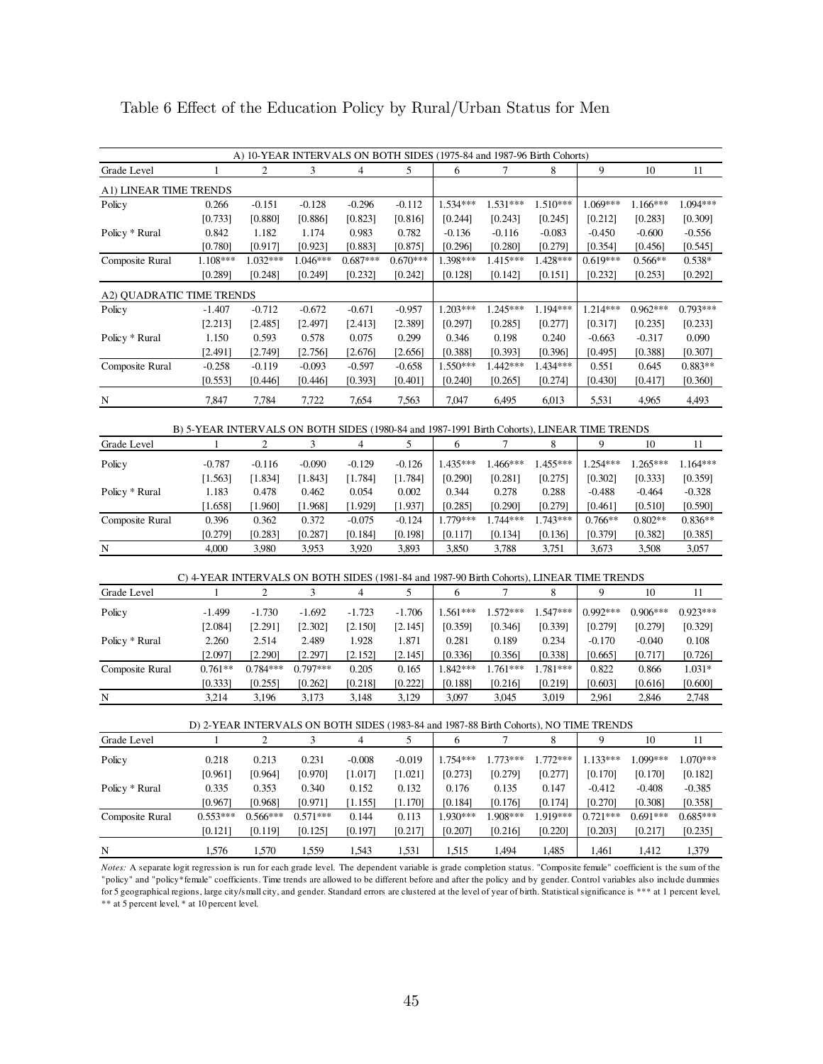Table 6 Effect of the Education Policy by Rural/Urban Status for Men

| A) 10-YEAR INTERVALS ON BOTH SIDES (1975-84 and 1987-96 Birth Cohorts) | | | | | | | | | | | |
|---|---|---|---|---|---|---|---|---|---|---|---|
| Grade Level | 1 | 2 | 3 | 4 | 5 | 6 | 7 | 8 | 9 | 10 | 11 |
| A1) LINEAR TIME TRENDS | | | | | | | | | | | |
| Policy | 0.266 | -0.151 | -0.128 | -0.296 | -0.112 | 1.534*** | 1.531*** | 1.510*** | 1.069*** | 1.166*** | 1.094*** |
| | [0.733] | [0.880] | [0.886] | [0.823] | [0.816] | [0.244] | [0.243] | [0.245] | [0.212] | [0.283] | [0.309] |
| Policy * Rural | 0.842 | 1.182 | 1.174 | 0.983 | 0.782 | -0.136 | -0.116 | -0.083 | -0.450 | -0.600 | -0.556 |
| | [0.780] | [0.917] | [0.923] | [0.883] | [0.875] | [0.296] | [0.280] | [0.279] | [0.354] | [0.456] | [0.545] |
| Composite Rural | 1.108*** | 1.032*** | 1.046*** | 0.687*** | 0.670*** | 1.398*** | 1.415*** | 1.428*** | 0.619*** | 0.566** | 0.538* |
| | [0.289] | [0.248] | [0.249] | [0.232] | [0.242] | [0.128] | [0.142] | [0.151] | [0.232] | [0.253] | [0.292] |
| A2) QUADRATIC TIME TRENDS | | | | | | | | | | | |
| Policy | -1.407 | -0.712 | -0.672 | -0.671 | -0.957 | 1.203*** | 1.245*** | 1.194*** | 1.214*** | 0.962*** | 0.793*** |
| | [2.213] | [2.485] | [2.497] | [2.413] | [2.389] | [0.297] | [0.285] | [0.277] | [0.317] | [0.235] | [0.233] |
| Policy * Rural | 1.150 | 0.593 | 0.578 | 0.075 | 0.299 | 0.346 | 0.198 | 0.240 | -0.663 | -0.317 | 0.090 |
| | [2.491] | [2.749] | [2.756] | [2.676] | [2.656] | [0.388] | [0.393] | [0.396] | [0.495] | [0.388] | [0.307] |
| Composite Rural | -0.258 | -0.119 | -0.093 | -0.597 | -0.658 | 1.550*** | 1.442*** | 1.434*** | 0.551 | 0.645 | 0.883** |
| | [0.553] | [0.446] | [0.446] | [0.393] | [0.401] | [0.240] | [0.265] | [0.274] | [0.430] | [0.417] | [0.360] |
| N | 7,847 | 7,784 | 7,722 | 7,654 | 7,563 | 7,047 | 6,495 | 6,013 | 5,531 | 4,965 | 4,493 |

| B) 5-YEAR INTERVALS ON BOTH SIDES (1980-84 and 1987-1991 Birth Cohorts), LINEAR TIME TRENDS | | | | | | | | | | | |
|---|---|---|---|---|---|---|---|---|---|---|---|
| Grade Level | 1 | 2 | 3 | 4 | 5 | 6 | 7 | 8 | 9 | 10 | 11 |
| Policy | -0.787 | -0.116 | -0.090 | -0.129 | -0.126 | 1.435*** | 1.466*** | 1.455*** | 1.254*** | 1.265*** | 1.164*** |
| | [1.563] | [1.834] | [1.843] | [1.784] | [1.784] | [0.290] | [0.281] | [0.275] | [0.302] | [0.333] | [0.359] |
| Policy * Rural | 1.183 | 0.478 | 0.462 | 0.054 | 0.002 | 0.344 | 0.278 | 0.288 | -0.488 | -0.464 | -0.328 |
| | [1.658] | [1.960] | [1.968] | [1.929] | [1.937] | [0.285] | [0.290] | [0.279] | [0.461] | [0.510] | [0.590] |
| Composite Rural | 0.396 | 0.362 | 0.372 | -0.075 | -0.124 | 1.779*** | 1.744*** | 1.743*** | 0.766** | 0.802** | 0.836** |
| | [0.279] | [0.283] | [0.287] | [0.184] | [0.198] | [0.117] | [0.134] | [0.136] | [0.379] | [0.382] | [0.385] |
| N | 4,000 | 3,980 | 3,953 | 3,920 | 3,893 | 3,850 | 3,788 | 3,751 | 3,673 | 3,508 | 3,057 |

| C) 4-YEAR INTERVALS ON BOTH SIDES (1981-84 and 1987-90 Birth Cohorts), LINEAR TIME TRENDS | | | | | | | | | | | |
|---|---|---|---|---|---|---|---|---|---|---|---|
| Grade Level | 1 | 2 | 3 | 4 | 5 | 6 | 7 | 8 | 9 | 10 | 11 |
| Policy | -1.499 | -1.730 | -1.692 | -1.723 | -1.706 | 1.561*** | 1.572*** | 1.547*** | 0.992*** | 0.906*** | 0.923*** |
| | [2.084] | [2.291] | [2.302] | [2.150] | [2.145] | [0.359] | [0.346] | [0.339] | [0.279] | [0.279] | [0.329] |
| Policy * Rural | 2.260 | 2.514 | 2.489 | 1.928 | 1.871 | 0.281 | 0.189 | 0.234 | -0.170 | -0.040 | 0.108 |
| | [2.097] | [2.290] | [2.297] | [2.152] | [2.145] | [0.336] | [0.356] | [0.338] | [0.665] | [0.717] | [0.726] |
| Composite Rural | 0.761** | 0.784*** | 0.797*** | 0.205 | 0.165 | 1.842*** | 1.761*** | 1.781*** | 0.822 | 0.866 | 1.031* |
| | [0.333] | [0.255] | [0.262] | [0.218] | [0.222] | [0.188] | [0.216] | [0.219] | [0.603] | [0.616] | [0.600] |
| N | 3,214 | 3,196 | 3,173 | 3,148 | 3,129 | 3,097 | 3,045 | 3,019 | 2,961 | 2,846 | 2,748 |

| D) 2-YEAR INTERVALS ON BOTH SIDES (1983-84 and 1987-88 Birth Cohorts), NO TIME TRENDS | | | | | | | | | | | |
|---|---|---|---|---|---|---|---|---|---|---|---|
| Grade Level | 1 | 2 | 3 | 4 | 5 | 6 | 7 | 8 | 9 | 10 | 11 |
| Policy | 0.218 | 0.213 | 0.231 | -0.008 | -0.019 | 1.754*** | 1.773*** | 1.772*** | 1.133*** | 1.099*** | 1.070*** |
| | [0.961] | [0.964] | [0.970] | [1.017] | [1.021] | [0.273] | [0.279] | [0.277] | [0.170] | [0.170] | [0.182] |
| Policy * Rural | 0.335 | 0.353 | 0.340 | 0.152 | 0.132 | 0.176 | 0.135 | 0.147 | -0.412 | -0.408 | -0.385 |
| | [0.967] | [0.968] | [0.971] | [1.155] | [1.170] | [0.184] | [0.176] | [0.174] | [0.270] | [0.308] | [0.358] |
| Composite Rural | 0.553*** | 0.566*** | 0.571*** | 0.144 | 0.113 | 1.930*** | 1.908*** | 1.919*** | 0.721*** | 0.691*** | 0.685*** |
| | [0.121] | [0.119] | [0.125] | [0.197] | [0.217] | [0.207] | [0.216] | [0.220] | [0.203] | [0.217] | [0.235] |
| N | 1,576 | 1,570 | 1,559 | 1,543 | 1,531 | 1,515 | 1,494 | 1,485 | 1,461 | 1,412 | 1,379 |

*Notes:* A separate logit regression is run for each grade level. The dependent variable is grade completion status. "Composite female" coefficient is the sum of the "policy" and "policy*female" coefficients. Time trends are allowed to be different before and after the policy and by gender. Control variables also include dummies for 5 geographical regions, large city/small city, and gender. Standard errors are clustered at the level of year of birth. Statistical significance is *** at 1 percent level, ** at 5 percent level, * at 10 percent level.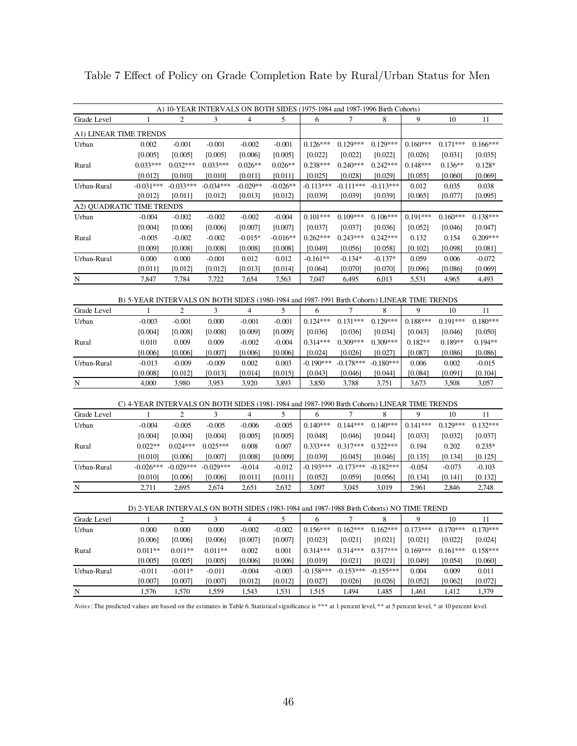# Table 7 Effect of Policy on Grade Completion Rate by Rural/Urban Status for Men

| A) 10-YEAR INTERVALS ON BOTH SIDES (1975-1984 and 1987-1996 Birth Cohorts) | | | | | | | | | | | |
|---|---|---|---|---|---|---|---|---|---|---|---|
| Grade Level | 1 | 2 | 3 | 4 | 5 | 6 | 7 | 8 | 9 | 10 | 11 |
| A1) LINEAR TIME TRENDS | | | | | | | | | | | |
| Urban | 0.002 | -0.001 | -0.001 | -0.002 | -0.001 | 0.126*** | 0.129*** | 0.129*** | 0.160*** | 0.171*** | 0.166*** |
| | [0.005] | [0.005] | [0.005] | [0.006] | [0.005] | [0.022] | [0.022] | [0.022] | [0.026] | [0.031] | [0.035] |
| Rural | 0.033*** | 0.032*** | 0.033*** | 0.026** | 0.026** | 0.238*** | 0.240*** | 0.242*** | 0.148*** | 0.136** | 0.128* |
| | [0.012] | [0.010] | [0.010] | [0.011] | [0.011] | [0.025] | [0.028] | [0.029] | [0.055] | [0.060] | [0.069] |
| Urban-Rural | -0.031*** | -0.033*** | -0.034*** | -0.029** | -0.026** | -0.113*** | -0.111*** | -0.113*** | 0.012 | 0.035 | 0.038 |
| | [0.012] | [0.011] | [0.012] | [0.013] | [0.012] | [0.039] | [0.039] | [0.039] | [0.065] | [0.077] | [0.095] |
| A2) QUADRATIC TIME TRENDS | | | | | | | | | | | |
| Urban | -0.004 | -0.002 | -0.002 | -0.002 | -0.004 | 0.101*** | 0.109*** | 0.106*** | 0.191*** | 0.160*** | 0.138*** |
| | [0.004] | [0.006] | [0.006] | [0.007] | [0.007] | [0.037] | [0.037] | [0.036] | [0.052] | [0.046] | [0.047] |
| Rural | -0.005 | -0.002 | -0.002 | -0.015* | -0.016** | 0.262*** | 0.243*** | 0.242*** | 0.132 | 0.154 | 0.209*** |
| | [0.009] | [0.008] | [0.008] | [0.008] | [0.008] | [0.049] | [0.056] | [0.058] | [0.102] | [0.098] | [0.081] |
| Urban-Rural | 0.000 | 0.000 | -0.001 | 0.012 | 0.012 | -0.161** | -0.134* | -0.137* | 0.059 | 0.006 | -0.072 |
| | [0.011] | [0.012] | [0.012] | [0.013] | [0.014] | [0.064] | [0.070] | [0.070] | [0.096] | [0.086] | [0.069] |
| N | 7,847 | 7,784 | 7,722 | 7,654 | 7,563 | 7,047 | 6,495 | 6,013 | 5,531 | 4,965 | 4,493 |

| B) 5-YEAR INTERVALS ON BOTH SIDES (1980-1984 and 1987-1991 Birth Cohorts) LINEAR TIME TRENDS | | | | | | | | | | | |
|---|---|---|---|---|---|---|---|---|---|---|---|
| Grade Level | 1 | 2 | 3 | 4 | 5 | 6 | 7 | 8 | 9 | 10 | 11 |
| Urban | -0.003 | -0.001 | 0.000 | -0.001 | -0.001 | 0.124*** | 0.131*** | 0.129*** | 0.188*** | 0.191*** | 0.180*** |
| | [0.004] | [0.008] | [0.008] | [0.009] | [0.009] | [0.036] | [0.036] | [0.034] | [0.043] | [0.046] | [0.050] |
| Rural | 0.010 | 0.009 | 0.009 | -0.002 | -0.004 | 0.314*** | 0.309*** | 0.309*** | 0.182** | 0.189** | 0.194** |
| | [0.006] | [0.006] | [0.007] | [0.006] | [0.006] | [0.024] | [0.026] | [0.027] | [0.087] | [0.086] | [0.086] |
| Urban-Rural | -0.013 | -0.009 | -0.009 | 0.002 | 0.003 | -0.190*** | -0.178*** | -0.180*** | 0.006 | 0.002 | -0.015 |
| | [0.008] | [0.012] | [0.013] | [0.014] | [0.015] | [0.043] | [0.046] | [0.044] | [0.084] | [0.091] | [0.104] |
| N | 4,000 | 3,980 | 3,953 | 3,920 | 3,893 | 3,850 | 3,788 | 3,751 | 3,673 | 3,508 | 3,057 |

| C) 4-YEAR INTERVALS ON BOTH SIDES (1981-1984 and 1987-1990 Birth Cohorts) LINEAR TIME TRENDS | | | | | | | | | | | |
|---|---|---|---|---|---|---|---|---|---|---|---|
| Grade Level | 1 | 2 | 3 | 4 | 5 | 6 | 7 | 8 | 9 | 10 | 11 |
| Urban | -0.004 | -0.005 | -0.005 | -0.006 | -0.005 | 0.140*** | 0.144*** | 0.140*** | 0.141*** | 0.129*** | 0.132*** |
| | [0.004] | [0.004] | [0.004] | [0.005] | [0.005] | [0.048] | [0.046] | [0.044] | [0.033] | [0.032] | [0.037] |
| Rural | 0.022** | 0.024*** | 0.025*** | 0.008 | 0.007 | 0.333*** | 0.317*** | 0.322*** | 0.194 | 0.202 | 0.235* |
| | [0.010] | [0.006] | [0.007] | [0.008] | [0.009] | [0.039] | [0.045] | [0.046] | [0.135] | [0.134] | [0.125] |
| Urban-Rural | -0.026*** | -0.029*** | -0.029*** | -0.014 | -0.012 | -0.193*** | -0.173*** | -0.182*** | -0.054 | -0.073 | -0.103 |
| | [0.010] | [0.006] | [0.006] | [0.011] | [0.011] | [0.052] | [0.059] | [0.056] | [0.134] | [0.141] | [0.132] |
| N | 2,711 | 2,695 | 2,674 | 2,651 | 2,632 | 3,097 | 3,045 | 3,019 | 2,961 | 2,846 | 2,748 |

| D) 2-YEAR INTERVALS ON BOTH SIDES (1983-1984 and 1987-1988 Birth Cohorts) NO TIME TREND | | | | | | | | | | | |
|---|---|---|---|---|---|---|---|---|---|---|---|
| Grade Level | 1 | 2 | 3 | 4 | 5 | 6 | 7 | 8 | 9 | 10 | 11 |
| Urban | 0.000 | 0.000 | 0.000 | -0.002 | -0.002 | 0.156*** | 0.162*** | 0.162*** | 0.173*** | 0.170*** | 0.170*** |
| | [0.006] | [0.006] | [0.006] | [0.007] | [0.007] | [0.023] | [0.021] | [0.021] | [0.021] | [0.022] | [0.024] |
| Rural | 0.011** | 0.011** | 0.011** | 0.002 | 0.001 | 0.314*** | 0.314*** | 0.317*** | 0.169*** | 0.161*** | 0.158*** |
| | [0.005] | [0.005] | [0.005] | [0.006] | [0.006] | [0.019] | [0.021] | [0.021] | [0.049] | [0.054] | [0.060] |
| Urban-Rural | -0.011 | -0.011* | -0.011 | -0.004 | -0.003 | -0.158*** | -0.153*** | -0.155*** | 0.004 | 0.009 | 0.011 |
| | [0.007] | [0.007] | [0.007] | [0.012] | [0.012] | [0.027] | [0.026] | [0.026] | [0.052] | [0.062] | [0.072] |
| N | 1,576 | 1,570 | 1,559 | 1,543 | 1,531 | 1,515 | 1,494 | 1,485 | 1,461 | 1,412 | 1,379 |

*Notes*: The predicted values are based on the estimates in Table 6. Statistical significance is *** at 1 percent level, ** at 5 percent level, * at 10 percent level.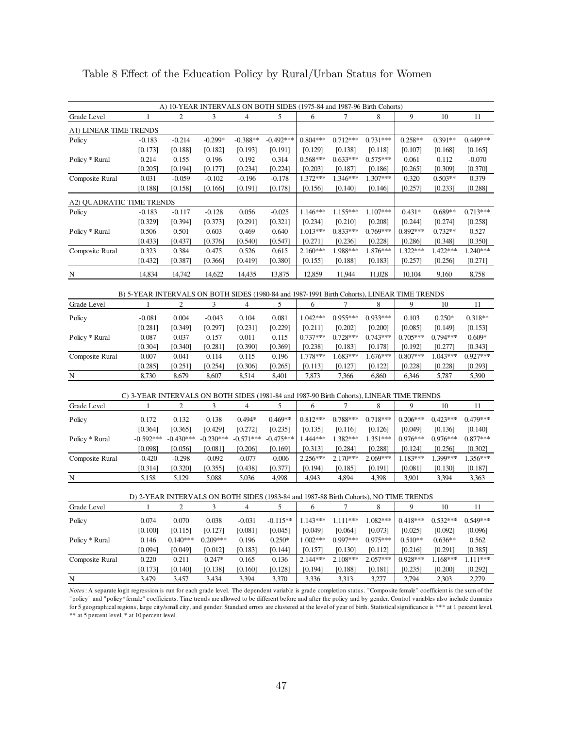Table 8 Effect of the Education Policy by Rural/Urban Status for Women

| A) 10-YEAR INTERVALS ON BOTH SIDES (1975-84 and 1987-96 Birth Cohorts) | | | | | | | | | | | |
|---|---|---|---|---|---|---|---|---|---|---|---|
| Grade Level | 1 | 2 | 3 | 4 | 5 | 6 | 7 | 8 | 9 | 10 | 11 |
| A1) LINEAR TIME TRENDS | | | | | | | | | | | |
| Policy | -0.183 | -0.214 | -0.299* | -0.388** | -0.492*** | 0.804*** | 0.712*** | 0.731*** | 0.258** | 0.391** | 0.449*** |
| | [0.173] | [0.188] | [0.182] | [0.193] | [0.191] | [0.129] | [0.138] | [0.118] | [0.107] | [0.168] | [0.165] |
| Policy * Rural | 0.214 | 0.155 | 0.196 | 0.192 | 0.314 | 0.568*** | 0.633*** | 0.575*** | 0.061 | 0.112 | -0.070 |
| | [0.205] | [0.194] | [0.177] | [0.234] | [0.224] | [0.203] | [0.187] | [0.186] | [0.265] | [0.309] | [0.370] |
| Composite Rural | 0.031 | -0.059 | -0.102 | -0.196 | -0.178 | 1.372*** | 1.346*** | 1.307*** | 0.320 | 0.503** | 0.379 |
| | [0.188] | [0.158] | [0.166] | [0.191] | [0.178] | [0.156] | [0.140] | [0.146] | [0.257] | [0.233] | [0.288] |
| A2) QUADRATIC TIME TRENDS | | | | | | | | | | | |
| Policy | -0.183 | -0.117 | -0.128 | 0.056 | -0.025 | 1.146*** | 1.155*** | 1.107*** | 0.431* | 0.689** | 0.713*** |
| | [0.329] | [0.394] | [0.373] | [0.291] | [0.321] | [0.234] | [0.210] | [0.208] | [0.244] | [0.274] | [0.258] |
| Policy * Rural | 0.506 | 0.501 | 0.603 | 0.469 | 0.640 | 1.013*** | 0.833*** | 0.769*** | 0.892*** | 0.732** | 0.527 |
| | [0.433] | [0.437] | [0.376] | [0.540] | [0.547] | [0.271] | [0.236] | [0.228] | [0.286] | [0.348] | [0.350] |
| Composite Rural | 0.323 | 0.384 | 0.475 | 0.526 | 0.615 | 2.160*** | 1.988*** | 1.876*** | 1.322*** | 1.422*** | 1.240*** |
| | [0.432] | [0.387] | [0.366] | [0.419] | [0.380] | [0.155] | [0.188] | [0.183] | [0.257] | [0.256] | [0.271] |
| N | 14,834 | 14,742 | 14,622 | 14,435 | 13,875 | 12,859 | 11,944 | 11,028 | 10,104 | 9,160 | 8,758 |

| B) 5-YEAR INTERVALS ON BOTH SIDES (1980-84 and 1987-1991 Birth Cohorts), LINEAR TIME TRENDS | | | | | | | | | | | |
|---|---|---|---|---|---|---|---|---|---|---|---|
| Grade Level | 1 | 2 | 3 | 4 | 5 | 6 | 7 | 8 | 9 | 10 | 11 |
| Policy | -0.081 | 0.004 | -0.043 | 0.104 | 0.081 | 1.042*** | 0.955*** | 0.933*** | 0.103 | 0.250* | 0.318** |
| | [0.281] | [0.349] | [0.297] | [0.231] | [0.229] | [0.211] | [0.202] | [0.200] | [0.085] | [0.149] | [0.153] |
| Policy * Rural | 0.087 | 0.037 | 0.157 | 0.011 | 0.115 | 0.737*** | 0.728*** | 0.743*** | 0.705*** | 0.794*** | 0.609* |
| | [0.304] | [0.340] | [0.281] | [0.390] | [0.369] | [0.238] | [0.183] | [0.178] | [0.192] | [0.277] | [0.343] |
| Composite Rural | 0.007 | 0.041 | 0.114 | 0.115 | 0.196 | 1.778*** | 1.683*** | 1.676*** | 0.807*** | 1.043*** | 0.927*** |
| | [0.285] | [0.251] | [0.254] | [0.306] | [0.265] | [0.113] | [0.127] | [0.122] | [0.228] | [0.228] | [0.293] |
| N | 8,730 | 8,679 | 8,607 | 8,514 | 8,401 | 7,873 | 7,366 | 6,860 | 6,346 | 5,787 | 5,390 |

| C) 3-YEAR INTERVALS ON BOTH SIDES (1981-84 and 1987-90 Birth Cohorts), LINEAR TIME TRENDS | | | | | | | | | | | |
|---|---|---|---|---|---|---|---|---|---|---|---|
| Grade Level | 1 | 2 | 3 | 4 | 5 | 6 | 7 | 8 | 9 | 10 | 11 |
| Policy | 0.172 | 0.132 | 0.138 | 0.494* | 0.469** | 0.812*** | 0.788*** | 0.718*** | 0.206*** | 0.423*** | 0.479*** |
| | [0.364] | [0.365] | [0.429] | [0.272] | [0.235] | [0.135] | [0.116] | [0.126] | [0.049] | [0.136] | [0.140] |
| Policy * Rural | -0.592*** | -0.430*** | -0.230*** | -0.571*** | -0.475*** | 1.444*** | 1.382*** | 1.351*** | 0.976*** | 0.976*** | 0.877*** |
| | [0.098] | [0.056] | [0.081] | [0.206] | [0.169] | [0.313] | [0.284] | [0.288] | [0.124] | [0.256] | [0.302] |
| Composite Rural | -0.420 | -0.298 | -0.092 | -0.077 | -0.006 | 2.256*** | 2.170*** | 2.069*** | 1.183*** | 1.399*** | 1.356*** |
| | [0.314] | [0.320] | [0.355] | [0.438] | [0.377] | [0.194] | [0.185] | [0.191] | [0.081] | [0.130] | [0.187] |
| N | 5,158 | 5,129 | 5,088 | 5,036 | 4,998 | 4,943 | 4,894 | 4,398 | 3,901 | 3,394 | 3,363 |

| D) 2-YEAR INTERVALS ON BOTH SIDES (1983-84 and 1987-88 Birth Cohorts), NO TIME TRENDS | | | | | | | | | | | |
|---|---|---|---|---|---|---|---|---|---|---|---|
| Grade Level | 1 | 2 | 3 | 4 | 5 | 6 | 7 | 8 | 9 | 10 | 11 |
| Policy | 0.074 | 0.070 | 0.038 | -0.031 | -0.115** | 1.143*** | 1.111*** | 1.082*** | 0.418*** | 0.532*** | 0.549*** |
| | [0.100] | [0.115] | [0.127] | [0.081] | [0.045] | [0.049] | [0.064] | [0.073] | [0.025] | [0.092] | [0.096] |
| Policy * Rural | 0.146 | 0.140*** | 0.209*** | 0.196 | 0.250* | 1.002*** | 0.997*** | 0.975*** | 0.510** | 0.636** | 0.562 |
| | [0.094] | [0.049] | [0.012] | [0.183] | [0.144] | [0.157] | [0.130] | [0.112] | [0.216] | [0.291] | [0.385] |
| Composite Rural | 0.220 | 0.211 | 0.247* | 0.165 | 0.136 | 2.144*** | 2.108*** | 2.057*** | 0.928*** | 1.168*** | 1.111*** |
| | [0.173] | [0.140] | [0.138] | [0.160] | [0.128] | [0.194] | [0.188] | [0.181] | [0.235] | [0.200] | [0.292] |
| N | 3,479 | 3,457 | 3,434 | 3,394 | 3,370 | 3,336 | 3,313 | 3,277 | 2,794 | 2,303 | 2,279 |

*Notes*: A separate logit regression is run for each grade level. The dependent variable is grade completion status. "Composite female" coefficient is the sum of the "policy" and "policy*female" coefficients. Time trends are allowed to be different before and after the policy and by gender. Control variables also include dummies for 5 geographical regions, large city/small city, and gender. Standard errors are clustered at the level of year of birth. Statistical significance is *** at 1 percent level, ** at 5 percent level, * at 10 percent level.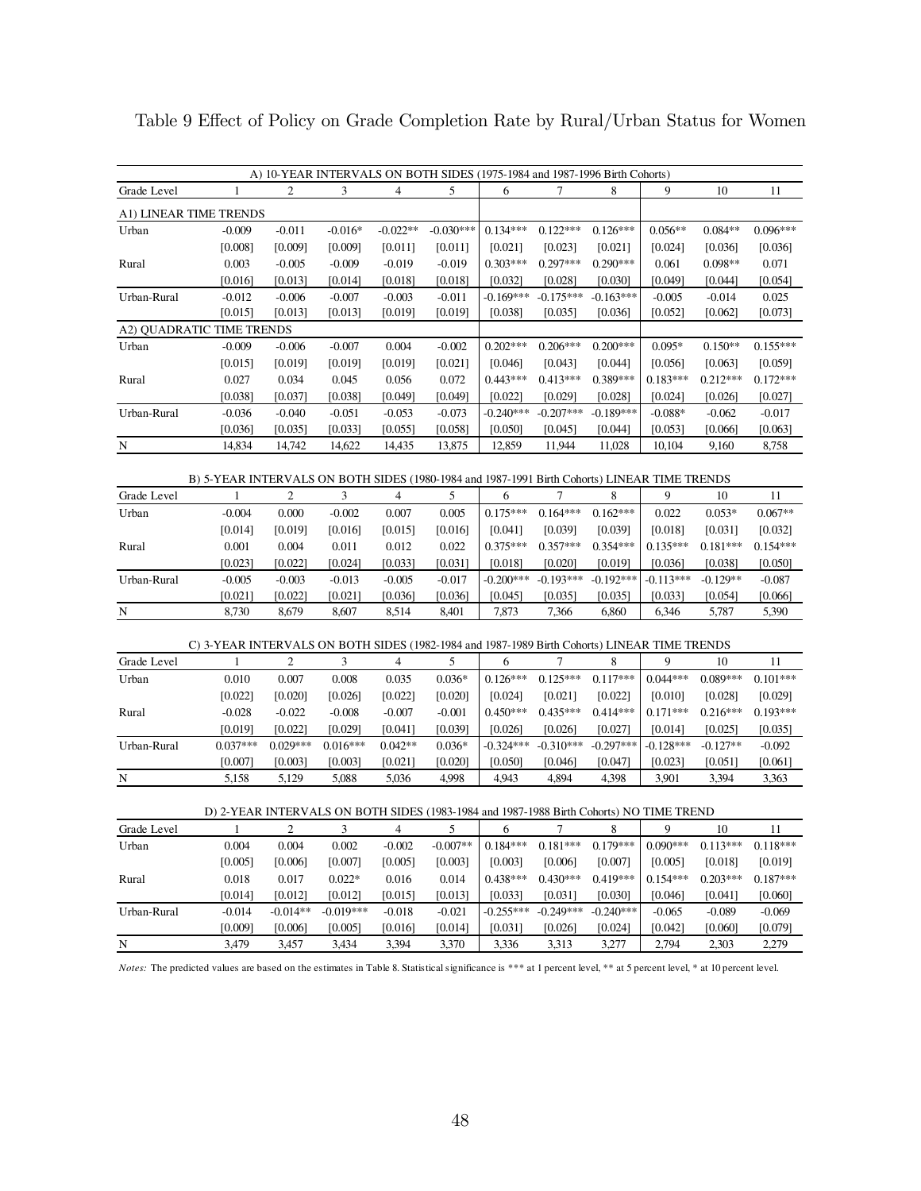# Table 9 Effect of Policy on Grade Completion Rate by Rural/Urban Status for Women

| A) 10-YEAR INTERVALS ON BOTH SIDES (1975-1984 and 1987-1996 Birth Cohorts) | | | | | | | | | | | |
|---|---|---|---|---|---|---|---|---|---|---|---|
| Grade Level | 1 | 2 | 3 | 4 | 5 | 6 | 7 | 8 | 9 | 10 | 11 |
| A1) LINEAR TIME TRENDS | | | | | | | | | | | |
| Urban | -0.009 | -0.011 | -0.016* | -0.022** | -0.030*** | 0.134*** | 0.122*** | 0.126*** | 0.056** | 0.084** | 0.096*** |
| | [0.008] | [0.009] | [0.009] | [0.011] | [0.011] | [0.021] | [0.023] | [0.021] | [0.024] | [0.036] | [0.036] |
| Rural | 0.003 | -0.005 | -0.009 | -0.019 | -0.019 | 0.303*** | 0.297*** | 0.290*** | 0.061 | 0.098** | 0.071 |
| | [0.016] | [0.013] | [0.014] | [0.018] | [0.018] | [0.032] | [0.028] | [0.030] | [0.049] | [0.044] | [0.054] |
| Urban-Rural | -0.012 | -0.006 | -0.007 | -0.003 | -0.011 | -0.169*** | -0.175*** | -0.163*** | -0.005 | -0.014 | 0.025 |
| | [0.015] | [0.013] | [0.013] | [0.019] | [0.019] | [0.038] | [0.035] | [0.036] | [0.052] | [0.062] | [0.073] |
| A2) QUADRATIC TIME TRENDS | | | | | | | | | | | |
| Urban | -0.009 | -0.006 | -0.007 | 0.004 | -0.002 | 0.202*** | 0.206*** | 0.200*** | 0.095* | 0.150** | 0.155*** |
| | [0.015] | [0.019] | [0.019] | [0.019] | [0.021] | [0.046] | [0.043] | [0.044] | [0.056] | [0.063] | [0.059] |
| Rural | 0.027 | 0.034 | 0.045 | 0.056 | 0.072 | 0.443*** | 0.413*** | 0.389*** | 0.183*** | 0.212*** | 0.172*** |
| | [0.038] | [0.037] | [0.038] | [0.049] | [0.049] | [0.022] | [0.029] | [0.028] | [0.024] | [0.026] | [0.027] |
| Urban-Rural | -0.036 | -0.040 | -0.051 | -0.053 | -0.073 | -0.240*** | -0.207*** | -0.189*** | -0.088* | -0.062 | -0.017 |
| | [0.036] | [0.035] | [0.033] | [0.055] | [0.058] | [0.050] | [0.045] | [0.044] | [0.053] | [0.066] | [0.063] |
| N | 14,834 | 14,742 | 14,622 | 14,435 | 13,875 | 12,859 | 11,944 | 11,028 | 10,104 | 9,160 | 8,758 |

| B) 5-YEAR INTERVALS ON BOTH SIDES (1980-1984 and 1987-1991 Birth Cohorts) LINEAR TIME TRENDS | | | | | | | | | | | |
|---|---|---|---|---|---|---|---|---|---|---|---|
| Grade Level | 1 | 2 | 3 | 4 | 5 | 6 | 7 | 8 | 9 | 10 | 11 |
| Urban | -0.004 | 0.000 | -0.002 | 0.007 | 0.005 | 0.175*** | 0.164*** | 0.162*** | 0.022 | 0.053* | 0.067** |
| | [0.014] | [0.019] | [0.016] | [0.015] | [0.016] | [0.041] | [0.039] | [0.039] | [0.018] | [0.031] | [0.032] |
| Rural | 0.001 | 0.004 | 0.011 | 0.012 | 0.022 | 0.375*** | 0.357*** | 0.354*** | 0.135*** | 0.181*** | 0.154*** |
| | [0.023] | [0.022] | [0.024] | [0.033] | [0.031] | [0.018] | [0.020] | [0.019] | [0.036] | [0.038] | [0.050] |
| Urban-Rural | -0.005 | -0.003 | -0.013 | -0.005 | -0.017 | -0.200*** | -0.193*** | -0.192*** | -0.113*** | -0.129** | -0.087 |
| | [0.021] | [0.022] | [0.021] | [0.036] | [0.036] | [0.045] | [0.035] | [0.035] | [0.033] | [0.054] | [0.066] |
| N | 8,730 | 8,679 | 8,607 | 8,514 | 8,401 | 7,873 | 7,366 | 6,860 | 6,346 | 5,787 | 5,390 |

| C) 3-YEAR INTERVALS ON BOTH SIDES (1982-1984 and 1987-1989 Birth Cohorts) LINEAR TIME TRENDS | | | | | | | | | | | |
|---|---|---|---|---|---|---|---|---|---|---|---|
| Grade Level | 1 | 2 | 3 | 4 | 5 | 6 | 7 | 8 | 9 | 10 | 11 |
| Urban | 0.010 | 0.007 | 0.008 | 0.035 | 0.036* | 0.126*** | 0.125*** | 0.117*** | 0.044*** | 0.089*** | 0.101*** |
| | [0.022] | [0.020] | [0.026] | [0.022] | [0.020] | [0.024] | [0.021] | [0.022] | [0.010] | [0.028] | [0.029] |
| Rural | -0.028 | -0.022 | -0.008 | -0.007 | -0.001 | 0.450*** | 0.435*** | 0.414*** | 0.171*** | 0.216*** | 0.193*** |
| | [0.019] | [0.022] | [0.029] | [0.041] | [0.039] | [0.026] | [0.026] | [0.027] | [0.014] | [0.025] | [0.035] |
| Urban-Rural | 0.037*** | 0.029*** | 0.016*** | 0.042** | 0.036* | -0.324*** | -0.310*** | -0.297*** | -0.128*** | -0.127** | -0.092 |
| | [0.007] | [0.003] | [0.003] | [0.021] | [0.020] | [0.050] | [0.046] | [0.047] | [0.023] | [0.051] | [0.061] |
| N | 5,158 | 5,129 | 5,088 | 5,036 | 4,998 | 4,943 | 4,894 | 4,398 | 3,901 | 3,394 | 3,363 |

| D) 2-YEAR INTERVALS ON BOTH SIDES (1983-1984 and 1987-1988 Birth Cohorts) NO TIME TREND | | | | | | | | | | | |
|---|---|---|---|---|---|---|---|---|---|---|---|
| Grade Level | 1 | 2 | 3 | 4 | 5 | 6 | 7 | 8 | 9 | 10 | 11 |
| Urban | 0.004 | 0.004 | 0.002 | -0.002 | -0.007** | 0.184*** | 0.181*** | 0.179*** | 0.090*** | 0.113*** | 0.118*** |
| | [0.005] | [0.006] | [0.007] | [0.005] | [0.003] | [0.003] | [0.006] | [0.007] | [0.005] | [0.018] | [0.019] |
| Rural | 0.018 | 0.017 | 0.022* | 0.016 | 0.014 | 0.438*** | 0.430*** | 0.419*** | 0.154*** | 0.203*** | 0.187*** |
| | [0.014] | [0.012] | [0.012] | [0.015] | [0.013] | [0.033] | [0.031] | [0.030] | [0.046] | [0.041] | [0.060] |
| Urban-Rural | -0.014 | -0.014** | -0.019*** | -0.018 | -0.021 | -0.255*** | -0.249*** | -0.240*** | -0.065 | -0.089 | -0.069 |
| | [0.009] | [0.006] | [0.005] | [0.016] | [0.014] | [0.031] | [0.026] | [0.024] | [0.042] | [0.060] | [0.079] |
| N | 3,479 | 3,457 | 3,434 | 3,394 | 3,370 | 3,336 | 3,313 | 3,277 | 2,794 | 2,303 | 2,279 |

*Notes:* The predicted values are based on the estimates in Table 8. Statistical significance is *** at 1 percent level, ** at 5 percent level, * at 10 percent level.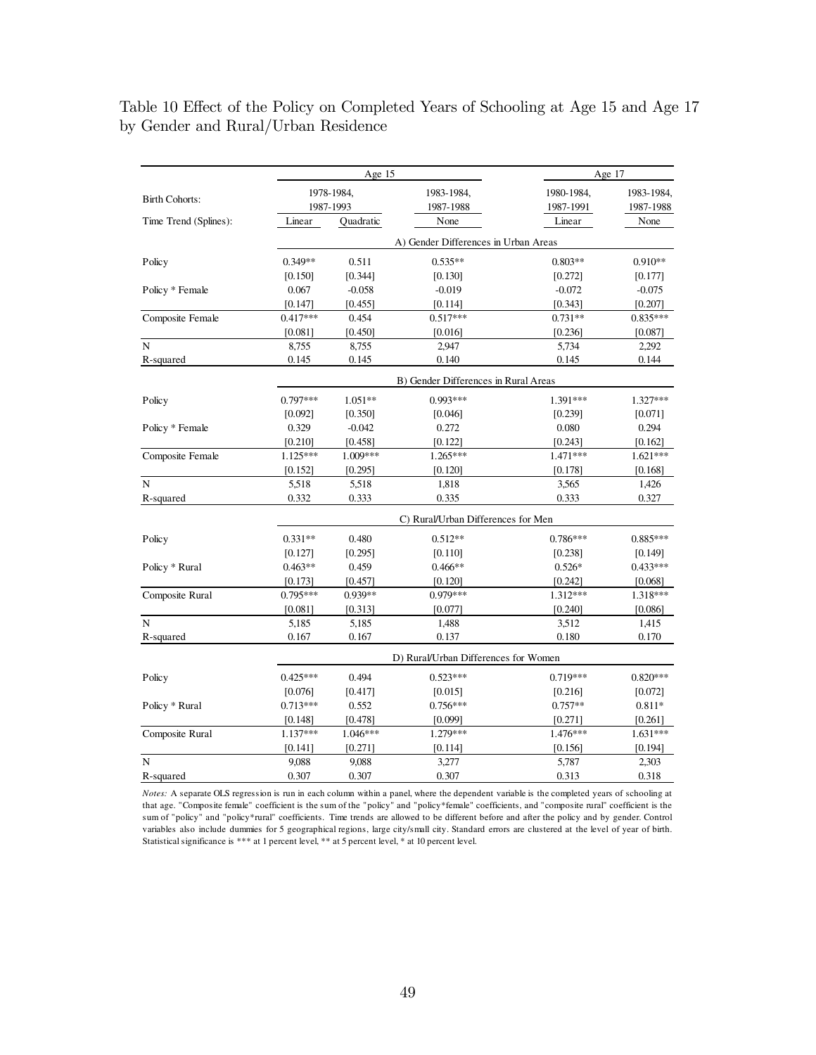Table 10 Effect of the Policy on Completed Years of Schooling at Age 15 and Age 17 by Gender and Rural/Urban Residence

| | Age 15 | | | Age 17 | |
|---|---|---|---|---|---|
| Birth Cohorts: | 1978-1984, 1987-1993 | | 1983-1984, 1987-1988 | 1980-1984, 1987-1991 | 1983-1984, 1987-1988 |
| Time Trend (Splines): | Linear | Quadratic | None | Linear | None |
| | A) Gender Differences in Urban Areas | | | | |
| Policy | 0.349** | 0.511 | 0.535** | 0.803** | 0.910** |
| | [0.150] | [0.344] | [0.130] | [0.272] | [0.177] |
| Policy * Female | 0.067 | -0.058 | -0.019 | -0.072 | -0.075 |
| | [0.147] | [0.455] | [0.114] | [0.343] | [0.207] |
| Composite Female | 0.417*** | 0.454 | 0.517*** | 0.731** | 0.835*** |
| | [0.081] | [0.450] | [0.016] | [0.236] | [0.087] |
| N | 8,755 | 8,755 | 2,947 | 5,734 | 2,292 |
| R-squared | 0.145 | 0.145 | 0.140 | 0.145 | 0.144 |
| | B) Gender Differences in Rural Areas | | | | |
| Policy | 0.797*** | 1.051** | 0.993*** | 1.391*** | 1.327*** |
| | [0.092] | [0.350] | [0.046] | [0.239] | [0.071] |
| Policy * Female | 0.329 | -0.042 | 0.272 | 0.080 | 0.294 |
| | [0.210] | [0.458] | [0.122] | [0.243] | [0.162] |
| Composite Female | 1.125*** | 1.009*** | 1.265*** | 1.471*** | 1.621*** |
| | [0.152] | [0.295] | [0.120] | [0.178] | [0.168] |
| N | 5,518 | 5,518 | 1,818 | 3,565 | 1,426 |
| R-squared | 0.332 | 0.333 | 0.335 | 0.333 | 0.327 |
| | C) Rural/Urban Differences for Men | | | | |
| Policy | 0.331** | 0.480 | 0.512** | 0.786*** | 0.885*** |
| | [0.127] | [0.295] | [0.110] | [0.238] | [0.149] |
| Policy * Rural | 0.463** | 0.459 | 0.466** | 0.526* | 0.433*** |
| | [0.173] | [0.457] | [0.120] | [0.242] | [0.068] |
| Composite Rural | 0.795*** | 0.939** | 0.979*** | 1.312*** | 1.318*** |
| | [0.081] | [0.313] | [0.077] | [0.240] | [0.086] |
| N | 5,185 | 5,185 | 1,488 | 3,512 | 1,415 |
| R-squared | 0.167 | 0.167 | 0.137 | 0.180 | 0.170 |
| | D) Rural/Urban Differences for Women | | | | |
| Policy | 0.425*** | 0.494 | 0.523*** | 0.719*** | 0.820*** |
| | [0.076] | [0.417] | [0.015] | [0.216] | [0.072] |
| Policy * Rural | 0.713*** | 0.552 | 0.756*** | 0.757** | 0.811* |
| | [0.148] | [0.478] | [0.099] | [0.271] | [0.261] |
| Composite Rural | 1.137*** | 1.046*** | 1.279*** | 1.476*** | 1.631*** |
| | [0.141] | [0.271] | [0.114] | [0.156] | [0.194] |
| N | 9,088 | 9,088 | 3,277 | 5,787 | 2,303 |
| R-squared | 0.307 | 0.307 | 0.307 | 0.313 | 0.318 |

*Notes:* A separate OLS regression is run in each column within a panel, where the dependent variable is the completed years of schooling at that age. "Composite female" coefficient is the sum of the "policy" and "policy*female" coefficients, and "composite rural" coefficient is the sum of "policy" and "policy*rural" coefficients. Time trends are allowed to be different before and after the policy and by gender. Control variables also include dummies for 5 geographical regions, large city/small city. Standard errors are clustered at the level of year of birth. Statistical significance is *** at 1 percent level, ** at 5 percent level, * at 10 percent level.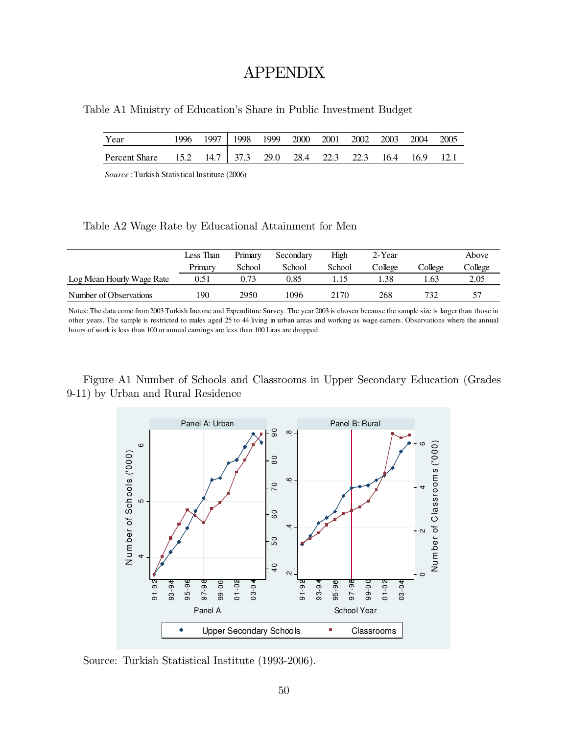# APPENDIX

Table A1 Ministry of Education's Share in Public Investment Budget

| Year | 1996 | 1997 | 1998 | 1999 | 2000 | 2001 | 2002 | 2003 | 2004 | 2005 |
|---|---|---|---|---|---|---|---|---|---|---|
| Percent Share | 15.2 | 14.7 | 37.3 | 29.0 | 28.4 | 22.3 | 22.3 | 16.4 | 16.9 | 12.1 |

*Source* : Turkish Statistical Institute (2006)

Table A2 Wage Rate by Educational Attainment for Men

| | Less Than Primary | Primary School | Secondary School | High School | 2-Year College | College | Above College |
|---|---|---|---|---|---|---|---|
| Log Mean Hourly Wage Rate | 0.51 | 0.73 | 0.85 | 1.15 | 1.38 | 1.63 | 2.05 |
| Number of Observations | 190 | 2950 | 1096 | 2170 | 268 | 732 | 57 |

Notes: The data come from 2003 Turkish Income and Expenditure Survey. The year 2003 is chosen because the sample size is larger than those in other years. The sample is restricted to males aged 25 to 44 living in urban areas and working as wage earners. Observations where the annual hours of work is less than 100 or annual earnings are less than 100 Liras are dropped.

Figure A1 Number of Schools and Classrooms in Upper Secondary Education (Grades 9-11) by Urban and Rural Residence

Panel A: Urban

Panel B: Rural

Number of Schools ('000)

4
5
6

40
50
60
70
80
90

.2
.4
.6
.8

0
2
4
6

Number of Classrooms ('000)

91-92
93-94
95-96
97-98
99-00
01-02
03-04

Panel A

School Year

Upper Secondary Schools

Classrooms

Source: Turkish Statistical Institute (1993-2006).